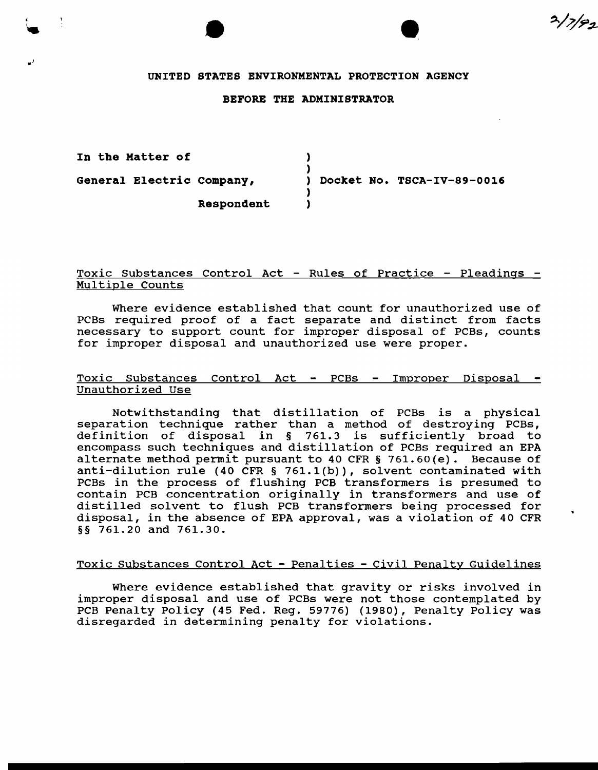3/7/92

**UNITED STATES ENVIRONMENTAL PROTECTION AGENCY**

**BEFORE THE ADMINISTRATOR**

| | | |
|---|---|---|
| **In the Matter of** | ) | |
| | ) | |
| **General Electric Company,** | ) | **Docket No. TSCA-IV-89-0016** |
| | ) | |
| **Respondent** | ) | |

Toxic Substances Control Act - Rules of Practice - Pleadings - Multiple Counts

Where evidence established that count for unauthorized use of PCBs required proof of a fact separate and distinct from facts necessary to support count for improper disposal of PCBs, counts for improper disposal and unauthorized use were proper.

Toxic Substances Control Act - PCBs - Improper Disposal - Unauthorized Use

Notwithstanding that distillation of PCBs is a physical separation technique rather than a method of destroying PCBs, definition of disposal in § 761.3 is sufficiently broad to encompass such techniques and distillation of PCBs required an EPA alternate method permit pursuant to 40 CFR § 761.60(e). Because of anti-dilution rule (40 CFR § 761.1(b)), solvent contaminated with PCBs in the process of flushing PCB transformers is presumed to contain PCB concentration originally in transformers and use of distilled solvent to flush PCB transformers being processed for disposal, in the absence of EPA approval, was a violation of 40 CFR §§ 761.20 and 761.30.

Toxic Substances Control Act - Penalties - Civil Penalty Guidelines

Where evidence established that gravity or risks involved in improper disposal and use of PCBs were not those contemplated by PCB Penalty Policy (45 Fed. Reg. 59776) (1980), Penalty Policy was disregarded in determining penalty for violations.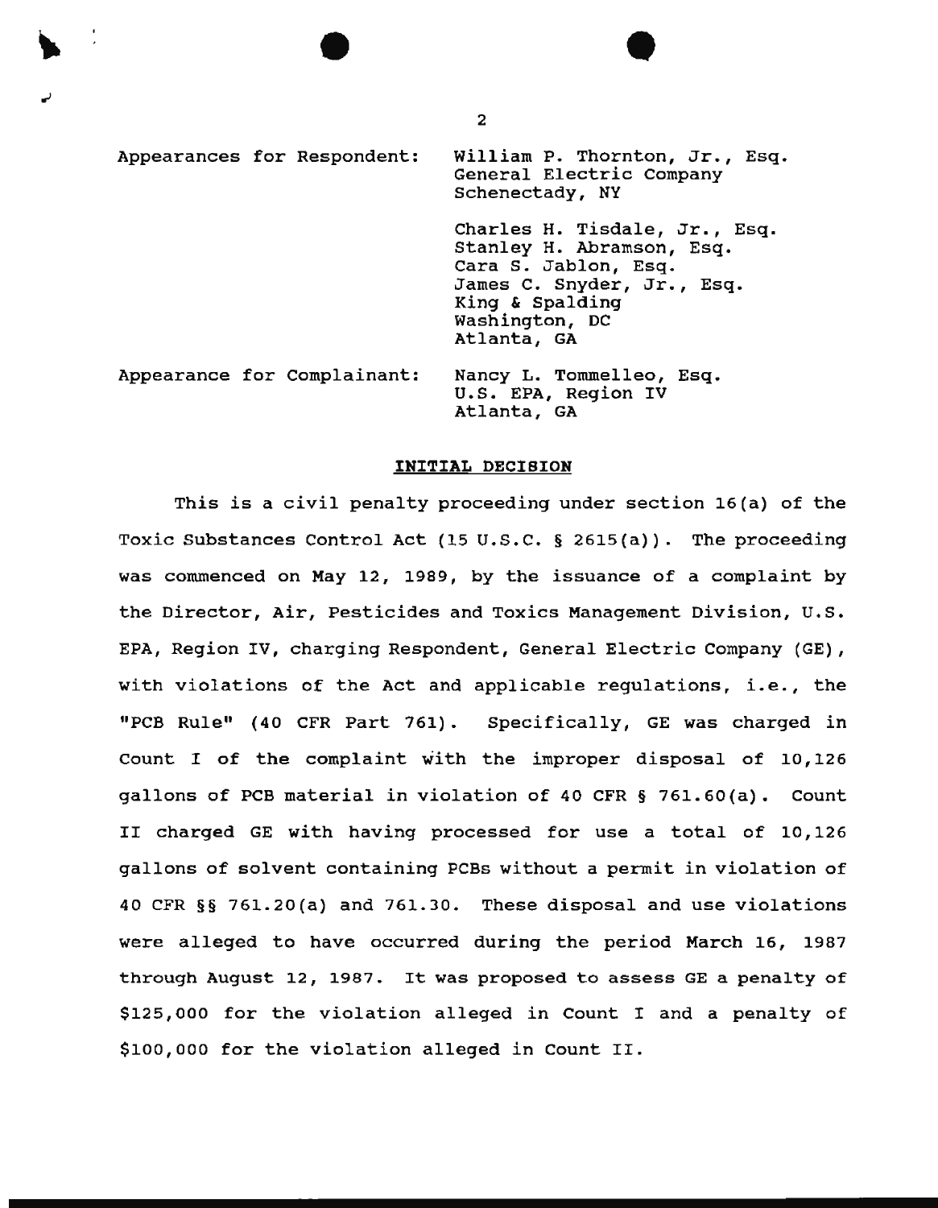Appearances for Respondent: William P. Thornton, Jr., Esq.
General Electric Company
Schenectady, NY

Charles H. Tisdale, Jr., Esq.
Stanley H. Abramson, Esq.
Cara S. Jablon, Esq.
James C. Snyder, Jr., Esq.
King & Spalding
Washington, DC
Atlanta, GA

Appearance for Complainant: Nancy L. Tommelleo, Esq.
U.S. EPA, Region IV
Atlanta, GA

## INITIAL DECISION

This is a civil penalty proceeding under section 16(a) of the Toxic Substances Control Act (15 U.S.C. § 2615(a)). The proceeding was commenced on May 12, 1989, by the issuance of a complaint by the Director, Air, Pesticides and Toxics Management Division, U.S. EPA, Region IV, charging Respondent, General Electric Company (GE), with violations of the Act and applicable regulations, i.e., the "PCB Rule" (40 CFR Part 761). Specifically, GE was charged in Count I of the complaint with the improper disposal of 10,126 gallons of PCB material in violation of 40 CFR § 761.60(a). Count II charged GE with having processed for use a total of 10,126 gallons of solvent containing PCBs without a permit in violation of 40 CFR §§ 761.20(a) and 761.30. These disposal and use violations were alleged to have occurred during the period March 16, 1987 through August 12, 1987. It was proposed to assess GE a penalty of $125,000 for the violation alleged in Count I and a penalty of $100,000 for the violation alleged in Count II.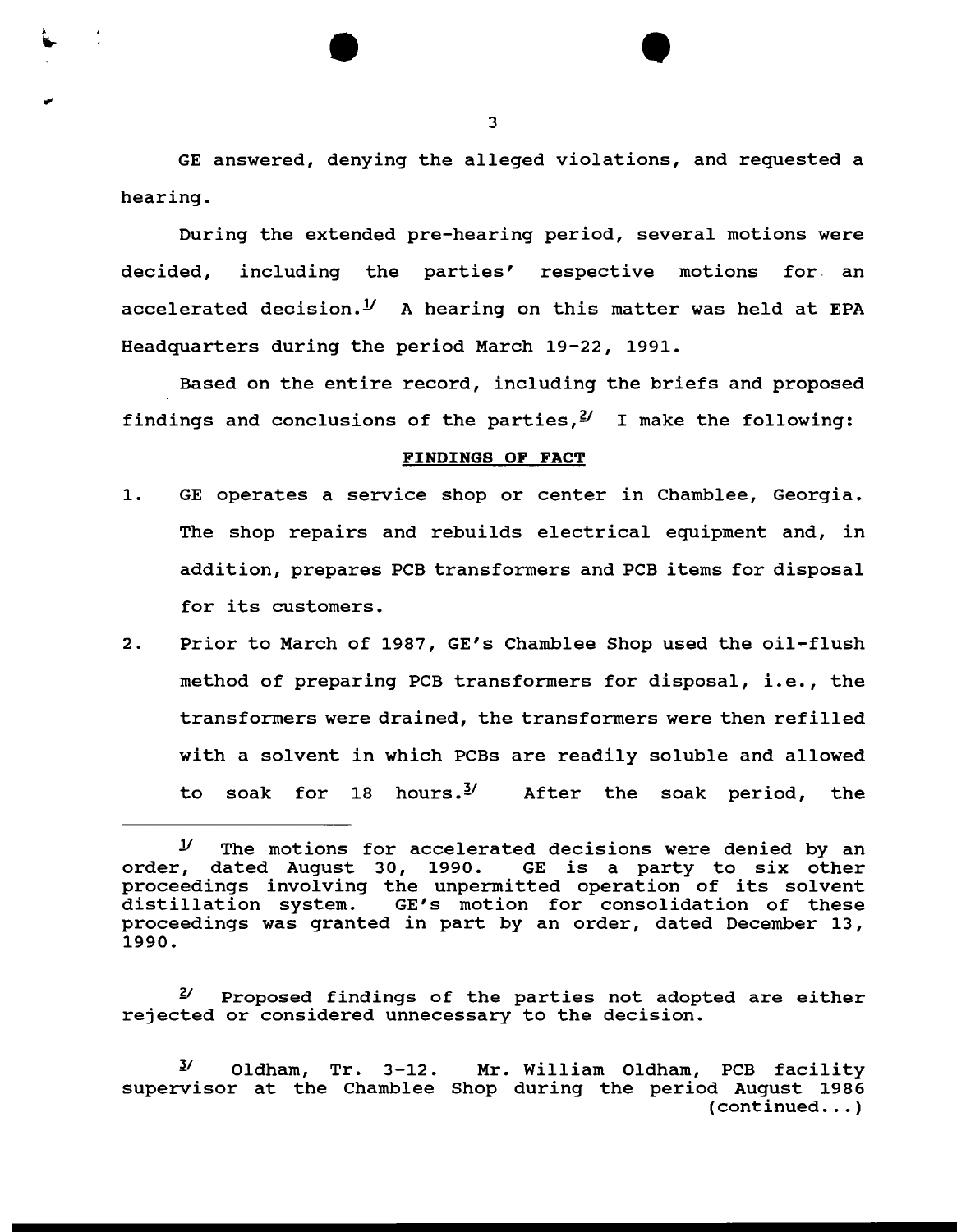GE answered, denying the alleged violations, and requested a hearing.

During the extended pre-hearing period, several motions were decided, including the parties' respective motions for an accelerated decision.[1] A hearing on this matter was held at EPA Headquarters during the period March 19-22, 1991.

Based on the entire record, including the briefs and proposed findings and conclusions of the parties,[2] I make the following:

**FINDINGS OF FACT**

1. GE operates a service shop or center in Chamblee, Georgia. The shop repairs and rebuilds electrical equipment and, in addition, prepares PCB transformers and PCB items for disposal for its customers.

2. Prior to March of 1987, GE's Chamblee Shop used the oil-flush method of preparing PCB transformers for disposal, i.e., the transformers were drained, the transformers were then refilled with a solvent in which PCBs are readily soluble and allowed to soak for 18 hours.[3] After the soak period, the

---

[1] The motions for accelerated decisions were denied by an order, dated August 30, 1990. GE is a party to six other proceedings involving the unpermitted operation of its solvent distillation system. GE's motion for consolidation of these proceedings was granted in part by an order, dated December 13, 1990.

[2] Proposed findings of the parties not adopted are either rejected or considered unnecessary to the decision.

[3] Oldham, Tr. 3-12. Mr. William Oldham, PCB facility supervisor at the Chamblee Shop during the period August 1986 (continued...)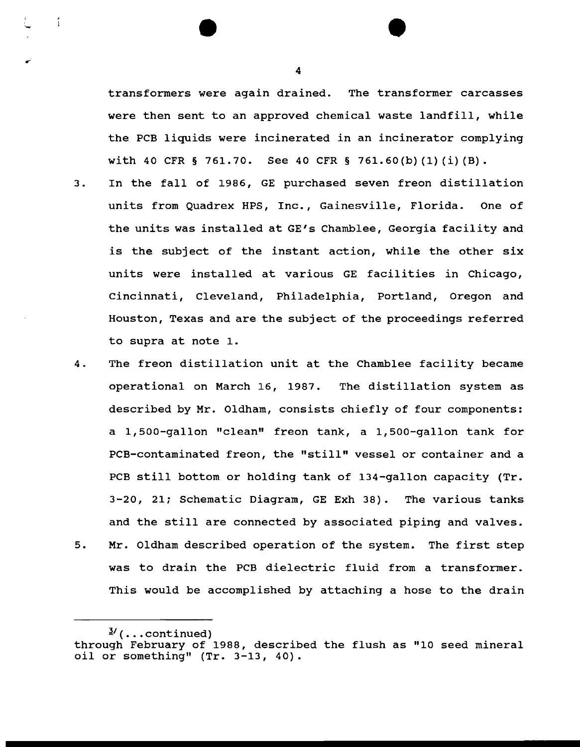transformers were again drained. The transformer carcasses were then sent to an approved chemical waste landfill, while the PCB liquids were incinerated in an incinerator complying with 40 CFR § 761.70. See 40 CFR § 761.60(b)(1)(i)(B).

3. In the fall of 1986, GE purchased seven freon distillation units from Quadrex HPS, Inc., Gainesville, Florida. One of the units was installed at GE's Chamblee, Georgia facility and is the subject of the instant action, while the other six units were installed at various GE facilities in Chicago, Cincinnati, Cleveland, Philadelphia, Portland, Oregon and Houston, Texas and are the subject of the proceedings referred to supra at note 1.

4. The freon distillation unit at the Chamblee facility became operational on March 16, 1987. The distillation system as described by Mr. Oldham, consists chiefly of four components: a 1,500-gallon "clean" freon tank, a 1,500-gallon tank for PCB-contaminated freon, the "still" vessel or container and a PCB still bottom or holding tank of 134-gallon capacity (Tr. 3-20, 21; Schematic Diagram, GE Exh 38). The various tanks and the still are connected by associated piping and valves.

5. Mr. Oldham described operation of the system. The first step was to drain the PCB dielectric fluid from a transformer. This would be accomplished by attaching a hose to the drain

---

[3](...continued)
through February of 1988, described the flush as "10 seed mineral oil or something" (Tr. 3-13, 40).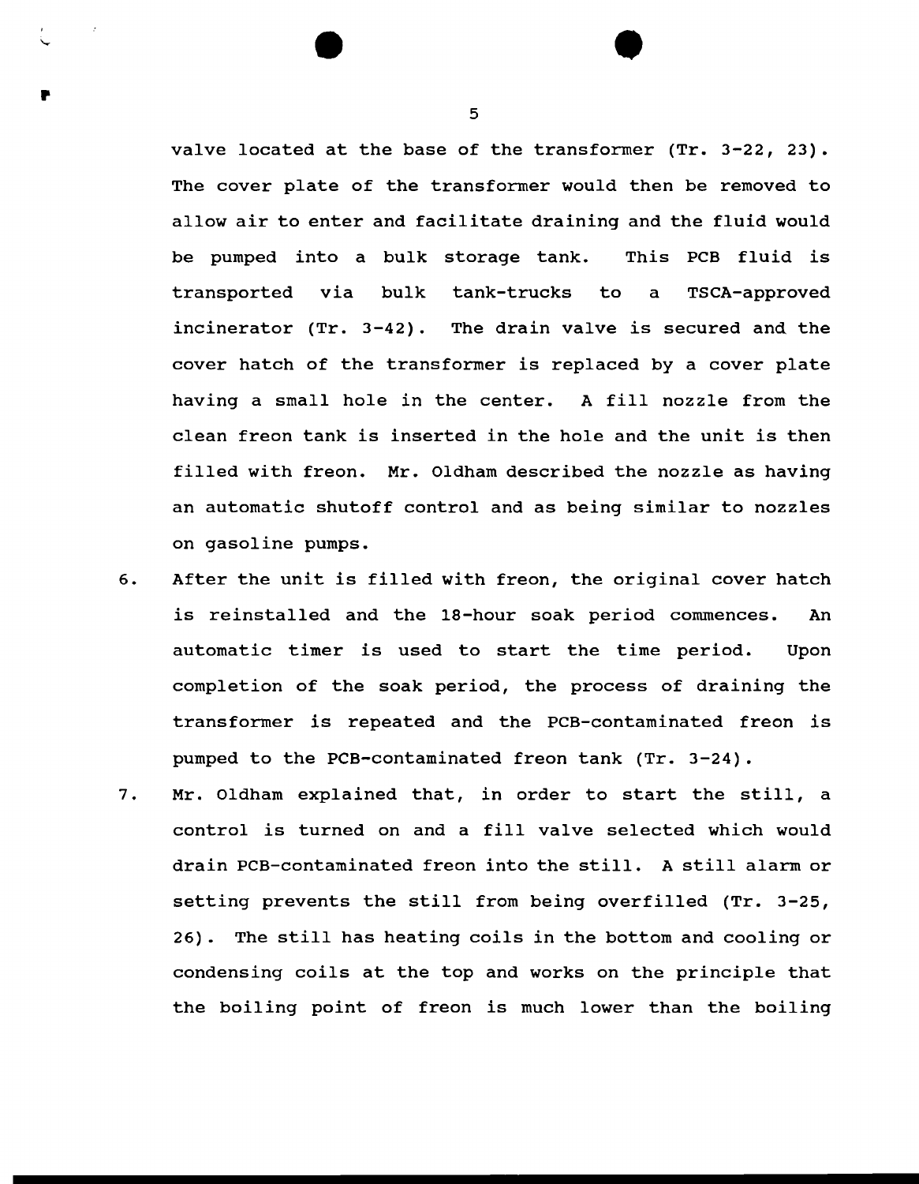valve located at the base of the transformer (Tr. 3-22, 23). The cover plate of the transformer would then be removed to allow air to enter and facilitate draining and the fluid would be pumped into a bulk storage tank. This PCB fluid is transported via bulk tank-trucks to a TSCA-approved incinerator (Tr. 3-42). The drain valve is secured and the cover hatch of the transformer is replaced by a cover plate having a small hole in the center. A fill nozzle from the clean freon tank is inserted in the hole and the unit is then filled with freon. Mr. Oldham described the nozzle as having an automatic shutoff control and as being similar to nozzles on gasoline pumps.

6. After the unit is filled with freon, the original cover hatch is reinstalled and the 18-hour soak period commences. An automatic timer is used to start the time period. Upon completion of the soak period, the process of draining the transformer is repeated and the PCB-contaminated freon is pumped to the PCB-contaminated freon tank (Tr. 3-24).

7. Mr. Oldham explained that, in order to start the still, a control is turned on and a fill valve selected which would drain PCB-contaminated freon into the still. A still alarm or setting prevents the still from being overfilled (Tr. 3-25, 26). The still has heating coils in the bottom and cooling or condensing coils at the top and works on the principle that the boiling point of freon is much lower than the boiling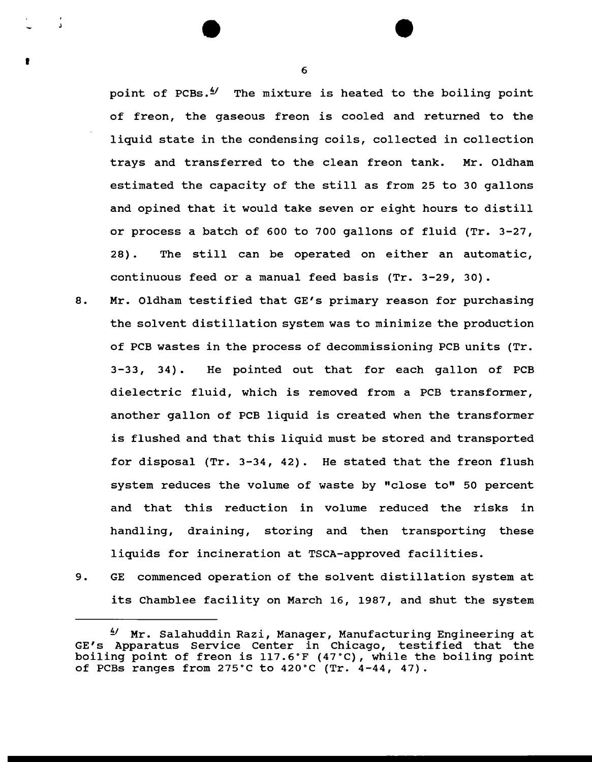point of PCBs.[4] The mixture is heated to the boiling point of freon, the gaseous freon is cooled and returned to the liquid state in the condensing coils, collected in collection trays and transferred to the clean freon tank. Mr. Oldham estimated the capacity of the still as from 25 to 30 gallons and opined that it would take seven or eight hours to distill or process a batch of 600 to 700 gallons of fluid (Tr. 3-27, 28). The still can be operated on either an automatic, continuous feed or a manual feed basis (Tr. 3-29, 30).

8. Mr. Oldham testified that GE's primary reason for purchasing the solvent distillation system was to minimize the production of PCB wastes in the process of decommissioning PCB units (Tr. 3-33, 34). He pointed out that for each gallon of PCB dielectric fluid, which is removed from a PCB transformer, another gallon of PCB liquid is created when the transformer is flushed and that this liquid must be stored and transported for disposal (Tr. 3-34, 42). He stated that the freon flush system reduces the volume of waste by "close to" 50 percent and that this reduction in volume reduced the risks in handling, draining, storing and then transporting these liquids for incineration at TSCA-approved facilities.

9. GE commenced operation of the solvent distillation system at its Chamblee facility on March 16, 1987, and shut the system

---

[4] Mr. Salahuddin Razi, Manager, Manufacturing Engineering at GE's Apparatus Service Center in Chicago, testified that the boiling point of freon is 117.6°F (47°C), while the boiling point of PCBs ranges from 275°C to 420°C (Tr. 4-44, 47).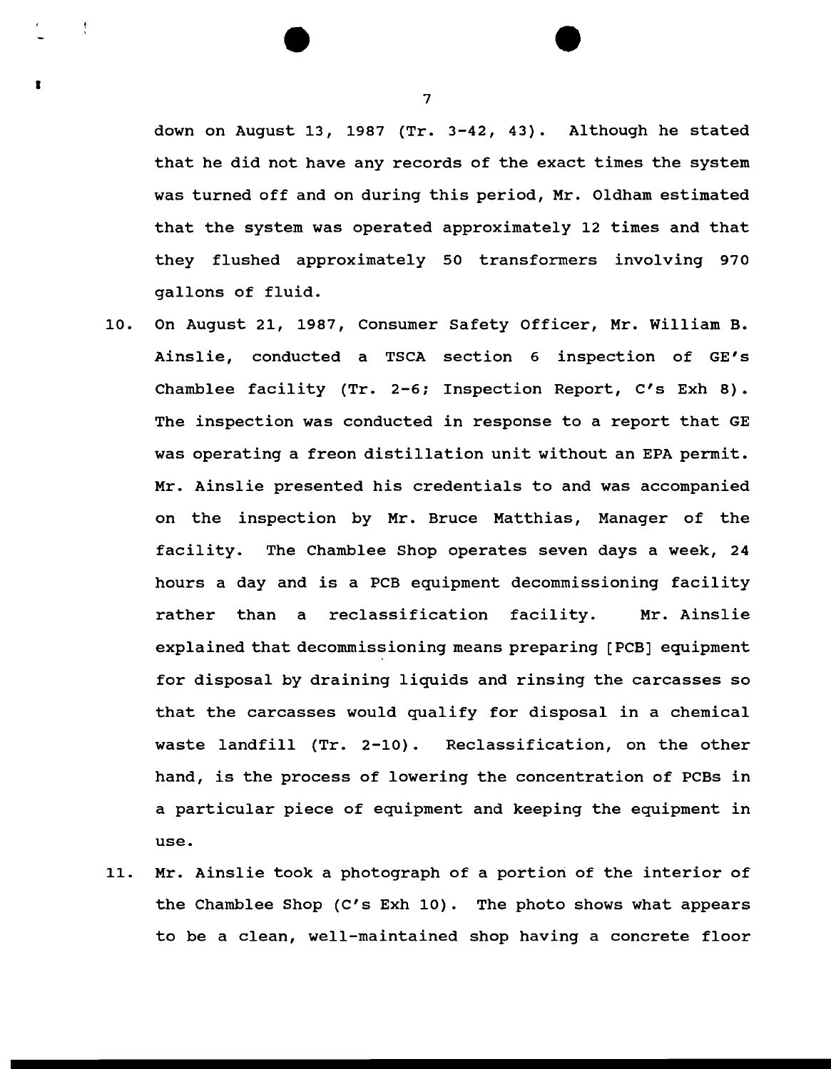down on August 13, 1987 (Tr. 3-42, 43). Although he stated that he did not have any records of the exact times the system was turned off and on during this period, Mr. Oldham estimated that the system was operated approximately 12 times and that they flushed approximately 50 transformers involving 970 gallons of fluid.

10. On August 21, 1987, Consumer Safety Officer, Mr. William B. Ainslie, conducted a TSCA section 6 inspection of GE's Chamblee facility (Tr. 2-6; Inspection Report, C's Exh 8). The inspection was conducted in response to a report that GE was operating a freon distillation unit without an EPA permit. Mr. Ainslie presented his credentials to and was accompanied on the inspection by Mr. Bruce Matthias, Manager of the facility. The Chamblee Shop operates seven days a week, 24 hours a day and is a PCB equipment decommissioning facility rather than a reclassification facility. Mr. Ainslie explained that decommissioning means preparing [PCB] equipment for disposal by draining liquids and rinsing the carcasses so that the carcasses would qualify for disposal in a chemical waste landfill (Tr. 2-10). Reclassification, on the other hand, is the process of lowering the concentration of PCBs in a particular piece of equipment and keeping the equipment in use.

11. Mr. Ainslie took a photograph of a portion of the interior of the Chamblee Shop (C's Exh 10). The photo shows what appears to be a clean, well-maintained shop having a concrete floor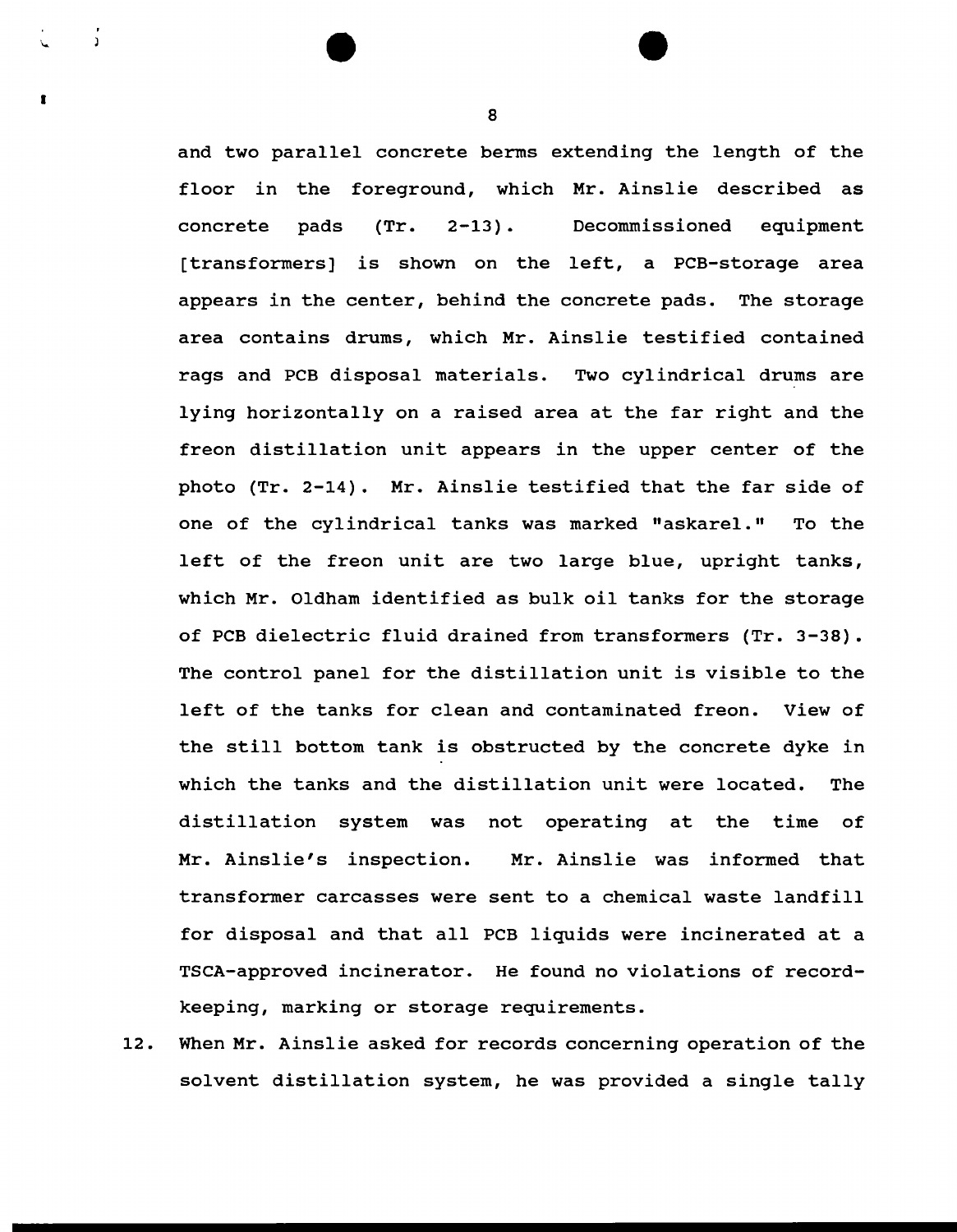and two parallel concrete berms extending the length of the floor in the foreground, which Mr. Ainslie described as concrete pads (Tr. 2-13). Decommissioned equipment [transformers] is shown on the left, a PCB-storage area appears in the center, behind the concrete pads. The storage area contains drums, which Mr. Ainslie testified contained rags and PCB disposal materials. Two cylindrical drums are lying horizontally on a raised area at the far right and the freon distillation unit appears in the upper center of the photo (Tr. 2-14). Mr. Ainslie testified that the far side of one of the cylindrical tanks was marked "askarel." To the left of the freon unit are two large blue, upright tanks, which Mr. Oldham identified as bulk oil tanks for the storage of PCB dielectric fluid drained from transformers (Tr. 3-38). The control panel for the distillation unit is visible to the left of the tanks for clean and contaminated freon. View of the still bottom tank is obstructed by the concrete dyke in which the tanks and the distillation unit were located. The distillation system was not operating at the time of Mr. Ainslie's inspection. Mr. Ainslie was informed that transformer carcasses were sent to a chemical waste landfill for disposal and that all PCB liquids were incinerated at a TSCA-approved incinerator. He found no violations of record-keeping, marking or storage requirements.

12. When Mr. Ainslie asked for records concerning operation of the solvent distillation system, he was provided a single tally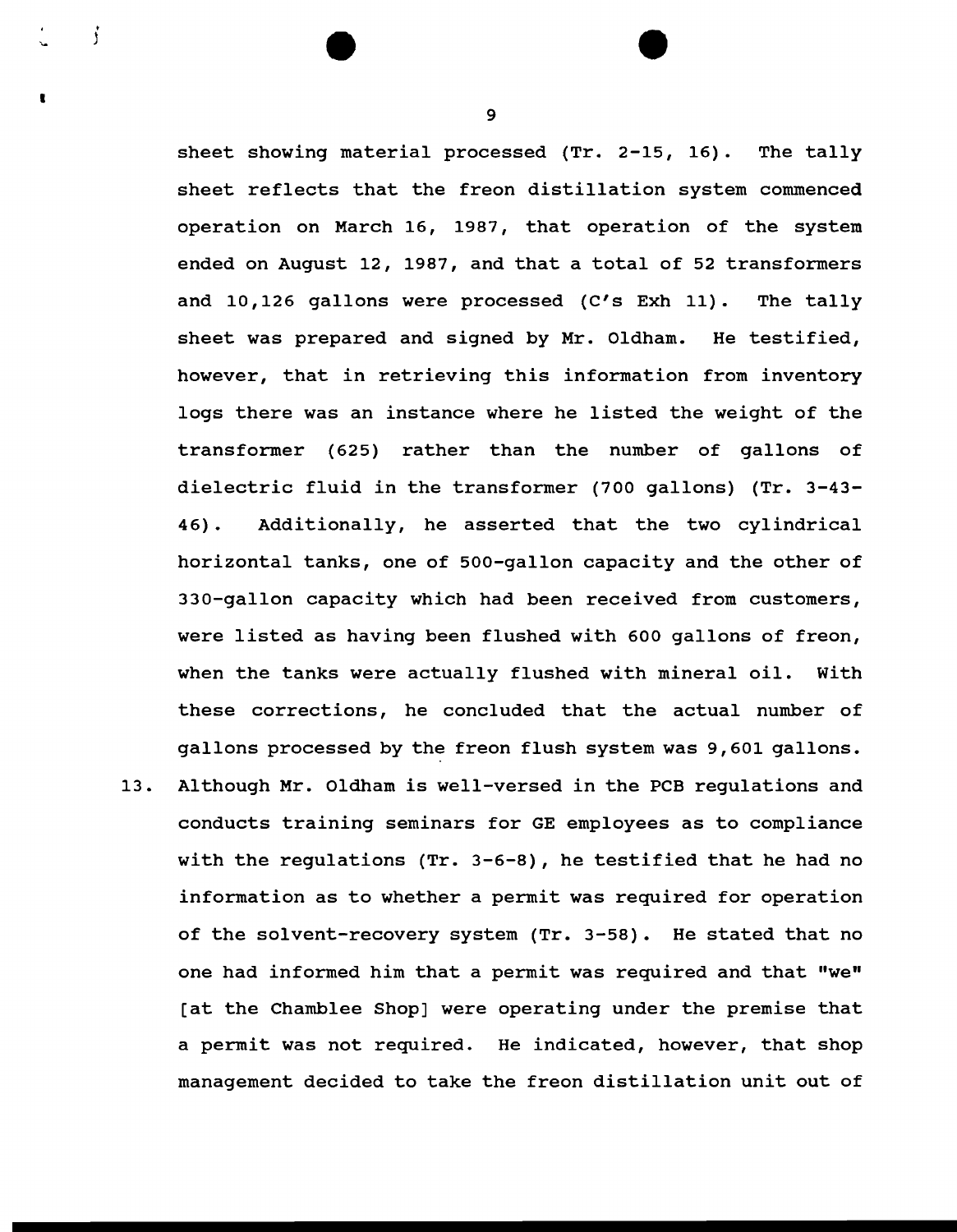sheet showing material processed (Tr. 2-15, 16). The tally sheet reflects that the freon distillation system commenced operation on March 16, 1987, that operation of the system ended on August 12, 1987, and that a total of 52 transformers and 10,126 gallons were processed (C's Exh 11). The tally sheet was prepared and signed by Mr. Oldham. He testified, however, that in retrieving this information from inventory logs there was an instance where he listed the weight of the transformer (625) rather than the number of gallons of dielectric fluid in the transformer (700 gallons) (Tr. 3-43-46). Additionally, he asserted that the two cylindrical horizontal tanks, one of 500-gallon capacity and the other of 330-gallon capacity which had been received from customers, were listed as having been flushed with 600 gallons of freon, when the tanks were actually flushed with mineral oil. With these corrections, he concluded that the actual number of gallons processed by the freon flush system was 9,601 gallons.

13. Although Mr. Oldham is well-versed in the PCB regulations and conducts training seminars for GE employees as to compliance with the regulations (Tr. 3-6-8), he testified that he had no information as to whether a permit was required for operation of the solvent-recovery system (Tr. 3-58). He stated that no one had informed him that a permit was required and that "we" [at the Chamblee Shop] were operating under the premise that a permit was not required. He indicated, however, that shop management decided to take the freon distillation unit out of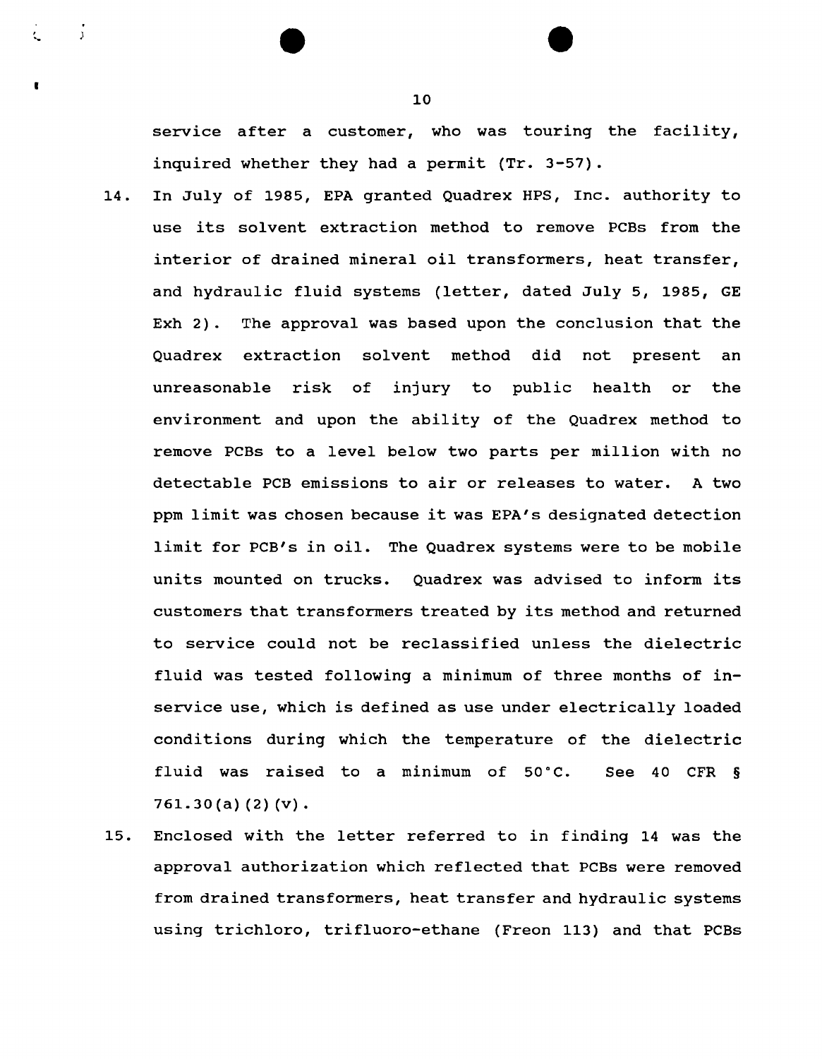service after a customer, who was touring the facility, inquired whether they had a permit (Tr. 3-57).

14. In July of 1985, EPA granted Quadrex HPS, Inc. authority to use its solvent extraction method to remove PCBs from the interior of drained mineral oil transformers, heat transfer, and hydraulic fluid systems (letter, dated July 5, 1985, GE Exh 2). The approval was based upon the conclusion that the Quadrex extraction solvent method did not present an unreasonable risk of injury to public health or the environment and upon the ability of the Quadrex method to remove PCBs to a level below two parts per million with no detectable PCB emissions to air or releases to water. A two ppm limit was chosen because it was EPA's designated detection limit for PCB's in oil. The Quadrex systems were to be mobile units mounted on trucks. Quadrex was advised to inform its customers that transformers treated by its method and returned to service could not be reclassified unless the dielectric fluid was tested following a minimum of three months of in-service use, which is defined as use under electrically loaded conditions during which the temperature of the dielectric fluid was raised to a minimum of 50°C. See 40 CFR § 761.30(a)(2)(v).

15. Enclosed with the letter referred to in finding 14 was the approval authorization which reflected that PCBs were removed from drained transformers, heat transfer and hydraulic systems using trichloro, trifluoro-ethane (Freon 113) and that PCBs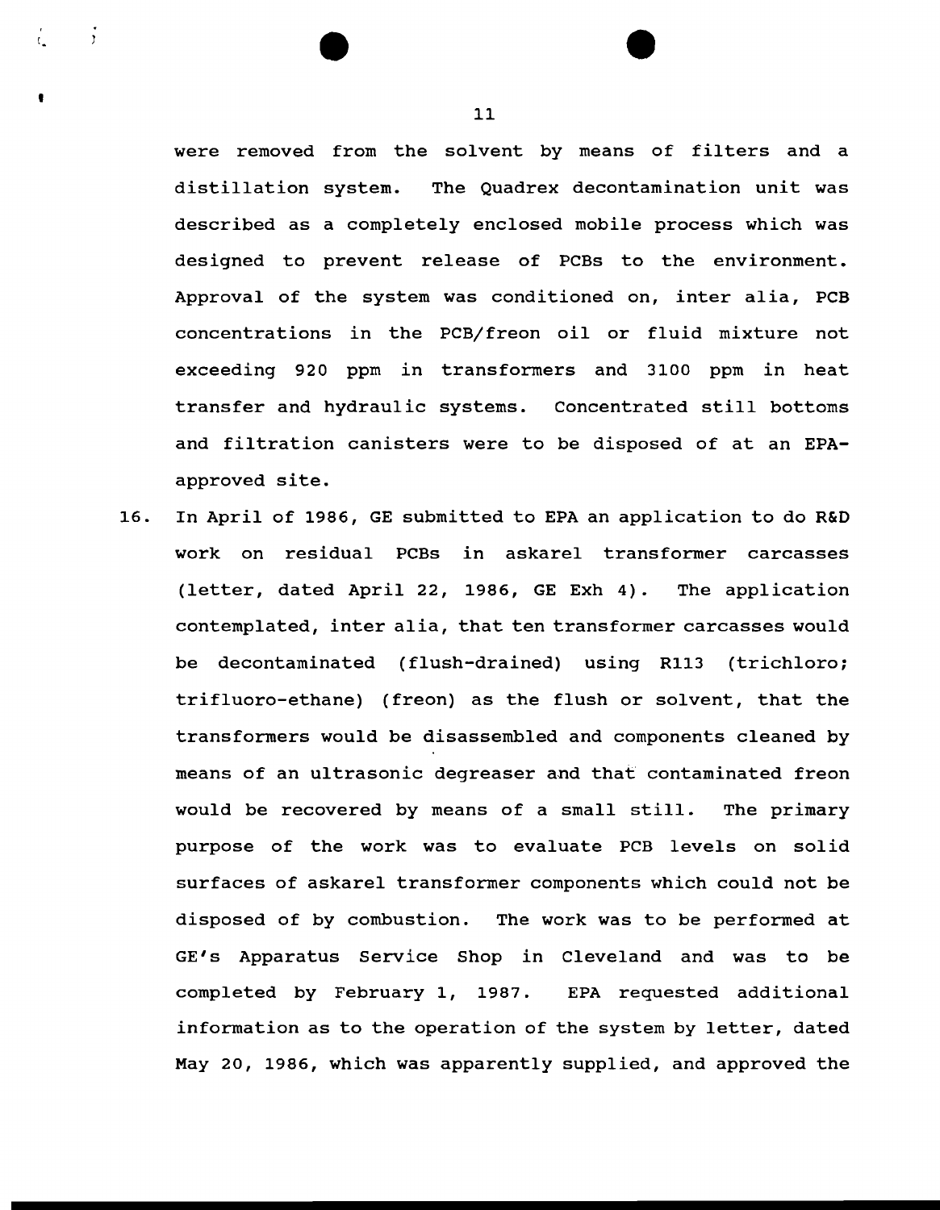were removed from the solvent by means of filters and a distillation system. The Quadrex decontamination unit was described as a completely enclosed mobile process which was designed to prevent release of PCBs to the environment. Approval of the system was conditioned on, inter alia, PCB concentrations in the PCB/freon oil or fluid mixture not exceeding 920 ppm in transformers and 3100 ppm in heat transfer and hydraulic systems. Concentrated still bottoms and filtration canisters were to be disposed of at an EPA-approved site.

16. In April of 1986, GE submitted to EPA an application to do R&D work on residual PCBs in askarel transformer carcasses (letter, dated April 22, 1986, GE Exh 4). The application contemplated, inter alia, that ten transformer carcasses would be decontaminated (flush-drained) using R113 (trichloro; trifluoro-ethane) (freon) as the flush or solvent, that the transformers would be disassembled and components cleaned by means of an ultrasonic degreaser and that contaminated freon would be recovered by means of a small still. The primary purpose of the work was to evaluate PCB levels on solid surfaces of askarel transformer components which could not be disposed of by combustion. The work was to be performed at GE's Apparatus Service Shop in Cleveland and was to be completed by February 1, 1987. EPA requested additional information as to the operation of the system by letter, dated May 20, 1986, which was apparently supplied, and approved the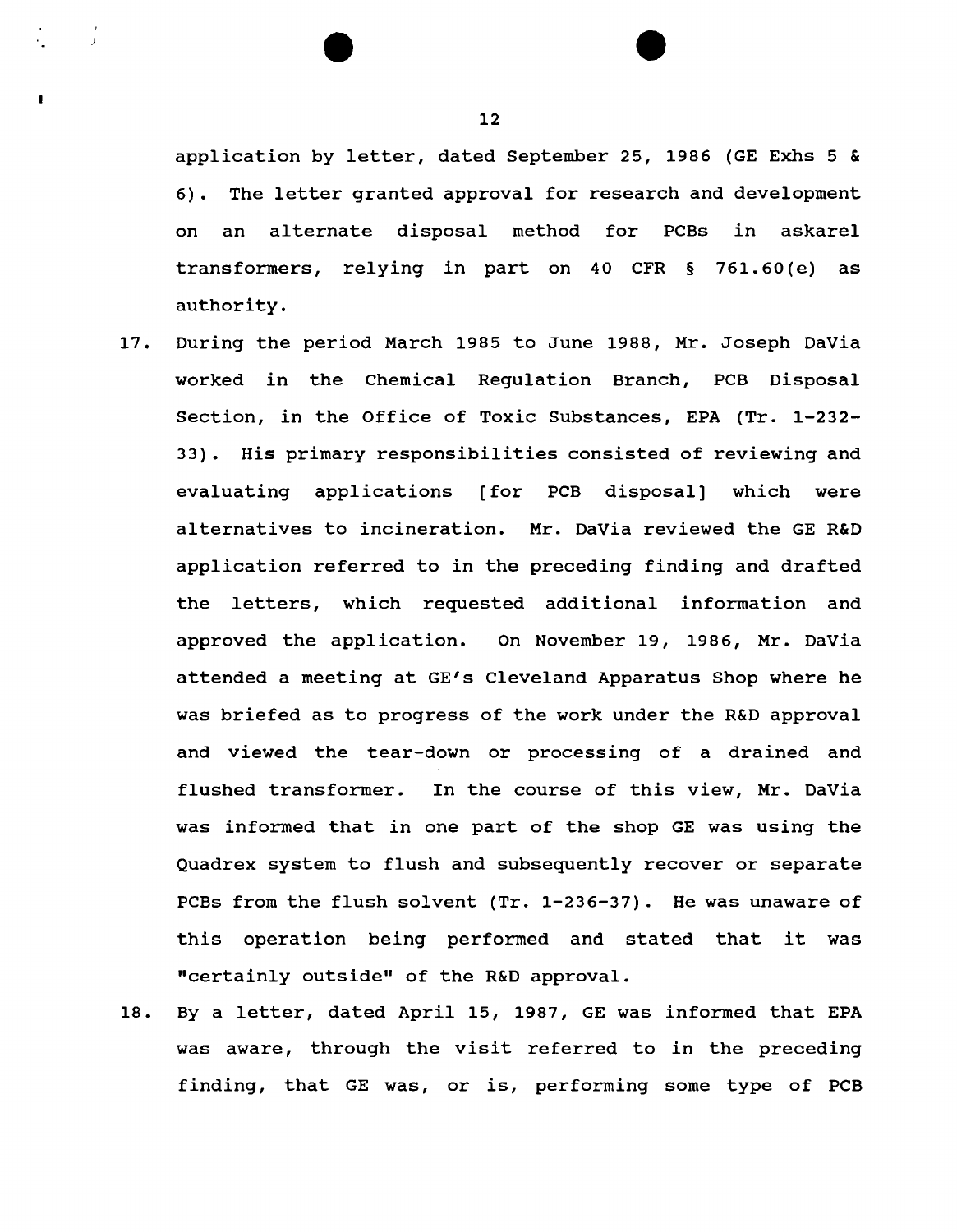application by letter, dated September 25, 1986 (GE Exhs 5 & 6). The letter granted approval for research and development on an alternate disposal method for PCBs in askarel transformers, relying in part on 40 CFR § 761.60(e) as authority.

17. During the period March 1985 to June 1988, Mr. Joseph DaVia worked in the Chemical Regulation Branch, PCB Disposal Section, in the Office of Toxic Substances, EPA (Tr. 1-232-33). His primary responsibilities consisted of reviewing and evaluating applications [for PCB disposal] which were alternatives to incineration. Mr. DaVia reviewed the GE R&D application referred to in the preceding finding and drafted the letters, which requested additional information and approved the application. On November 19, 1986, Mr. DaVia attended a meeting at GE's Cleveland Apparatus Shop where he was briefed as to progress of the work under the R&D approval and viewed the tear-down or processing of a drained and flushed transformer. In the course of this view, Mr. DaVia was informed that in one part of the shop GE was using the Quadrex system to flush and subsequently recover or separate PCBs from the flush solvent (Tr. 1-236-37). He was unaware of this operation being performed and stated that it was "certainly outside" of the R&D approval.

18. By a letter, dated April 15, 1987, GE was informed that EPA was aware, through the visit referred to in the preceding finding, that GE was, or is, performing some type of PCB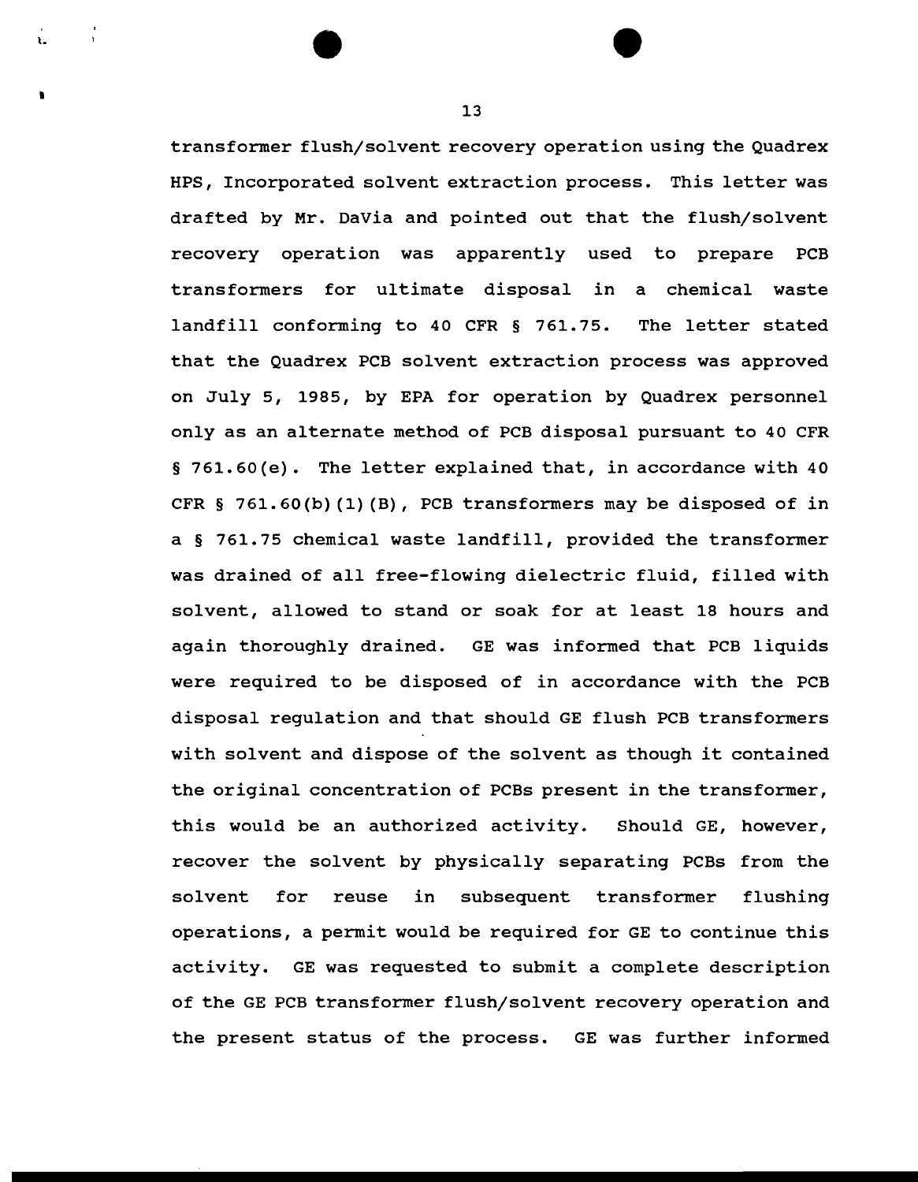transformer flush/solvent recovery operation using the Quadrex HPS, Incorporated solvent extraction process. This letter was drafted by Mr. DaVia and pointed out that the flush/solvent recovery operation was apparently used to prepare PCB transformers for ultimate disposal in a chemical waste landfill conforming to 40 CFR § 761.75. The letter stated that the Quadrex PCB solvent extraction process was approved on July 5, 1985, by EPA for operation by Quadrex personnel only as an alternate method of PCB disposal pursuant to 40 CFR § 761.60(e). The letter explained that, in accordance with 40 CFR § 761.60(b)(1)(B), PCB transformers may be disposed of in a § 761.75 chemical waste landfill, provided the transformer was drained of all free-flowing dielectric fluid, filled with solvent, allowed to stand or soak for at least 18 hours and again thoroughly drained. GE was informed that PCB liquids were required to be disposed of in accordance with the PCB disposal regulation and that should GE flush PCB transformers with solvent and dispose of the solvent as though it contained the original concentration of PCBs present in the transformer, this would be an authorized activity. Should GE, however, recover the solvent by physically separating PCBs from the solvent for reuse in subsequent transformer flushing operations, a permit would be required for GE to continue this activity. GE was requested to submit a complete description of the GE PCB transformer flush/solvent recovery operation and the present status of the process. GE was further informed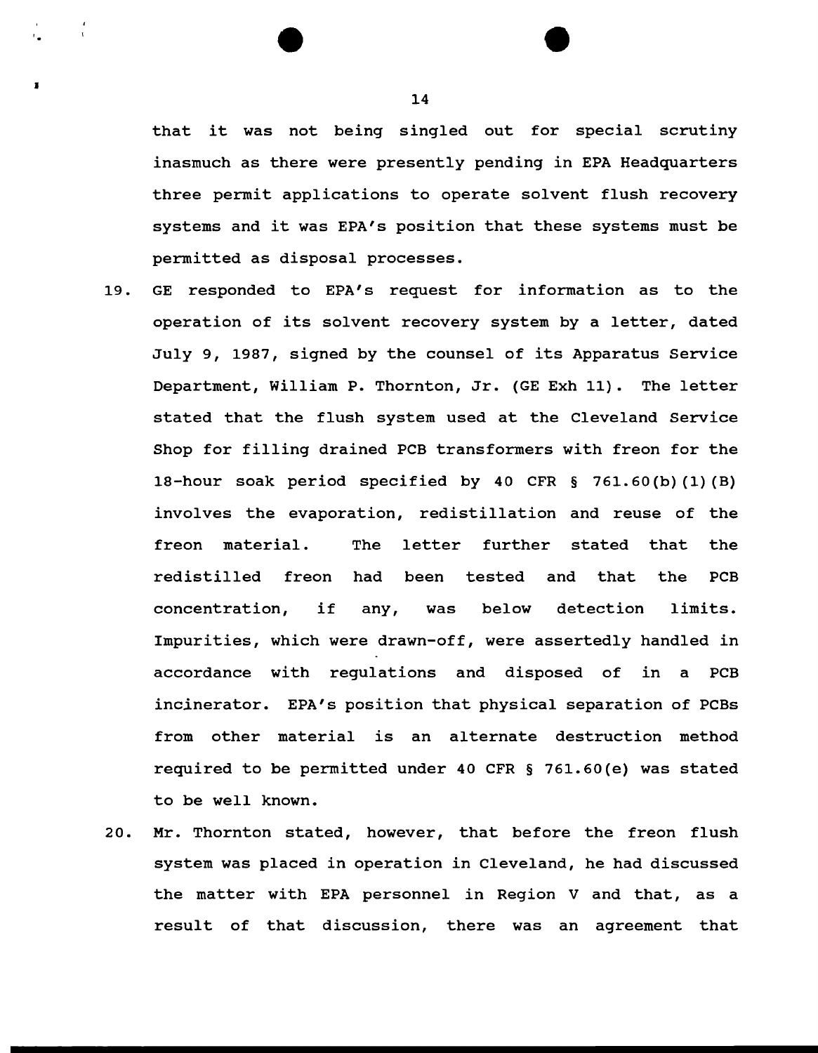that it was not being singled out for special scrutiny inasmuch as there were presently pending in EPA Headquarters three permit applications to operate solvent flush recovery systems and it was EPA's position that these systems must be permitted as disposal processes.

19. GE responded to EPA's request for information as to the operation of its solvent recovery system by a letter, dated July 9, 1987, signed by the counsel of its Apparatus Service Department, William P. Thornton, Jr. (GE Exh 11). The letter stated that the flush system used at the Cleveland Service Shop for filling drained PCB transformers with freon for the 18-hour soak period specified by 40 CFR § 761.60(b)(1)(B) involves the evaporation, redistillation and reuse of the freon material. The letter further stated that the redistilled freon had been tested and that the PCB concentration, if any, was below detection limits. Impurities, which were drawn-off, were assertedly handled in accordance with regulations and disposed of in a PCB incinerator. EPA's position that physical separation of PCBs from other material is an alternate destruction method required to be permitted under 40 CFR § 761.60(e) was stated to be well known.

20. Mr. Thornton stated, however, that before the freon flush system was placed in operation in Cleveland, he had discussed the matter with EPA personnel in Region V and that, as a result of that discussion, there was an agreement that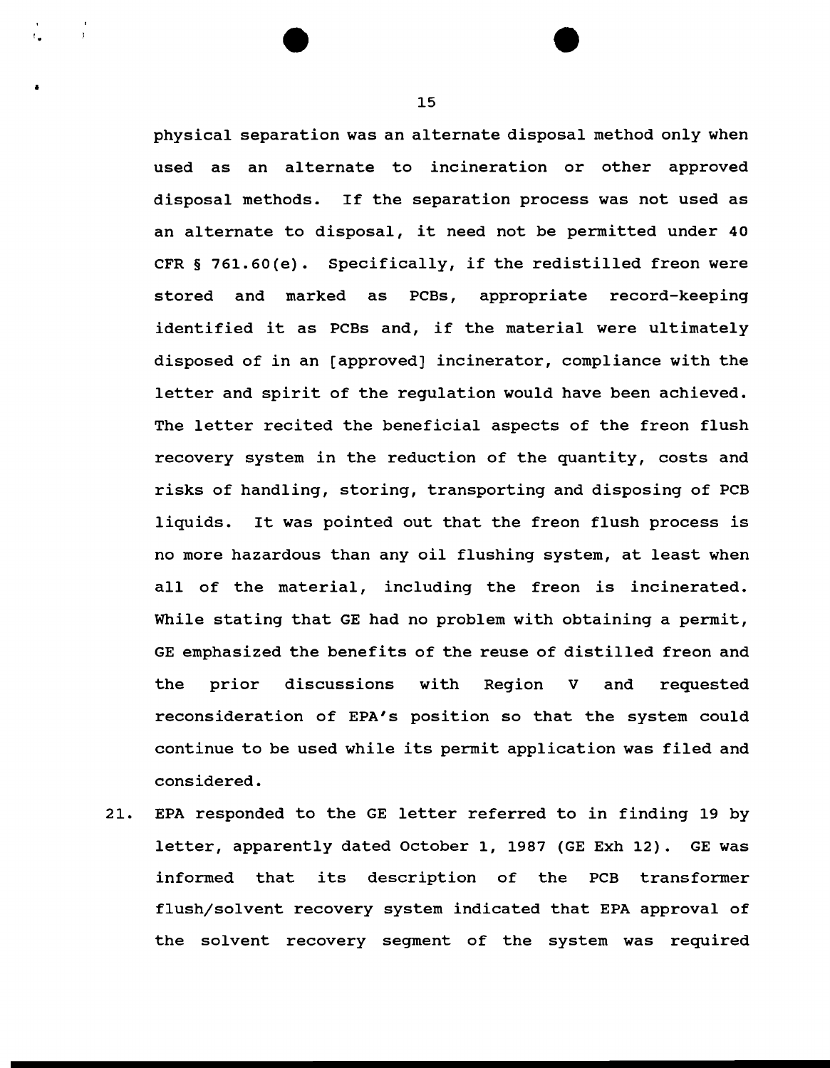physical separation was an alternate disposal method only when used as an alternate to incineration or other approved disposal methods. If the separation process was not used as an alternate to disposal, it need not be permitted under 40 CFR § 761.60(e). Specifically, if the redistilled freon were stored and marked as PCBs, appropriate record-keeping identified it as PCBs and, if the material were ultimately disposed of in an [approved] incinerator, compliance with the letter and spirit of the regulation would have been achieved. The letter recited the beneficial aspects of the freon flush recovery system in the reduction of the quantity, costs and risks of handling, storing, transporting and disposing of PCB liquids. It was pointed out that the freon flush process is no more hazardous than any oil flushing system, at least when all of the material, including the freon is incinerated. While stating that GE had no problem with obtaining a permit, GE emphasized the benefits of the reuse of distilled freon and the prior discussions with Region V and requested reconsideration of EPA's position so that the system could continue to be used while its permit application was filed and considered.

21. EPA responded to the GE letter referred to in finding 19 by letter, apparently dated October 1, 1987 (GE Exh 12). GE was informed that its description of the PCB transformer flush/solvent recovery system indicated that EPA approval of the solvent recovery segment of the system was required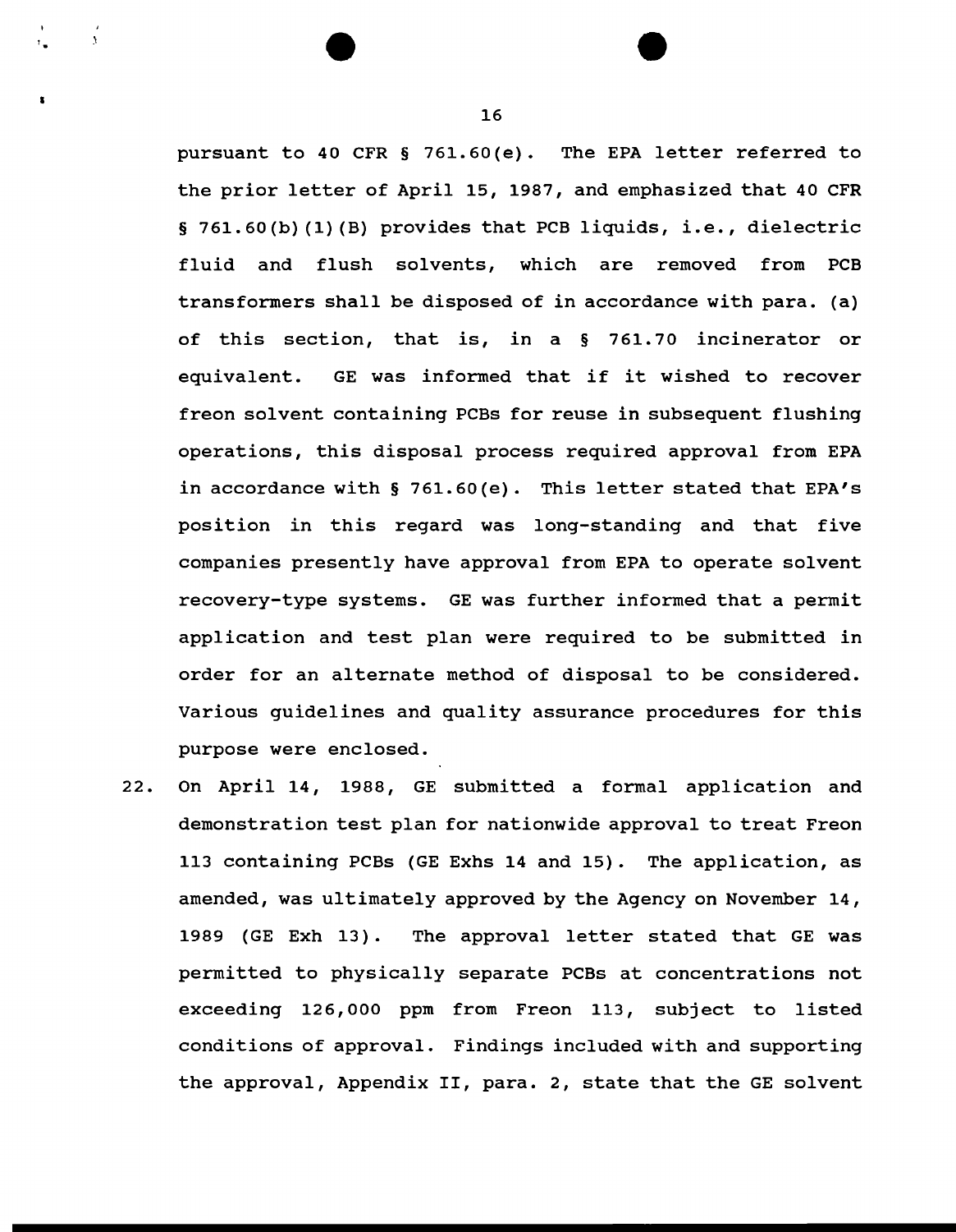pursuant to 40 CFR § 761.60(e). The EPA letter referred to the prior letter of April 15, 1987, and emphasized that 40 CFR § 761.60(b)(1)(B) provides that PCB liquids, i.e., dielectric fluid and flush solvents, which are removed from PCB transformers shall be disposed of in accordance with para. (a) of this section, that is, in a § 761.70 incinerator or equivalent. GE was informed that if it wished to recover freon solvent containing PCBs for reuse in subsequent flushing operations, this disposal process required approval from EPA in accordance with § 761.60(e). This letter stated that EPA's position in this regard was long-standing and that five companies presently have approval from EPA to operate solvent recovery-type systems. GE was further informed that a permit application and test plan were required to be submitted in order for an alternate method of disposal to be considered. Various guidelines and quality assurance procedures for this purpose were enclosed.

22. On April 14, 1988, GE submitted a formal application and demonstration test plan for nationwide approval to treat Freon 113 containing PCBs (GE Exhs 14 and 15). The application, as amended, was ultimately approved by the Agency on November 14, 1989 (GE Exh 13). The approval letter stated that GE was permitted to physically separate PCBs at concentrations not exceeding 126,000 ppm from Freon 113, subject to listed conditions of approval. Findings included with and supporting the approval, Appendix II, para. 2, state that the GE solvent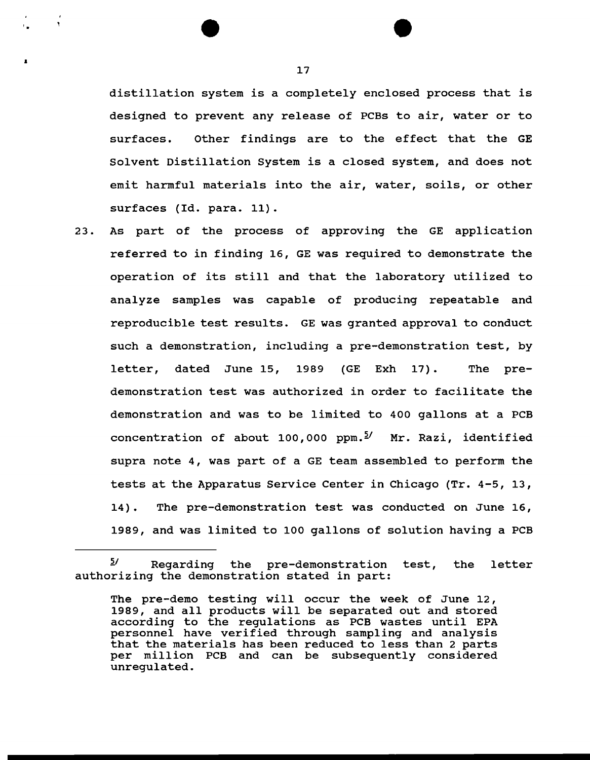distillation system is a completely enclosed process that is designed to prevent any release of PCBs to air, water or to surfaces. Other findings are to the effect that the GE Solvent Distillation System is a closed system, and does not emit harmful materials into the air, water, soils, or other surfaces (Id. para. 11).

23. As part of the process of approving the GE application referred to in finding 16, GE was required to demonstrate the operation of its still and that the laboratory utilized to analyze samples was capable of producing repeatable and reproducible test results. GE was granted approval to conduct such a demonstration, including a pre-demonstration test, by letter, dated June 15, 1989 (GE Exh 17). The pre-demonstration test was authorized in order to facilitate the demonstration and was to be limited to 400 gallons at a PCB concentration of about 100,000 ppm.[5] Mr. Razi, identified supra note 4, was part of a GE team assembled to perform the tests at the Apparatus Service Center in Chicago (Tr. 4-5, 13, 14). The pre-demonstration test was conducted on June 16, 1989, and was limited to 100 gallons of solution having a PCB

---

[5] Regarding the pre-demonstration test, the letter authorizing the demonstration stated in part:

> The pre-demo testing will occur the week of June 12, 1989, and all products will be separated out and stored according to the regulations as PCB wastes until EPA personnel have verified through sampling and analysis that the materials has been reduced to less than 2 parts per million PCB and can be subsequently considered unregulated.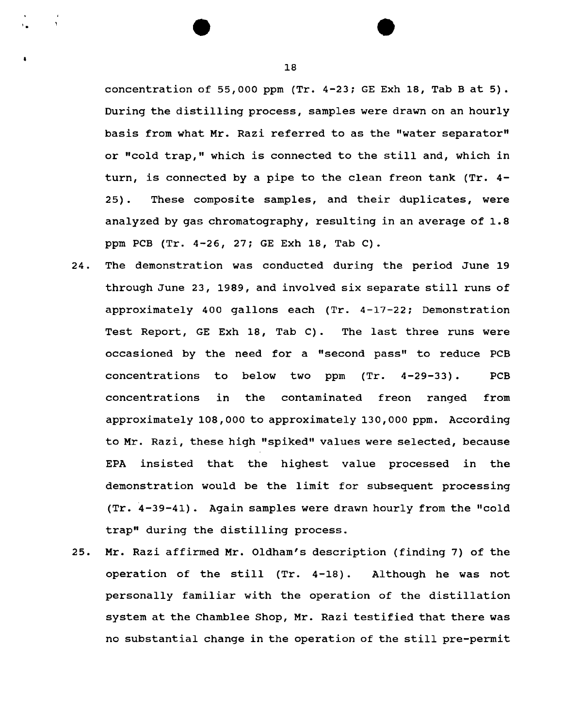concentration of 55,000 ppm (Tr. 4-23; GE Exh 18, Tab B at 5). During the distilling process, samples were drawn on an hourly basis from what Mr. Razi referred to as the "water separator" or "cold trap," which is connected to the still and, which in turn, is connected by a pipe to the clean freon tank (Tr. 4-25). These composite samples, and their duplicates, were analyzed by gas chromatography, resulting in an average of 1.8 ppm PCB (Tr. 4-26, 27; GE Exh 18, Tab C).

24. The demonstration was conducted during the period June 19 through June 23, 1989, and involved six separate still runs of approximately 400 gallons each (Tr. 4-17-22; Demonstration Test Report, GE Exh 18, Tab C). The last three runs were occasioned by the need for a "second pass" to reduce PCB concentrations to below two ppm (Tr. 4-29-33). PCB concentrations in the contaminated freon ranged from approximately 108,000 to approximately 130,000 ppm. According to Mr. Razi, these high "spiked" values were selected, because EPA insisted that the highest value processed in the demonstration would be the limit for subsequent processing (Tr. 4-39-41). Again samples were drawn hourly from the "cold trap" during the distilling process.

25. Mr. Razi affirmed Mr. Oldham's description (finding 7) of the operation of the still (Tr. 4-18). Although he was not personally familiar with the operation of the distillation system at the Chamblee Shop, Mr. Razi testified that there was no substantial change in the operation of the still pre-permit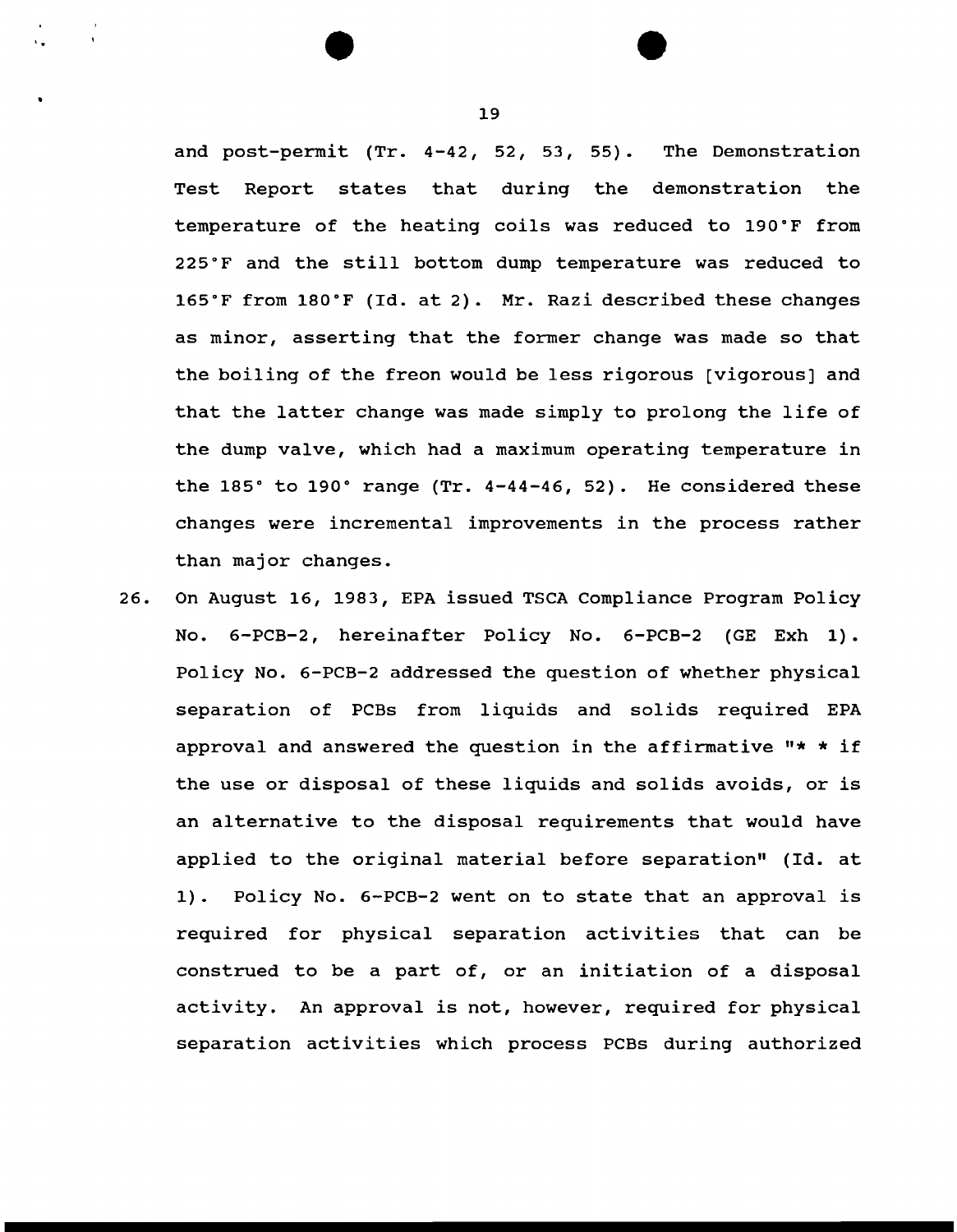and post-permit (Tr. 4-42, 52, 53, 55). The Demonstration Test Report states that during the demonstration the temperature of the heating coils was reduced to 190°F from 225°F and the still bottom dump temperature was reduced to 165°F from 180°F (Id. at 2). Mr. Razi described these changes as minor, asserting that the former change was made so that the boiling of the freon would be less rigorous [vigorous] and that the latter change was made simply to prolong the life of the dump valve, which had a maximum operating temperature in the 185° to 190° range (Tr. 4-44-46, 52). He considered these changes were incremental improvements in the process rather than major changes.

26. On August 16, 1983, EPA issued TSCA Compliance Program Policy No. 6-PCB-2, hereinafter Policy No. 6-PCB-2 (GE Exh 1). Policy No. 6-PCB-2 addressed the question of whether physical separation of PCBs from liquids and solids required EPA approval and answered the question in the affirmative "* * if the use or disposal of these liquids and solids avoids, or is an alternative to the disposal requirements that would have applied to the original material before separation" (Id. at 1). Policy No. 6-PCB-2 went on to state that an approval is required for physical separation activities that can be construed to be a part of, or an initiation of a disposal activity. An approval is not, however, required for physical separation activities which process PCBs during authorized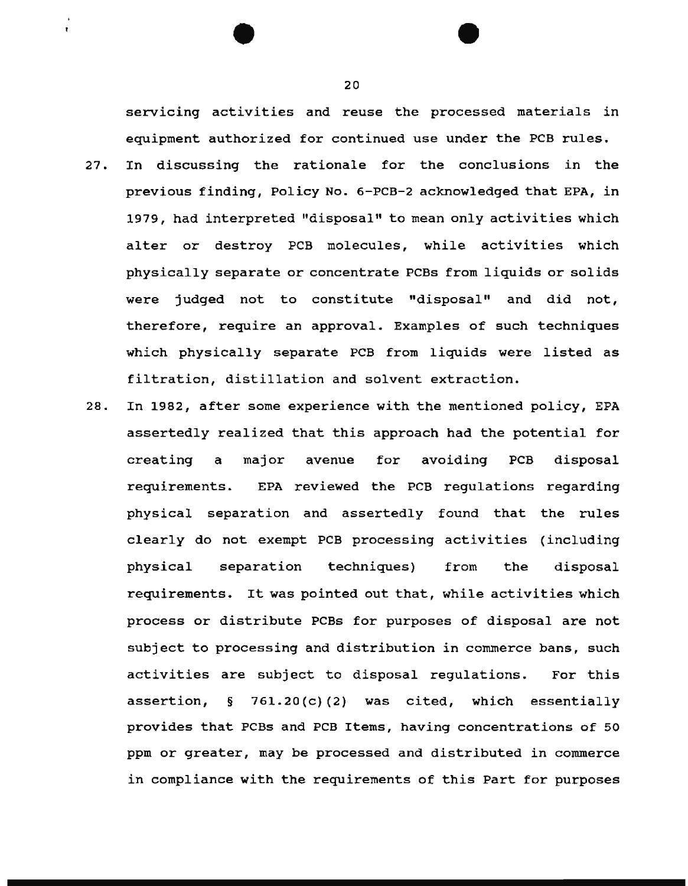servicing activities and reuse the processed materials in equipment authorized for continued use under the PCB rules.

27. In discussing the rationale for the conclusions in the previous finding, Policy No. 6-PCB-2 acknowledged that EPA, in 1979, had interpreted "disposal" to mean only activities which alter or destroy PCB molecules, while activities which physically separate or concentrate PCBs from liquids or solids were judged not to constitute "disposal" and did not, therefore, require an approval. Examples of such techniques which physically separate PCB from liquids were listed as filtration, distillation and solvent extraction.

28. In 1982, after some experience with the mentioned policy, EPA assertedly realized that this approach had the potential for creating a major avenue for avoiding PCB disposal requirements. EPA reviewed the PCB regulations regarding physical separation and assertedly found that the rules clearly do not exempt PCB processing activities (including physical separation techniques) from the disposal requirements. It was pointed out that, while activities which process or distribute PCBs for purposes of disposal are not subject to processing and distribution in commerce bans, such activities are subject to disposal regulations. For this assertion, § 761.20(c)(2) was cited, which essentially provides that PCBs and PCB Items, having concentrations of 50 ppm or greater, may be processed and distributed in commerce in compliance with the requirements of this Part for purposes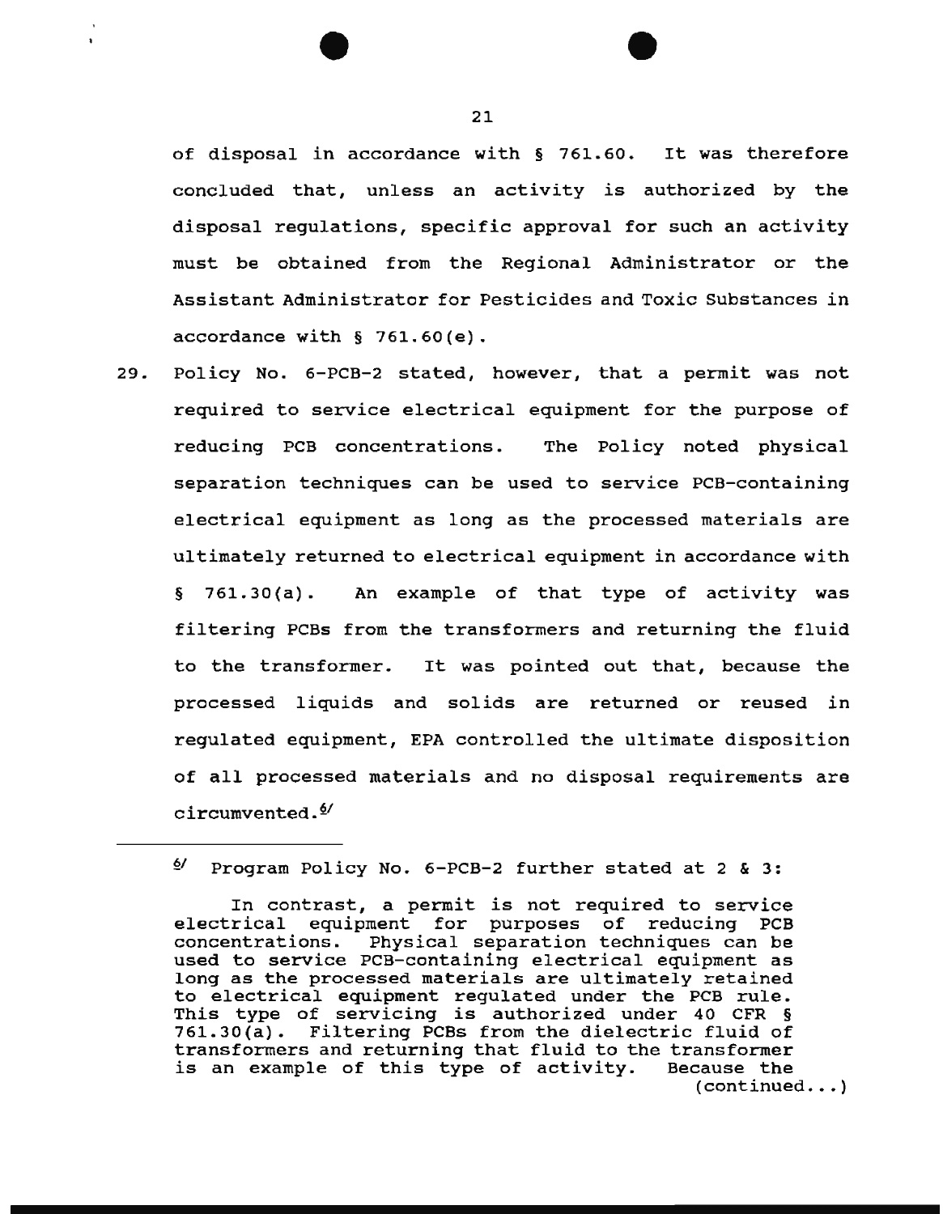of disposal in accordance with § 761.60. It was therefore concluded that, unless an activity is authorized by the disposal regulations, specific approval for such an activity must be obtained from the Regional Administrator or the Assistant Administrator for Pesticides and Toxic Substances in accordance with § 761.60(e).

29. Policy No. 6-PCB-2 stated, however, that a permit was not required to service electrical equipment for the purpose of reducing PCB concentrations. The Policy noted physical separation techniques can be used to service PCB-containing electrical equipment as long as the processed materials are ultimately returned to electrical equipment in accordance with § 761.30(a). An example of that type of activity was filtering PCBs from the transformers and returning the fluid to the transformer. It was pointed out that, because the processed liquids and solids are returned or reused in regulated equipment, EPA controlled the ultimate disposition of all processed materials and no disposal requirements are circumvented.[6]

---

[6] Program Policy No. 6-PCB-2 further stated at 2 & 3:

> In contrast, a permit is not required to service electrical equipment for purposes of reducing PCB concentrations. Physical separation techniques can be used to service PCB-containing electrical equipment as long as the processed materials are ultimately retained to electrical equipment regulated under the PCB rule. This type of servicing is authorized under 40 CFR § 761.30(a). Filtering PCBs from the dielectric fluid of transformers and returning that fluid to the transformer is an example of this type of activity. Because the (continued...)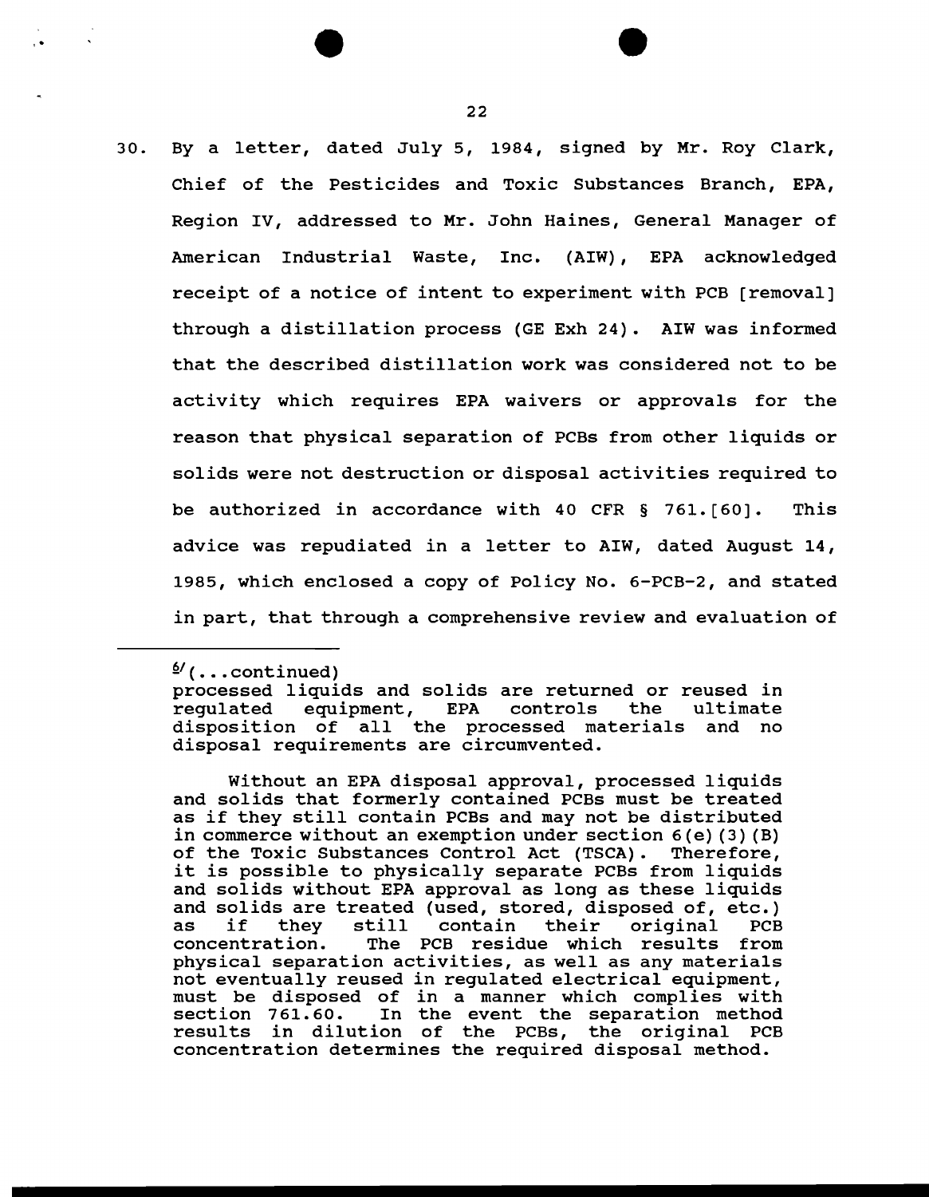30. By a letter, dated July 5, 1984, signed by Mr. Roy Clark, Chief of the Pesticides and Toxic Substances Branch, EPA, Region IV, addressed to Mr. John Haines, General Manager of American Industrial Waste, Inc. (AIW), EPA acknowledged receipt of a notice of intent to experiment with PCB [removal] through a distillation process (GE Exh 24). AIW was informed that the described distillation work was considered not to be activity which requires EPA waivers or approvals for the reason that physical separation of PCBs from other liquids or solids were not destruction or disposal activities required to be authorized in accordance with 40 CFR § 761.[60]. This advice was repudiated in a letter to AIW, dated August 14, 1985, which enclosed a copy of Policy No. 6-PCB-2, and stated in part, that through a comprehensive review and evaluation of

---

[6](...continued)
processed liquids and solids are returned or reused in regulated equipment, EPA controls the ultimate disposition of all the processed materials and no disposal requirements are circumvented.

Without an EPA disposal approval, processed liquids and solids that formerly contained PCBs must be treated as if they still contain PCBs and may not be distributed in commerce without an exemption under section 6(e)(3)(B) of the Toxic Substances Control Act (TSCA). Therefore, it is possible to physically separate PCBs from liquids and solids without EPA approval as long as these liquids and solids are treated (used, stored, disposed of, etc.) as if they still contain their original PCB concentration. The PCB residue which results from physical separation activities, as well as any materials not eventually reused in regulated electrical equipment, must be disposed of in a manner which complies with section 761.60. In the event the separation method results in dilution of the PCBs, the original PCB concentration determines the required disposal method.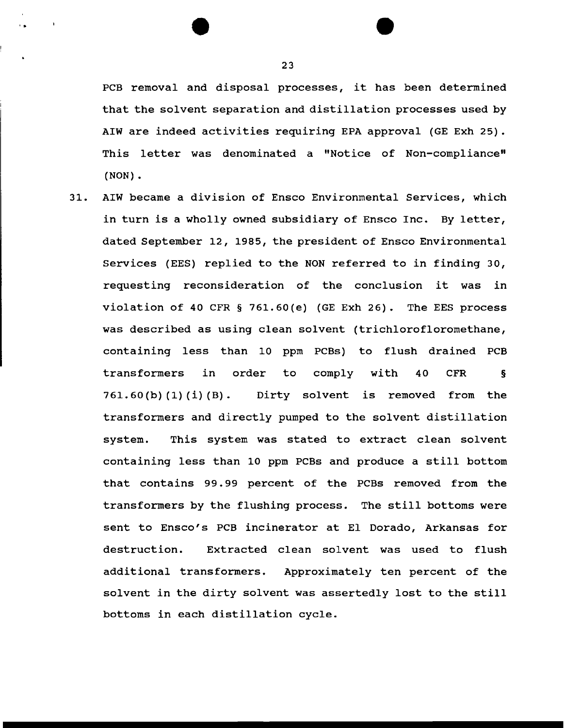PCB removal and disposal processes, it has been determined that the solvent separation and distillation processes used by AIW are indeed activities requiring EPA approval (GE Exh 25). This letter was denominated a "Notice of Non-compliance" (NON).

31. AIW became a division of Ensco Environmental Services, which in turn is a wholly owned subsidiary of Ensco Inc. By letter, dated September 12, 1985, the president of Ensco Environmental Services (EES) replied to the NON referred to in finding 30, requesting reconsideration of the conclusion it was in violation of 40 CFR § 761.60(e) (GE Exh 26). The EES process was described as using clean solvent (trichlorofloromethane, containing less than 10 ppm PCBs) to flush drained PCB transformers in order to comply with 40 CFR § 761.60(b)(1)(i)(B). Dirty solvent is removed from the transformers and directly pumped to the solvent distillation system. This system was stated to extract clean solvent containing less than 10 ppm PCBs and produce a still bottom that contains 99.99 percent of the PCBs removed from the transformers by the flushing process. The still bottoms were sent to Ensco's PCB incinerator at El Dorado, Arkansas for destruction. Extracted clean solvent was used to flush additional transformers. Approximately ten percent of the solvent in the dirty solvent was assertedly lost to the still bottoms in each distillation cycle.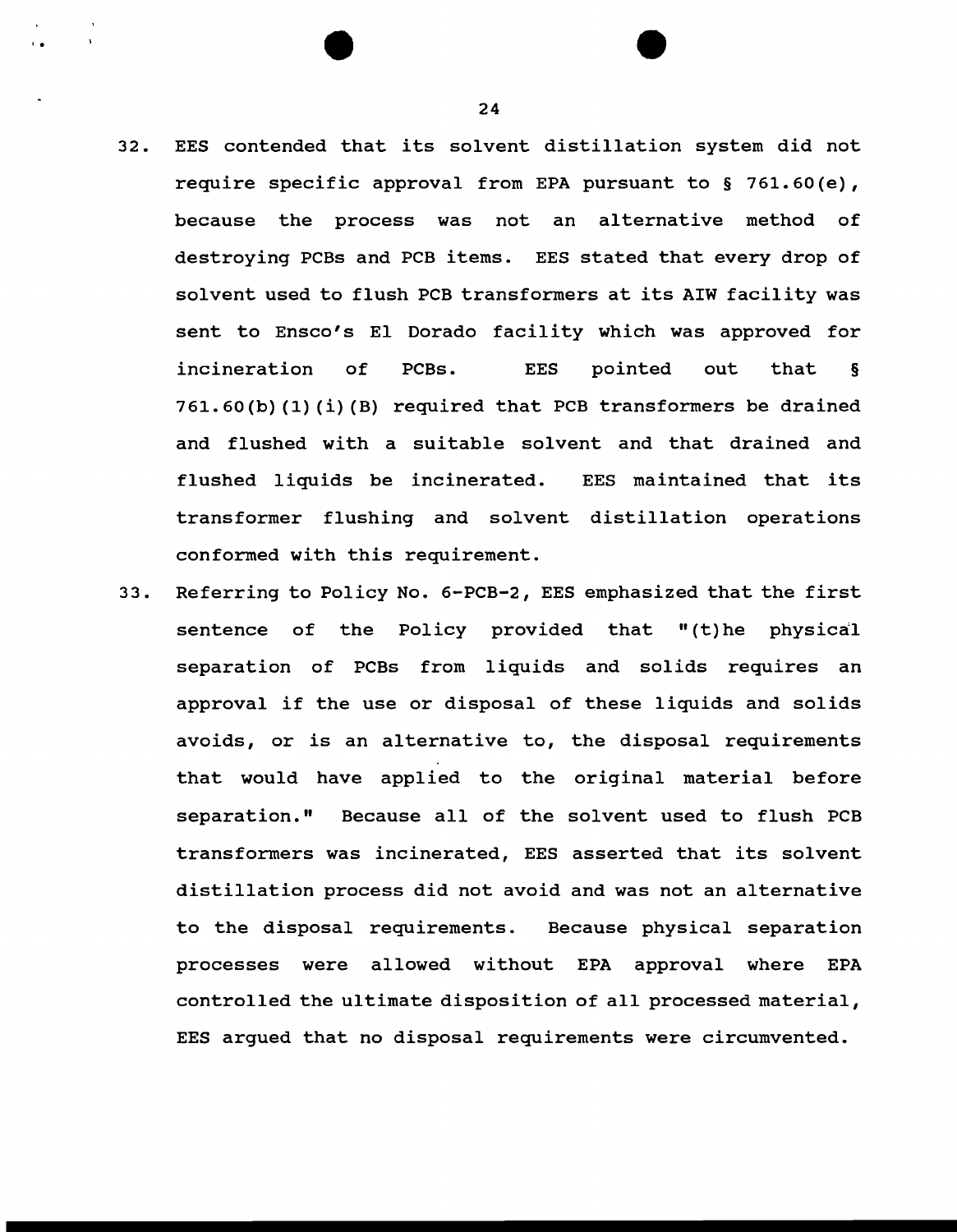32. EES contended that its solvent distillation system did not require specific approval from EPA pursuant to § 761.60(e), because the process was not an alternative method of destroying PCBs and PCB items. EES stated that every drop of solvent used to flush PCB transformers at its AIW facility was sent to Ensco's El Dorado facility which was approved for incineration of PCBs. EES pointed out that § 761.60(b)(1)(i)(B) required that PCB transformers be drained and flushed with a suitable solvent and that drained and flushed liquids be incinerated. EES maintained that its transformer flushing and solvent distillation operations conformed with this requirement.

33. Referring to Policy No. 6-PCB-2, EES emphasized that the first sentence of the Policy provided that "(t)he physical separation of PCBs from liquids and solids requires an approval if the use or disposal of these liquids and solids avoids, or is an alternative to, the disposal requirements that would have applied to the original material before separation." Because all of the solvent used to flush PCB transformers was incinerated, EES asserted that its solvent distillation process did not avoid and was not an alternative to the disposal requirements. Because physical separation processes were allowed without EPA approval where EPA controlled the ultimate disposition of all processed material, EES argued that no disposal requirements were circumvented.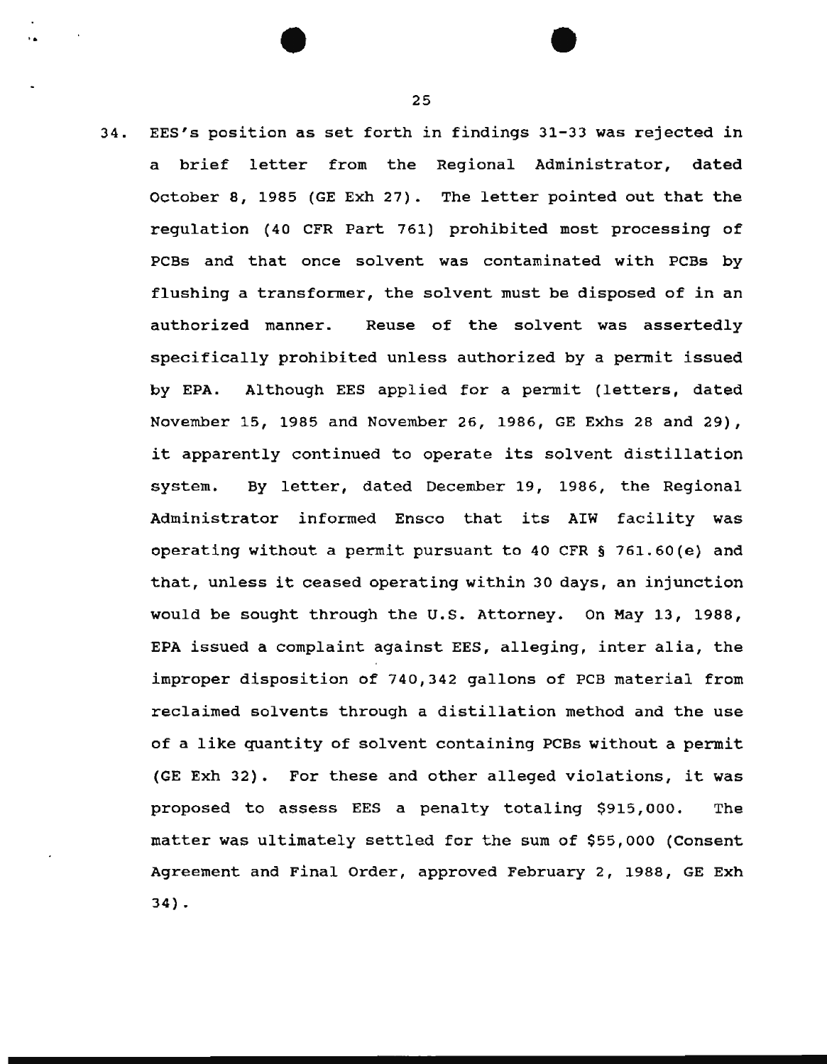34. EES's position as set forth in findings 31-33 was rejected in a brief letter from the Regional Administrator, dated October 8, 1985 (GE Exh 27). The letter pointed out that the regulation (40 CFR Part 761) prohibited most processing of PCBs and that once solvent was contaminated with PCBs by flushing a transformer, the solvent must be disposed of in an authorized manner. Reuse of the solvent was assertedly specifically prohibited unless authorized by a permit issued by EPA. Although EES applied for a permit (letters, dated November 15, 1985 and November 26, 1986, GE Exhs 28 and 29), it apparently continued to operate its solvent distillation system. By letter, dated December 19, 1986, the Regional Administrator informed Ensco that its AIW facility was operating without a permit pursuant to 40 CFR § 761.60(e) and that, unless it ceased operating within 30 days, an injunction would be sought through the U.S. Attorney. On May 13, 1988, EPA issued a complaint against EES, alleging, inter alia, the improper disposition of 740,342 gallons of PCB material from reclaimed solvents through a distillation method and the use of a like quantity of solvent containing PCBs without a permit (GE Exh 32). For these and other alleged violations, it was proposed to assess EES a penalty totaling $915,000. The matter was ultimately settled for the sum of $55,000 (Consent Agreement and Final Order, approved February 2, 1988, GE Exh 34).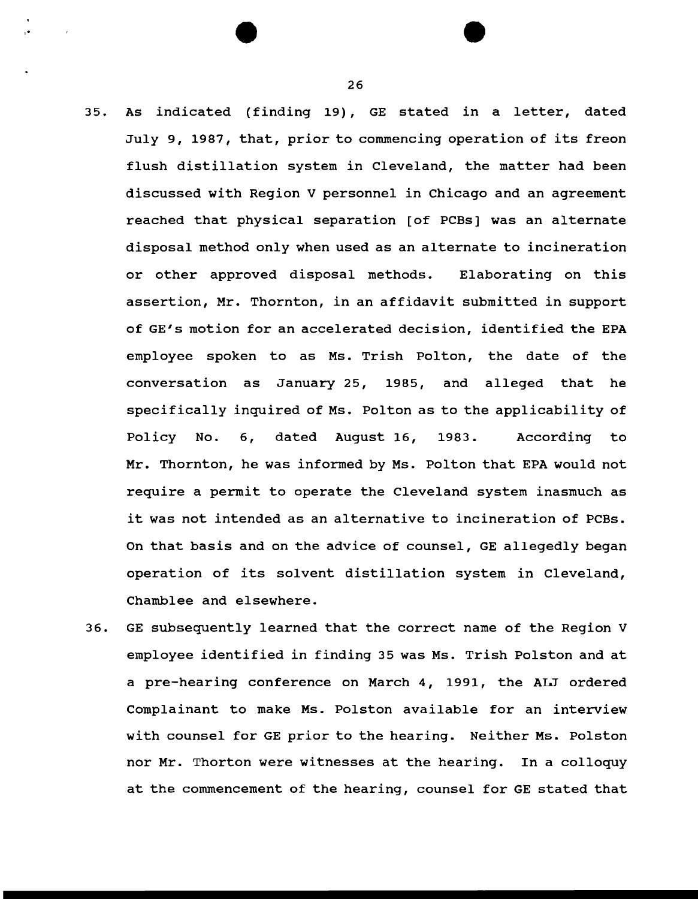35. As indicated (finding 19), GE stated in a letter, dated July 9, 1987, that, prior to commencing operation of its freon flush distillation system in Cleveland, the matter had been discussed with Region V personnel in Chicago and an agreement reached that physical separation [of PCBs] was an alternate disposal method only when used as an alternate to incineration or other approved disposal methods. Elaborating on this assertion, Mr. Thornton, in an affidavit submitted in support of GE's motion for an accelerated decision, identified the EPA employee spoken to as Ms. Trish Polton, the date of the conversation as January 25, 1985, and alleged that he specifically inquired of Ms. Polton as to the applicability of Policy No. 6, dated August 16, 1983. According to Mr. Thornton, he was informed by Ms. Polton that EPA would not require a permit to operate the Cleveland system inasmuch as it was not intended as an alternative to incineration of PCBs. On that basis and on the advice of counsel, GE allegedly began operation of its solvent distillation system in Cleveland, Chamblee and elsewhere.

36. GE subsequently learned that the correct name of the Region V employee identified in finding 35 was Ms. Trish Polston and at a pre-hearing conference on March 4, 1991, the ALJ ordered Complainant to make Ms. Polston available for an interview with counsel for GE prior to the hearing. Neither Ms. Polston nor Mr. Thorton were witnesses at the hearing. In a colloquy at the commencement of the hearing, counsel for GE stated that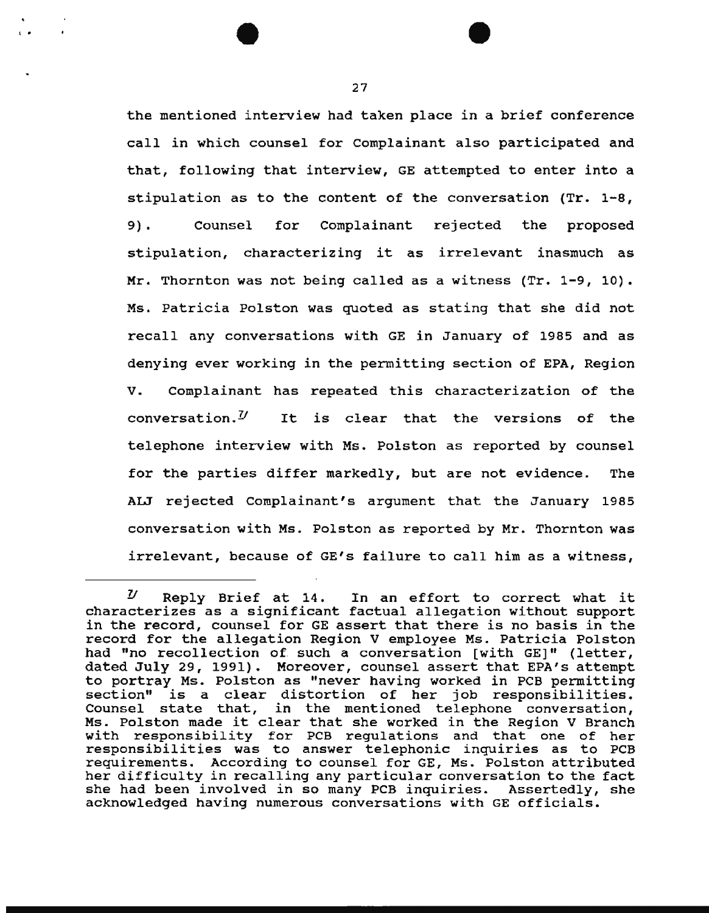the mentioned interview had taken place in a brief conference call in which counsel for Complainant also participated and that, following that interview, GE attempted to enter into a stipulation as to the content of the conversation (Tr. 1-8, 9). Counsel for Complainant rejected the proposed stipulation, characterizing it as irrelevant inasmuch as Mr. Thornton was not being called as a witness (Tr. 1-9, 10). Ms. Patricia Polston was quoted as stating that she did not recall any conversations with GE in January of 1985 and as denying ever working in the permitting section of EPA, Region V. Complainant has repeated this characterization of the conversation.[7] It is clear that the versions of the telephone interview with Ms. Polston as reported by counsel for the parties differ markedly, but are not evidence. The ALJ rejected Complainant's argument that the January 1985 conversation with Ms. Polston as reported by Mr. Thornton was irrelevant, because of GE's failure to call him as a witness,

---

[7] Reply Brief at 14. In an effort to correct what it characterizes as a significant factual allegation without support in the record, counsel for GE assert that there is no basis in the record for the allegation Region V employee Ms. Patricia Polston had "no recollection of such a conversation [with GE]" (letter, dated July 29, 1991). Moreover, counsel assert that EPA's attempt to portray Ms. Polston as "never having worked in PCB permitting section" is a clear distortion of her job responsibilities. Counsel state that, in the mentioned telephone conversation, Ms. Polston made it clear that she worked in the Region V Branch with responsibility for PCB regulations and that one of her responsibilities was to answer telephonic inquiries as to PCB requirements. According to counsel for GE, Ms. Polston attributed her difficulty in recalling any particular conversation to the fact she had been involved in so many PCB inquiries. Assertedly, she acknowledged having numerous conversations with GE officials.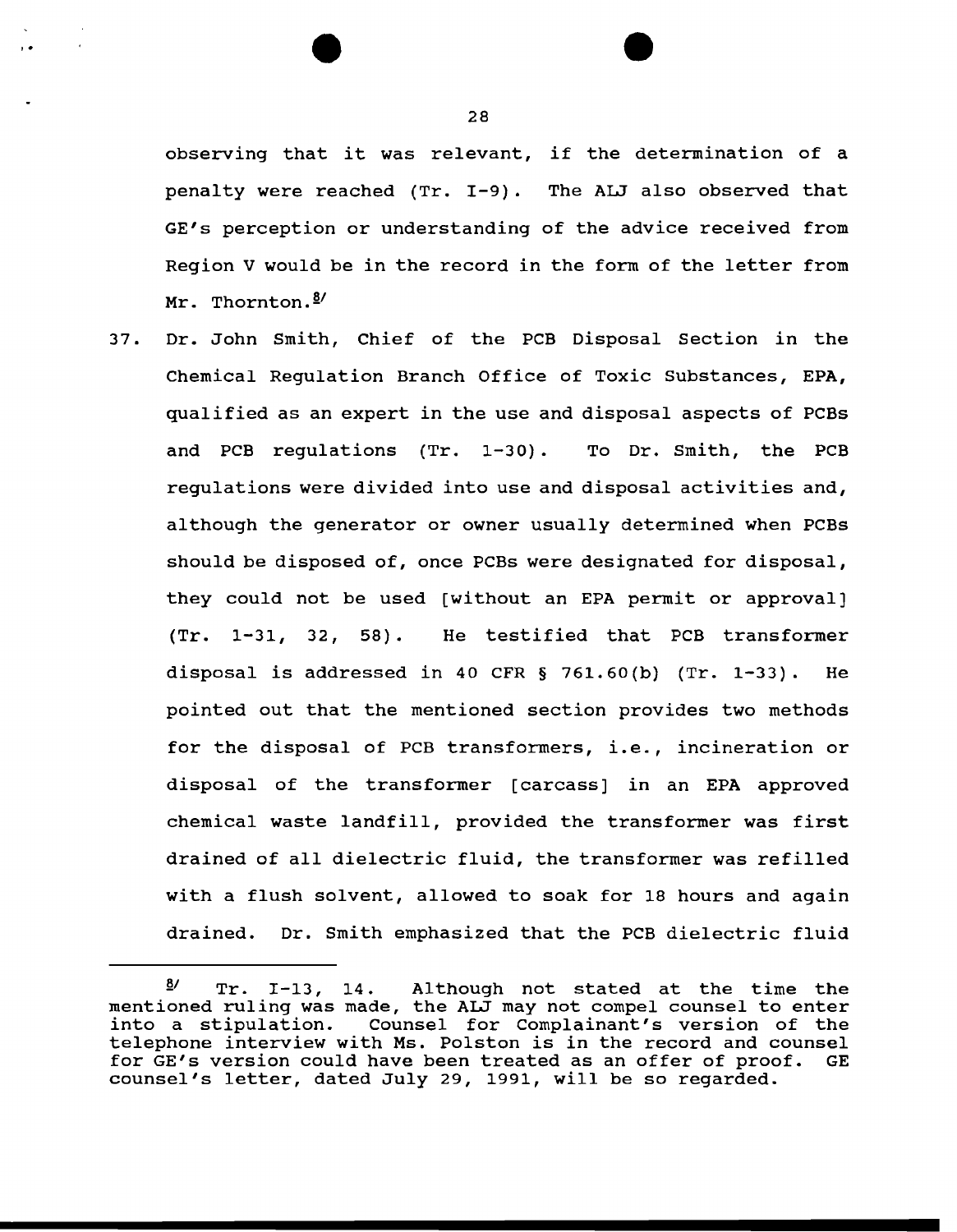observing that it was relevant, if the determination of a penalty were reached (Tr. I-9). The ALJ also observed that GE's perception or understanding of the advice received from Region V would be in the record in the form of the letter from Mr. Thornton.[8]

37. Dr. John Smith, Chief of the PCB Disposal Section in the Chemical Regulation Branch Office of Toxic Substances, EPA, qualified as an expert in the use and disposal aspects of PCBs and PCB regulations (Tr. 1-30). To Dr. Smith, the PCB regulations were divided into use and disposal activities and, although the generator or owner usually determined when PCBs should be disposed of, once PCBs were designated for disposal, they could not be used [without an EPA permit or approval] (Tr. 1-31, 32, 58). He testified that PCB transformer disposal is addressed in 40 CFR § 761.60(b) (Tr. 1-33). He pointed out that the mentioned section provides two methods for the disposal of PCB transformers, i.e., incineration or disposal of the transformer [carcass] in an EPA approved chemical waste landfill, provided the transformer was first drained of all dielectric fluid, the transformer was refilled with a flush solvent, allowed to soak for 18 hours and again drained. Dr. Smith emphasized that the PCB dielectric fluid

---

[8] Tr. I-13, 14. Although not stated at the time the mentioned ruling was made, the ALJ may not compel counsel to enter into a stipulation. Counsel for Complainant's version of the telephone interview with Ms. Polston is in the record and counsel for GE's version could have been treated as an offer of proof. GE counsel's letter, dated July 29, 1991, will be so regarded.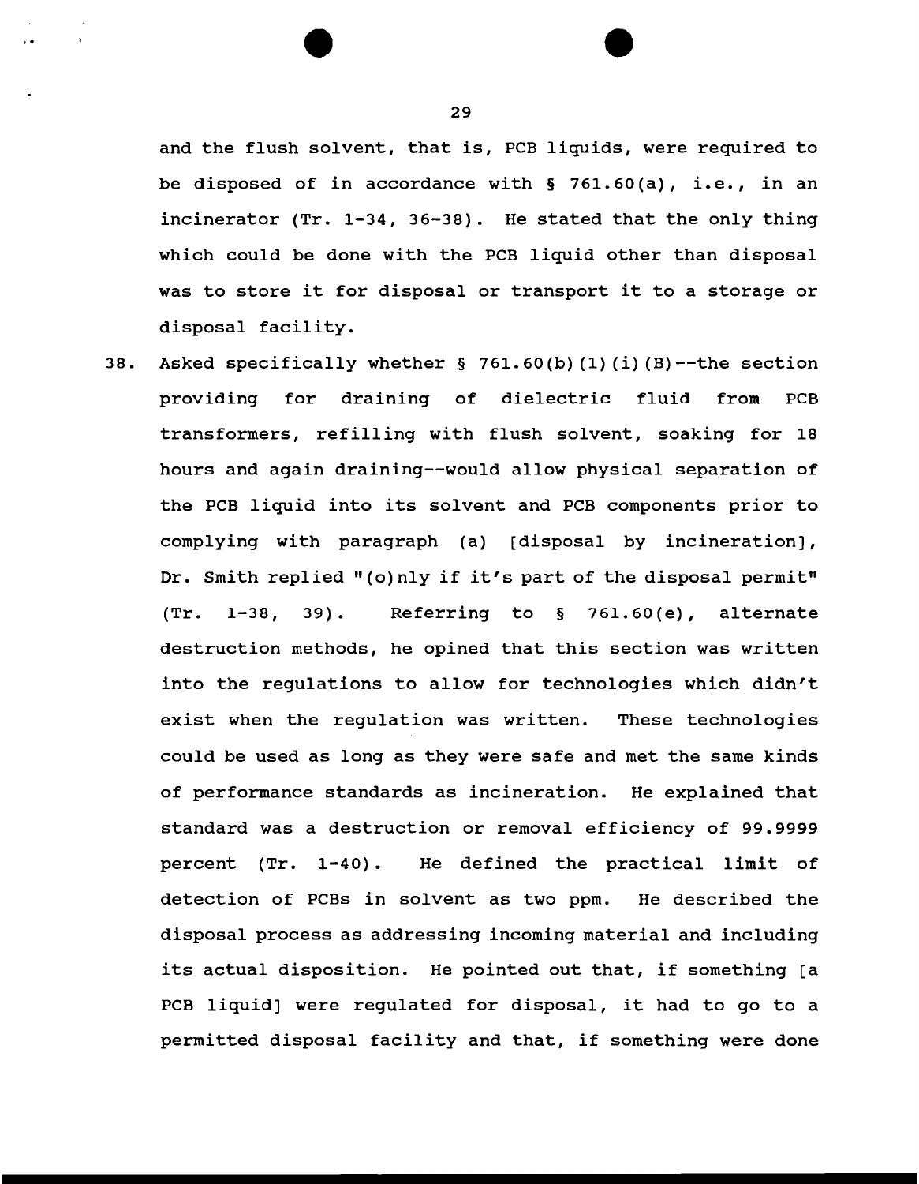and the flush solvent, that is, PCB liquids, were required to be disposed of in accordance with § 761.60(a), i.e., in an incinerator (Tr. 1-34, 36-38). He stated that the only thing which could be done with the PCB liquid other than disposal was to store it for disposal or transport it to a storage or disposal facility.

38. Asked specifically whether § 761.60(b)(1)(i)(B)--the section providing for draining of dielectric fluid from PCB transformers, refilling with flush solvent, soaking for 18 hours and again draining--would allow physical separation of the PCB liquid into its solvent and PCB components prior to complying with paragraph (a) [disposal by incineration], Dr. Smith replied "(o)nly if it's part of the disposal permit" (Tr. 1-38, 39). Referring to § 761.60(e), alternate destruction methods, he opined that this section was written into the regulations to allow for technologies which didn't exist when the regulation was written. These technologies could be used as long as they were safe and met the same kinds of performance standards as incineration. He explained that standard was a destruction or removal efficiency of 99.9999 percent (Tr. 1-40). He defined the practical limit of detection of PCBs in solvent as two ppm. He described the disposal process as addressing incoming material and including its actual disposition. He pointed out that, if something [a PCB liquid] were regulated for disposal, it had to go to a permitted disposal facility and that, if something were done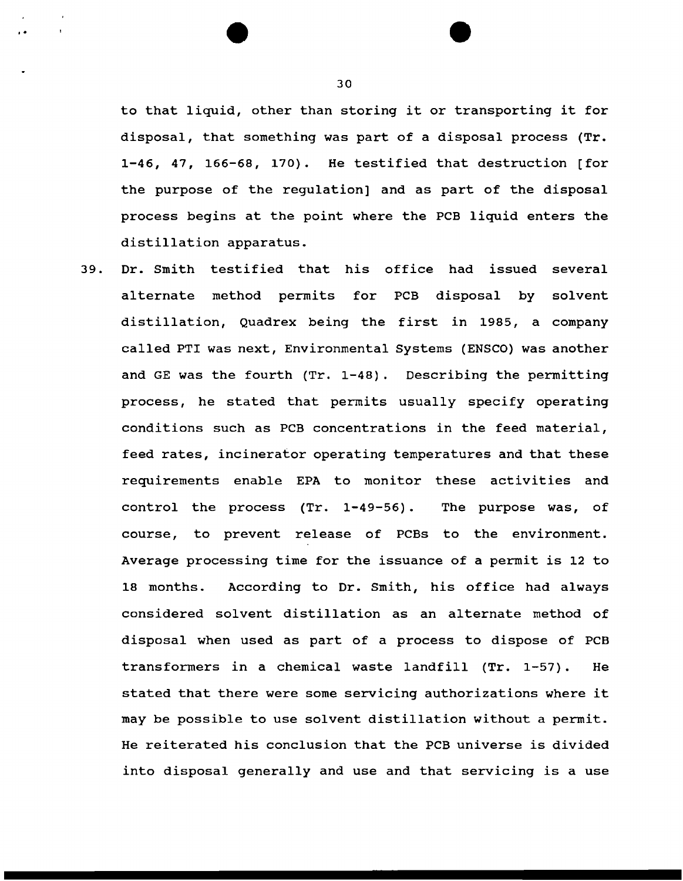to that liquid, other than storing it or transporting it for disposal, that something was part of a disposal process (Tr. 1-46, 47, 166-68, 170). He testified that destruction [for the purpose of the regulation] and as part of the disposal process begins at the point where the PCB liquid enters the distillation apparatus.

39. Dr. Smith testified that his office had issued several alternate method permits for PCB disposal by solvent distillation, Quadrex being the first in 1985, a company called PTI was next, Environmental Systems (ENSCO) was another and GE was the fourth (Tr. 1-48). Describing the permitting process, he stated that permits usually specify operating conditions such as PCB concentrations in the feed material, feed rates, incinerator operating temperatures and that these requirements enable EPA to monitor these activities and control the process (Tr. 1-49-56). The purpose was, of course, to prevent release of PCBs to the environment. Average processing time for the issuance of a permit is 12 to 18 months. According to Dr. Smith, his office had always considered solvent distillation as an alternate method of disposal when used as part of a process to dispose of PCB transformers in a chemical waste landfill (Tr. 1-57). He stated that there were some servicing authorizations where it may be possible to use solvent distillation without a permit. He reiterated his conclusion that the PCB universe is divided into disposal generally and use and that servicing is a use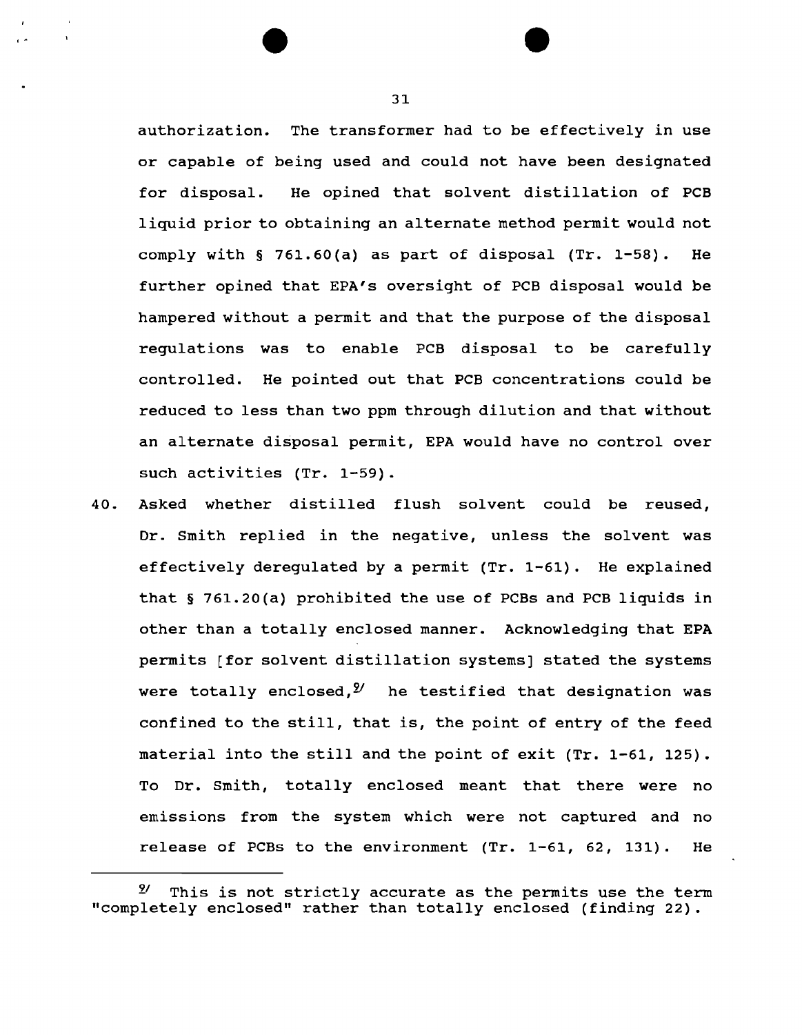authorization. The transformer had to be effectively in use or capable of being used and could not have been designated for disposal. He opined that solvent distillation of PCB liquid prior to obtaining an alternate method permit would not comply with § 761.60(a) as part of disposal (Tr. 1-58). He further opined that EPA's oversight of PCB disposal would be hampered without a permit and that the purpose of the disposal regulations was to enable PCB disposal to be carefully controlled. He pointed out that PCB concentrations could be reduced to less than two ppm through dilution and that without an alternate disposal permit, EPA would have no control over such activities (Tr. 1-59).

40. Asked whether distilled flush solvent could be reused, Dr. Smith replied in the negative, unless the solvent was effectively deregulated by a permit (Tr. 1-61). He explained that § 761.20(a) prohibited the use of PCBs and PCB liquids in other than a totally enclosed manner. Acknowledging that EPA permits [for solvent distillation systems] stated the systems were totally enclosed,[9] he testified that designation was confined to the still, that is, the point of entry of the feed material into the still and the point of exit (Tr. 1-61, 125). To Dr. Smith, totally enclosed meant that there were no emissions from the system which were not captured and no release of PCBs to the environment (Tr. 1-61, 62, 131). He

---

[9] This is not strictly accurate as the permits use the term "completely enclosed" rather than totally enclosed (finding 22).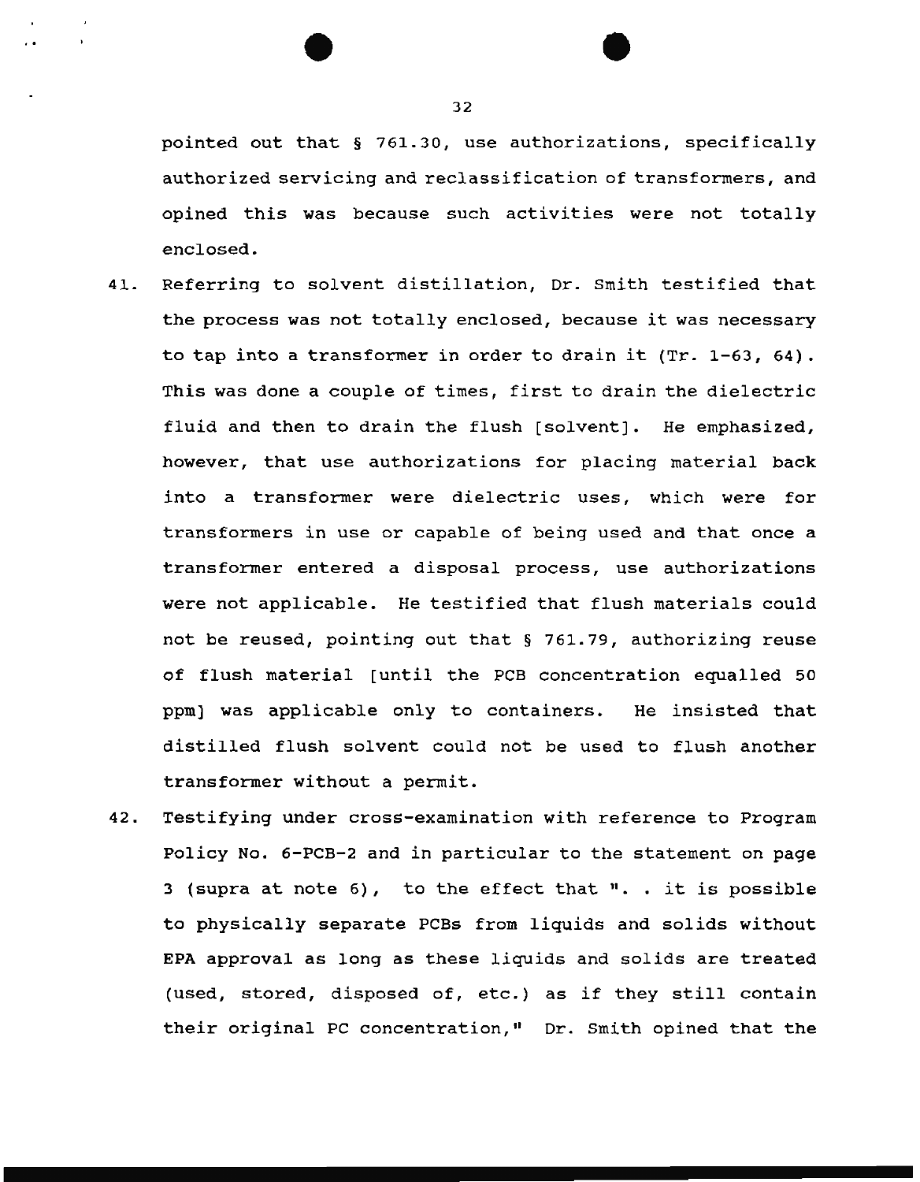pointed out that § 761.30, use authorizations, specifically authorized servicing and reclassification of transformers, and opined this was because such activities were not totally enclosed.

41. Referring to solvent distillation, Dr. Smith testified that the process was not totally enclosed, because it was necessary to tap into a transformer in order to drain it (Tr. 1-63, 64). This was done a couple of times, first to drain the dielectric fluid and then to drain the flush [solvent]. He emphasized, however, that use authorizations for placing material back into a transformer were dielectric uses, which were for transformers in use or capable of being used and that once a transformer entered a disposal process, use authorizations were not applicable. He testified that flush materials could not be reused, pointing out that § 761.79, authorizing reuse of flush material [until the PCB concentration equalled 50 ppm] was applicable only to containers. He insisted that distilled flush solvent could not be used to flush another transformer without a permit.

42. Testifying under cross-examination with reference to Program Policy No. 6-PCB-2 and in particular to the statement on page 3 (supra at note 6), to the effect that ". . it is possible to physically separate PCBs from liquids and solids without EPA approval as long as these liquids and solids are treated (used, stored, disposed of, etc.) as if they still contain their original PC concentration," Dr. Smith opined that the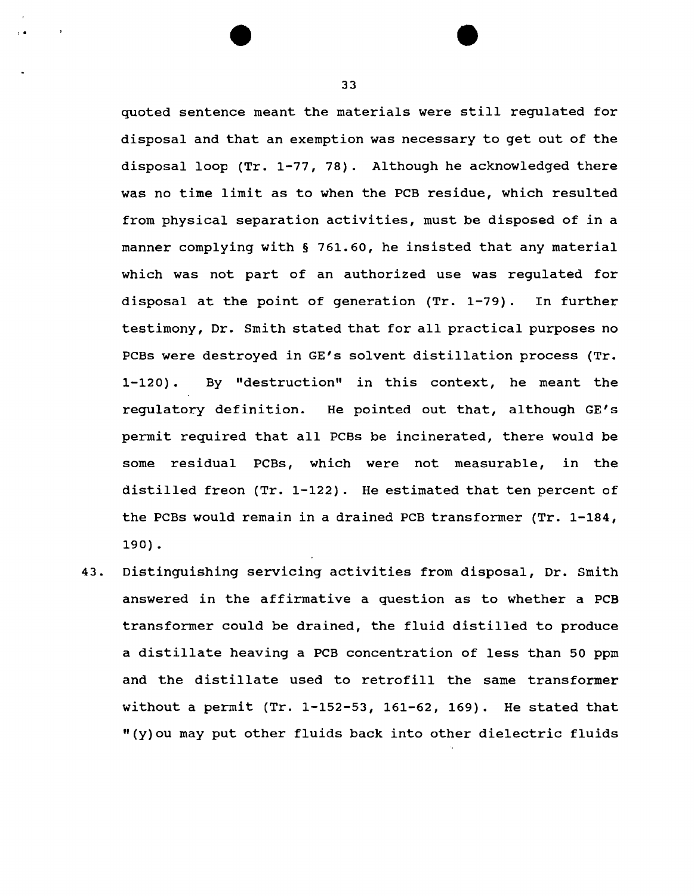quoted sentence meant the materials were still regulated for disposal and that an exemption was necessary to get out of the disposal loop (Tr. 1-77, 78). Although he acknowledged there was no time limit as to when the PCB residue, which resulted from physical separation activities, must be disposed of in a manner complying with § 761.60, he insisted that any material which was not part of an authorized use was regulated for disposal at the point of generation (Tr. 1-79). In further testimony, Dr. Smith stated that for all practical purposes no PCBs were destroyed in GE's solvent distillation process (Tr. 1-120). By "destruction" in this context, he meant the regulatory definition. He pointed out that, although GE's permit required that all PCBs be incinerated, there would be some residual PCBs, which were not measurable, in the distilled freon (Tr. 1-122). He estimated that ten percent of the PCBs would remain in a drained PCB transformer (Tr. 1-184, 190).

43. Distinguishing servicing activities from disposal, Dr. Smith answered in the affirmative a question as to whether a PCB transformer could be drained, the fluid distilled to produce a distillate heaving a PCB concentration of less than 50 ppm and the distillate used to retrofill the same transformer without a permit (Tr. 1-152-53, 161-62, 169). He stated that "(y)ou may put other fluids back into other dielectric fluids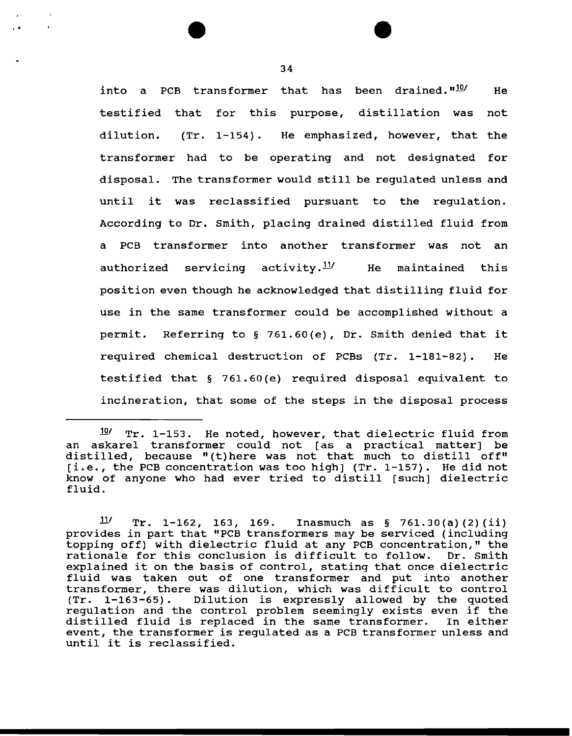into a PCB transformer that has been drained."[10] He testified that for this purpose, distillation was not dilution. (Tr. 1-154). He emphasized, however, that the transformer had to be operating and not designated for disposal. The transformer would still be regulated unless and until it was reclassified pursuant to the regulation. According to Dr. Smith, placing drained distilled fluid from a PCB transformer into another transformer was not an authorized servicing activity.[11] He maintained this position even though he acknowledged that distilling fluid for use in the same transformer could be accomplished without a permit. Referring to § 761.60(e), Dr. Smith denied that it required chemical destruction of PCBs (Tr. 1-181-82). He testified that § 761.60(e) required disposal equivalent to incineration, that some of the steps in the disposal process

---

[10] Tr. 1-153. He noted, however, that dielectric fluid from an askarel transformer could not [as a practical matter] be distilled, because "(t)here was not that much to distill off" [i.e., the PCB concentration was too high] (Tr. 1-157). He did not know of anyone who had ever tried to distill [such] dielectric fluid.

[11] Tr. 1-162, 163, 169. Inasmuch as § 761.30(a)(2)(ii) provides in part that "PCB transformers may be serviced (including topping off) with dielectric fluid at any PCB concentration," the rationale for this conclusion is difficult to follow. Dr. Smith explained it on the basis of control, stating that once dielectric fluid was taken out of one transformer and put into another transformer, there was dilution, which was difficult to control (Tr. 1-163-65). Dilution is expressly allowed by the quoted regulation and the control problem seemingly exists even if the distilled fluid is replaced in the same transformer. In either event, the transformer is regulated as a PCB transformer unless and until it is reclassified.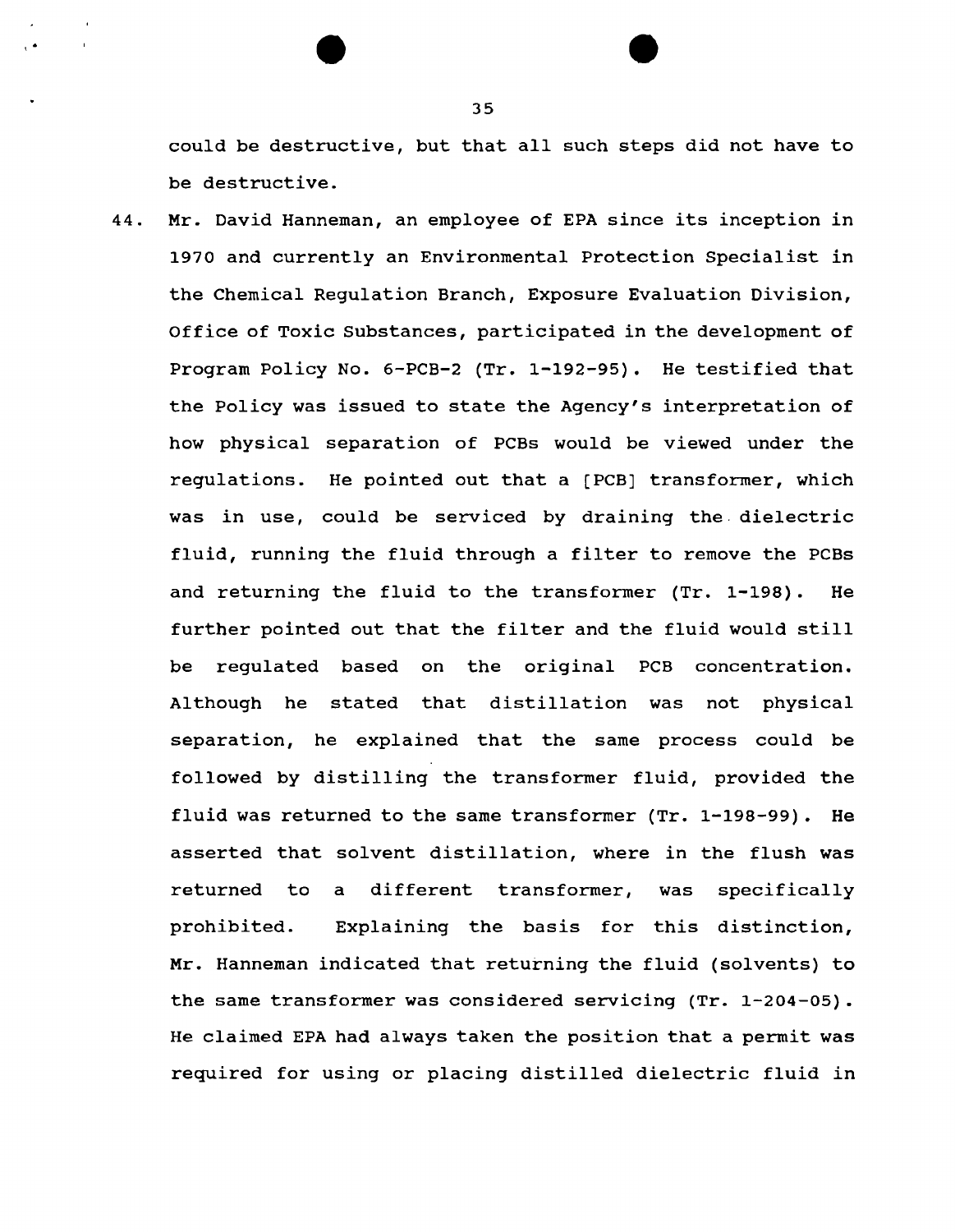could be destructive, but that all such steps did not have to be destructive.

44. Mr. David Hanneman, an employee of EPA since its inception in 1970 and currently an Environmental Protection Specialist in the Chemical Regulation Branch, Exposure Evaluation Division, Office of Toxic Substances, participated in the development of Program Policy No. 6-PCB-2 (Tr. 1-192-95). He testified that the Policy was issued to state the Agency's interpretation of how physical separation of PCBs would be viewed under the regulations. He pointed out that a [PCB] transformer, which was in use, could be serviced by draining the dielectric fluid, running the fluid through a filter to remove the PCBs and returning the fluid to the transformer (Tr. 1-198). He further pointed out that the filter and the fluid would still be regulated based on the original PCB concentration. Although he stated that distillation was not physical separation, he explained that the same process could be followed by distilling the transformer fluid, provided the fluid was returned to the same transformer (Tr. 1-198-99). He asserted that solvent distillation, where in the flush was returned to a different transformer, was specifically prohibited. Explaining the basis for this distinction, Mr. Hanneman indicated that returning the fluid (solvents) to the same transformer was considered servicing (Tr. 1-204-05). He claimed EPA had always taken the position that a permit was required for using or placing distilled dielectric fluid in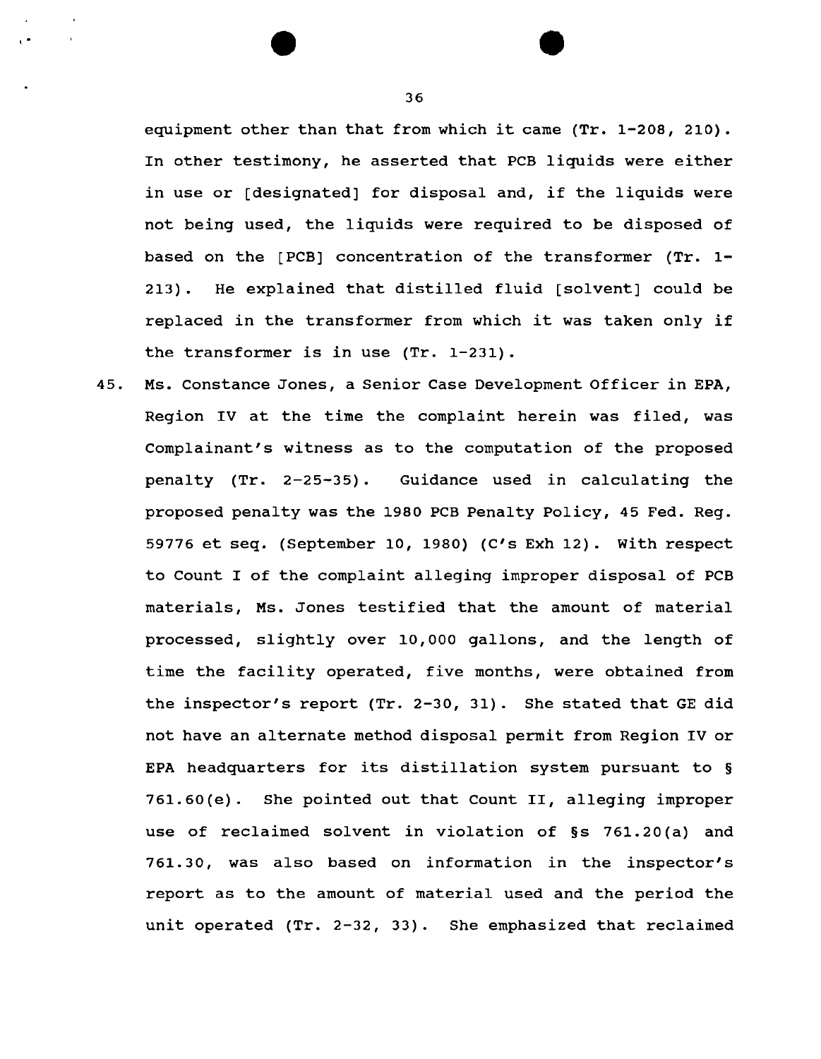equipment other than that from which it came (Tr. 1-208, 210). In other testimony, he asserted that PCB liquids were either in use or [designated] for disposal and, if the liquids were not being used, the liquids were required to be disposed of based on the [PCB] concentration of the transformer (Tr. 1-213). He explained that distilled fluid [solvent] could be replaced in the transformer from which it was taken only if the transformer is in use (Tr. 1-231).

45. Ms. Constance Jones, a Senior Case Development Officer in EPA, Region IV at the time the complaint herein was filed, was Complainant's witness as to the computation of the proposed penalty (Tr. 2-25-35). Guidance used in calculating the proposed penalty was the 1980 PCB Penalty Policy, 45 Fed. Reg. 59776 et seq. (September 10, 1980) (C's Exh 12). With respect to Count I of the complaint alleging improper disposal of PCB materials, Ms. Jones testified that the amount of material processed, slightly over 10,000 gallons, and the length of time the facility operated, five months, were obtained from the inspector's report (Tr. 2-30, 31). She stated that GE did not have an alternate method disposal permit from Region IV or EPA headquarters for its distillation system pursuant to § 761.60(e). She pointed out that Count II, alleging improper use of reclaimed solvent in violation of §s 761.20(a) and 761.30, was also based on information in the inspector's report as to the amount of material used and the period the unit operated (Tr. 2-32, 33). She emphasized that reclaimed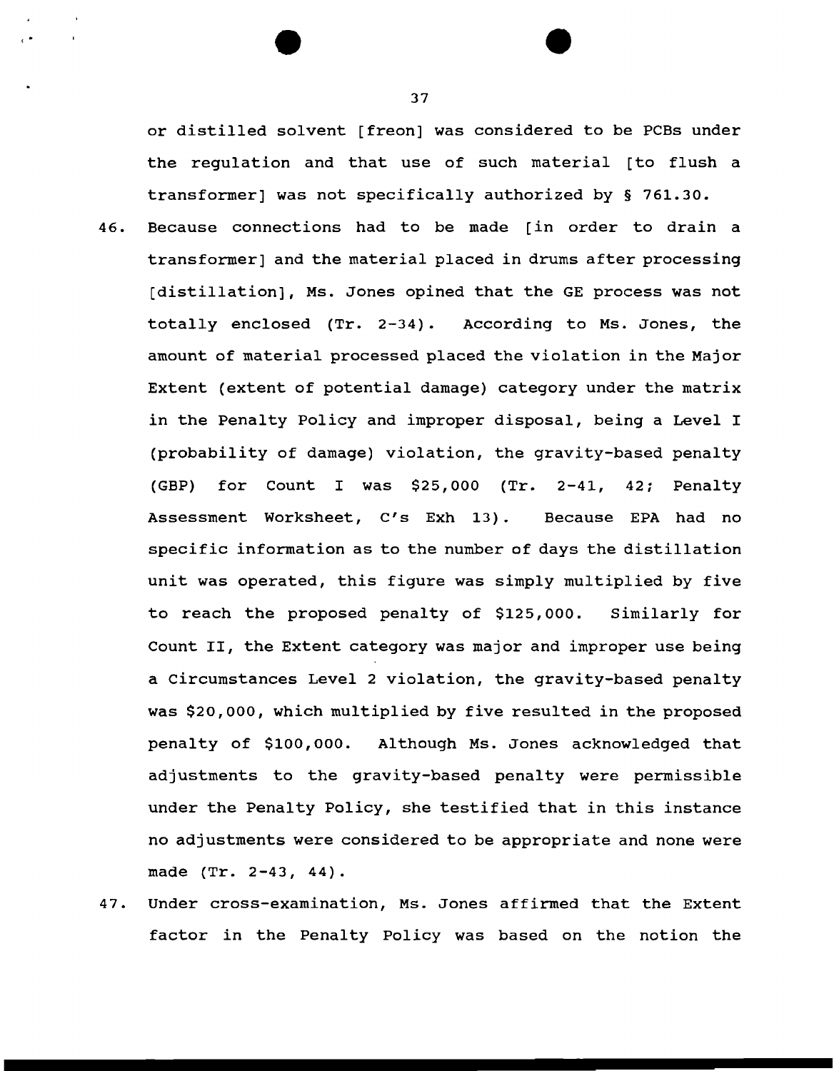or distilled solvent [freon] was considered to be PCBs under the regulation and that use of such material [to flush a transformer] was not specifically authorized by § 761.30.

46. Because connections had to be made [in order to drain a transformer] and the material placed in drums after processing [distillation], Ms. Jones opined that the GE process was not totally enclosed (Tr. 2-34). According to Ms. Jones, the amount of material processed placed the violation in the Major Extent (extent of potential damage) category under the matrix in the Penalty Policy and improper disposal, being a Level I (probability of damage) violation, the gravity-based penalty (GBP) for Count I was $25,000 (Tr. 2-41, 42; Penalty Assessment Worksheet, C's Exh 13). Because EPA had no specific information as to the number of days the distillation unit was operated, this figure was simply multiplied by five to reach the proposed penalty of $125,000. Similarly for Count II, the Extent category was major and improper use being a Circumstances Level 2 violation, the gravity-based penalty was $20,000, which multiplied by five resulted in the proposed penalty of $100,000. Although Ms. Jones acknowledged that adjustments to the gravity-based penalty were permissible under the Penalty Policy, she testified that in this instance no adjustments were considered to be appropriate and none were made (Tr. 2-43, 44).

47. Under cross-examination, Ms. Jones affirmed that the Extent factor in the Penalty Policy was based on the notion the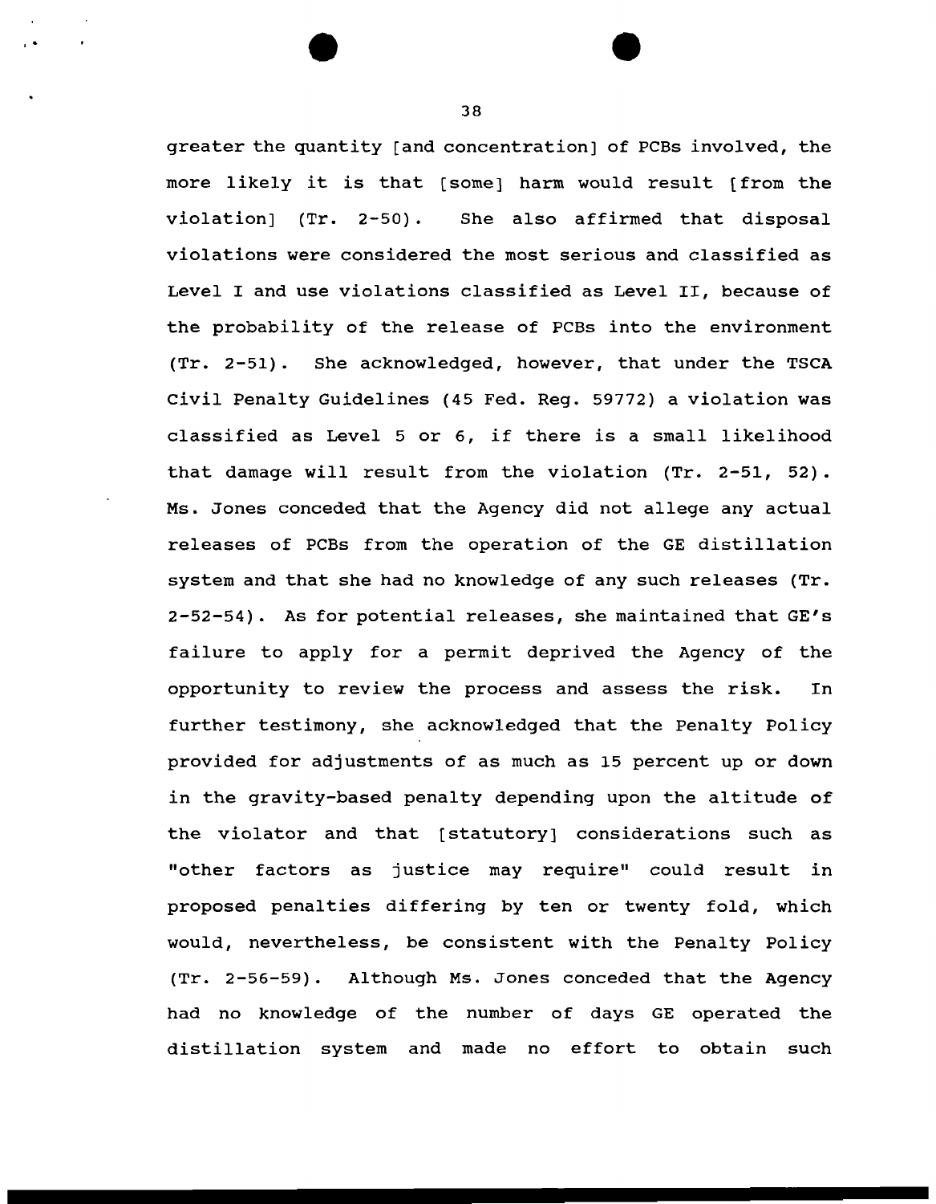greater the quantity [and concentration] of PCBs involved, the more likely it is that [some] harm would result [from the violation] (Tr. 2-50). She also affirmed that disposal violations were considered the most serious and classified as Level I and use violations classified as Level II, because of the probability of the release of PCBs into the environment (Tr. 2-51). She acknowledged, however, that under the TSCA Civil Penalty Guidelines (45 Fed. Reg. 59772) a violation was classified as Level 5 or 6, if there is a small likelihood that damage will result from the violation (Tr. 2-51, 52). Ms. Jones conceded that the Agency did not allege any actual releases of PCBs from the operation of the GE distillation system and that she had no knowledge of any such releases (Tr. 2-52-54). As for potential releases, she maintained that GE's failure to apply for a permit deprived the Agency of the opportunity to review the process and assess the risk. In further testimony, she acknowledged that the Penalty Policy provided for adjustments of as much as 15 percent up or down in the gravity-based penalty depending upon the altitude of the violator and that [statutory] considerations such as "other factors as justice may require" could result in proposed penalties differing by ten or twenty fold, which would, nevertheless, be consistent with the Penalty Policy (Tr. 2-56-59). Although Ms. Jones conceded that the Agency had no knowledge of the number of days GE operated the distillation system and made no effort to obtain such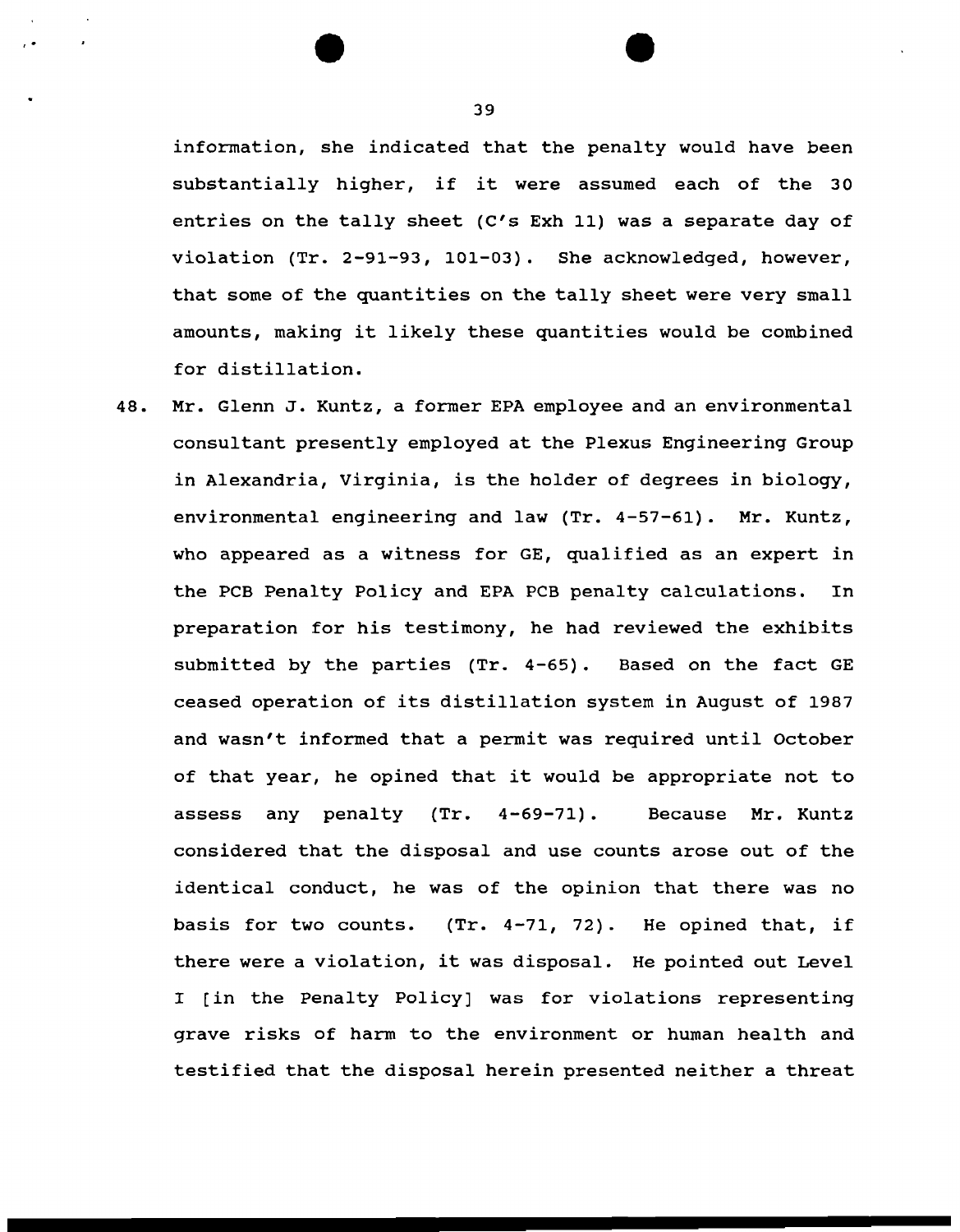information, she indicated that the penalty would have been substantially higher, if it were assumed each of the 30 entries on the tally sheet (C's Exh 11) was a separate day of violation (Tr. 2-91-93, 101-03). She acknowledged, however, that some of the quantities on the tally sheet were very small amounts, making it likely these quantities would be combined for distillation.

48. Mr. Glenn J. Kuntz, a former EPA employee and an environmental consultant presently employed at the Plexus Engineering Group in Alexandria, Virginia, is the holder of degrees in biology, environmental engineering and law (Tr. 4-57-61). Mr. Kuntz, who appeared as a witness for GE, qualified as an expert in the PCB Penalty Policy and EPA PCB penalty calculations. In preparation for his testimony, he had reviewed the exhibits submitted by the parties (Tr. 4-65). Based on the fact GE ceased operation of its distillation system in August of 1987 and wasn't informed that a permit was required until October of that year, he opined that it would be appropriate not to assess any penalty (Tr. 4-69-71). Because Mr. Kuntz considered that the disposal and use counts arose out of the identical conduct, he was of the opinion that there was no basis for two counts. (Tr. 4-71, 72). He opined that, if there were a violation, it was disposal. He pointed out Level I [in the Penalty Policy] was for violations representing grave risks of harm to the environment or human health and testified that the disposal herein presented neither a threat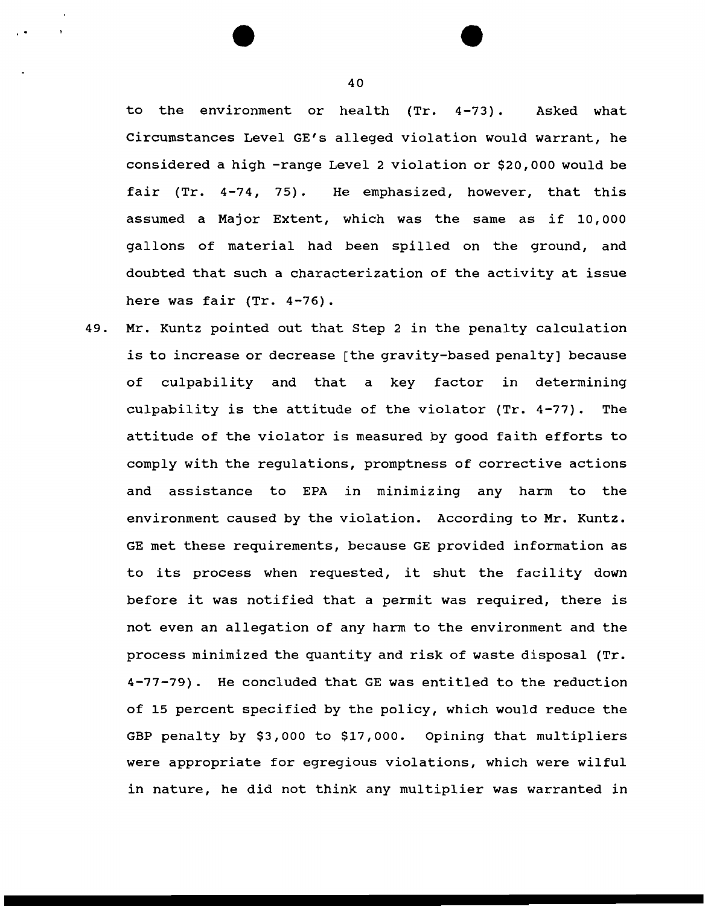to the environment or health (Tr. 4-73). Asked what Circumstances Level GE's alleged violation would warrant, he considered a high -range Level 2 violation or $20,000 would be fair (Tr. 4-74, 75). He emphasized, however, that this assumed a Major Extent, which was the same as if 10,000 gallons of material had been spilled on the ground, and doubted that such a characterization of the activity at issue here was fair (Tr. 4-76).

49. Mr. Kuntz pointed out that Step 2 in the penalty calculation is to increase or decrease [the gravity-based penalty] because of culpability and that a key factor in determining culpability is the attitude of the violator (Tr. 4-77). The attitude of the violator is measured by good faith efforts to comply with the regulations, promptness of corrective actions and assistance to EPA in minimizing any harm to the environment caused by the violation. According to Mr. Kuntz. GE met these requirements, because GE provided information as to its process when requested, it shut the facility down before it was notified that a permit was required, there is not even an allegation of any harm to the environment and the process minimized the quantity and risk of waste disposal (Tr. 4-77-79). He concluded that GE was entitled to the reduction of 15 percent specified by the policy, which would reduce the GBP penalty by $3,000 to $17,000. Opining that multipliers were appropriate for egregious violations, which were wilful in nature, he did not think any multiplier was warranted in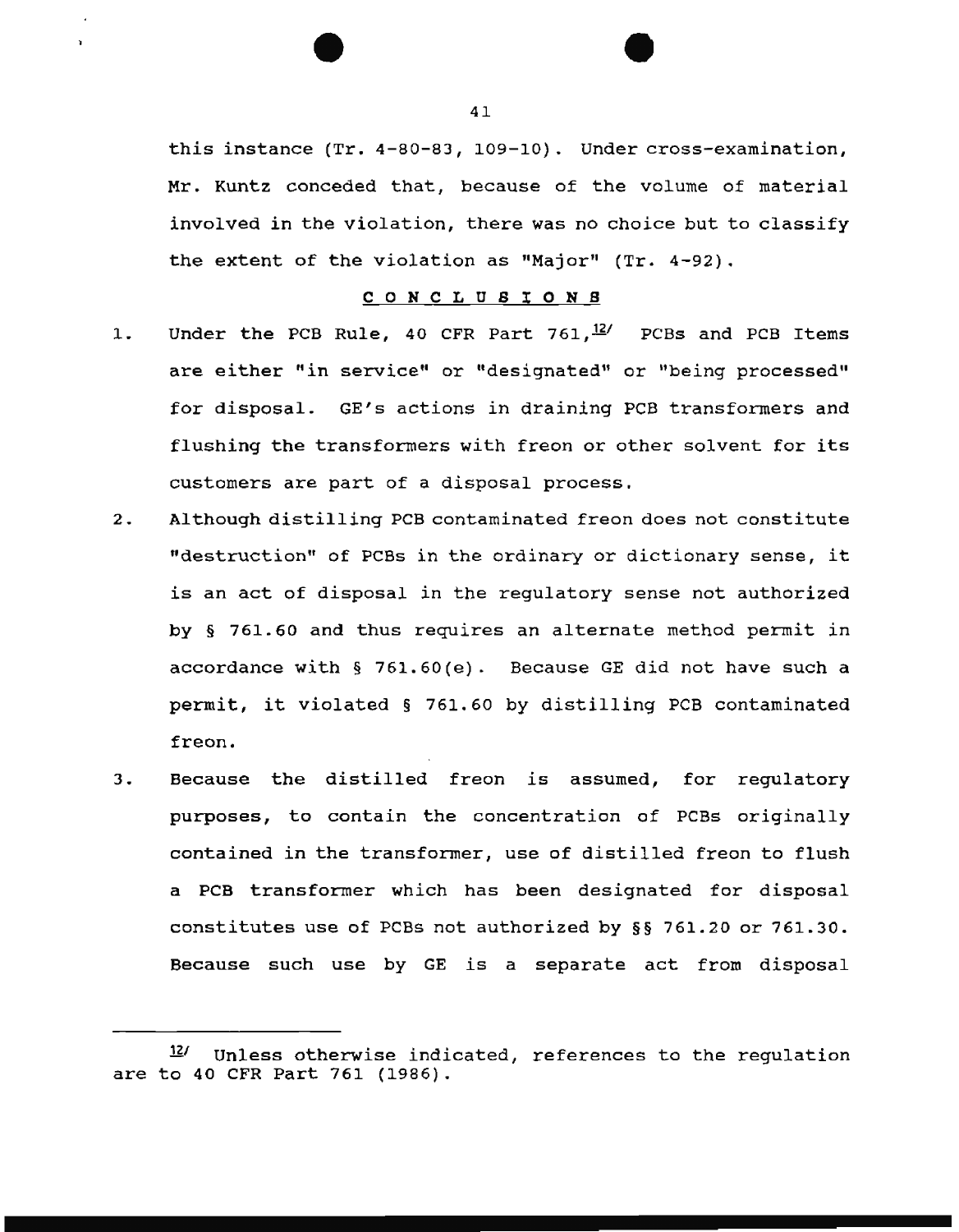this instance (Tr. 4-80-83, 109-10). Under cross-examination, Mr. Kuntz conceded that, because of the volume of material involved in the violation, there was no choice but to classify the extent of the violation as "Major" (Tr. 4-92).

## CONCLUSIONS

1. Under the PCB Rule, 40 CFR Part 761,[12] PCBs and PCB Items are either "in service" or "designated" or "being processed" for disposal. GE's actions in draining PCB transformers and flushing the transformers with freon or other solvent for its customers are part of a disposal process.

2. Although distilling PCB contaminated freon does not constitute "destruction" of PCBs in the ordinary or dictionary sense, it is an act of disposal in the regulatory sense not authorized by § 761.60 and thus requires an alternate method permit in accordance with § 761.60(e). Because GE did not have such a permit, it violated § 761.60 by distilling PCB contaminated freon.

3. Because the distilled freon is assumed, for regulatory purposes, to contain the concentration of PCBs originally contained in the transformer, use of distilled freon to flush a PCB transformer which has been designated for disposal constitutes use of PCBs not authorized by §§ 761.20 or 761.30. Because such use by GE is a separate act from disposal

---

[12] Unless otherwise indicated, references to the regulation are to 40 CFR Part 761 (1986).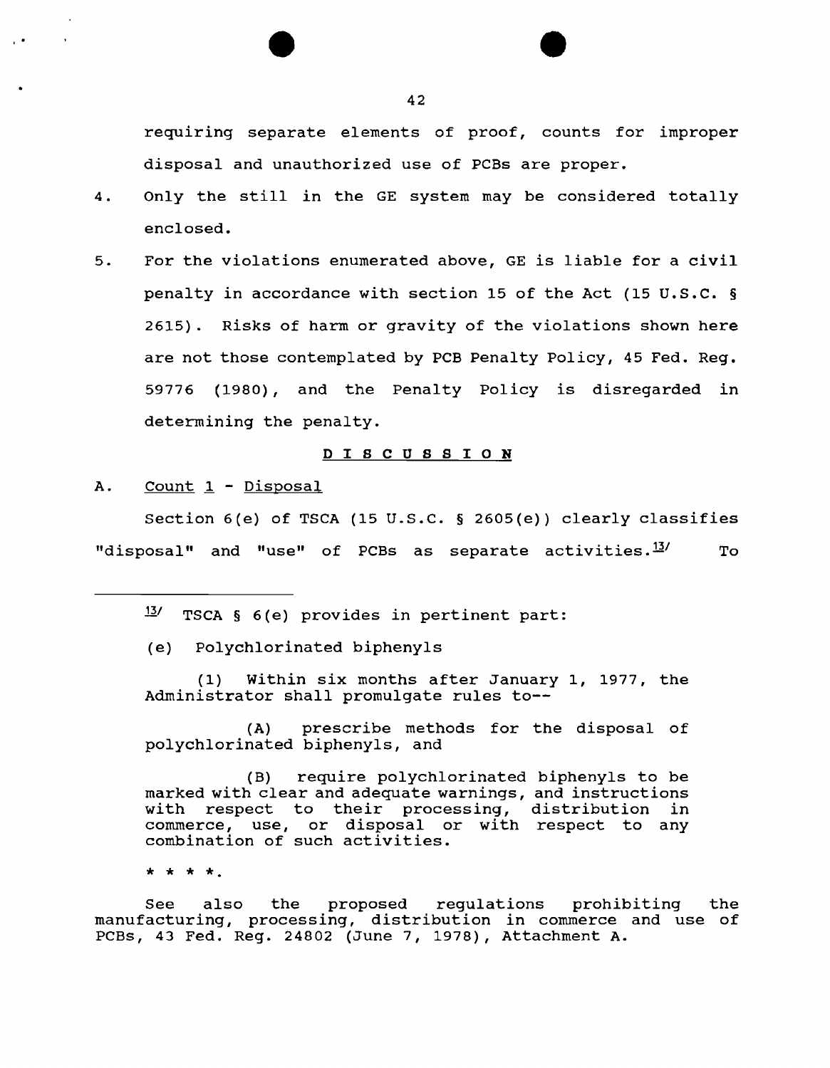requiring separate elements of proof, counts for improper disposal and unauthorized use of PCBs are proper.

4. Only the still in the GE system may be considered totally enclosed.

5. For the violations enumerated above, GE is liable for a civil penalty in accordance with section 15 of the Act (15 U.S.C. § 2615). Risks of harm or gravity of the violations shown here are not those contemplated by PCB Penalty Policy, 45 Fed. Reg. 59776 (1980), and the Penalty Policy is disregarded in determining the penalty.

## D I S C U S S I O N

A. Count 1 - Disposal

Section 6(e) of TSCA (15 U.S.C. § 2605(e)) clearly classifies "disposal" and "use" of PCBs as separate activities.[13] To

---

[13] TSCA § 6(e) provides in pertinent part:

(e) Polychlorinated biphenyls

(1) Within six months after January 1, 1977, the Administrator shall promulgate rules to--

(A) prescribe methods for the disposal of polychlorinated biphenyls, and

(B) require polychlorinated biphenyls to be marked with clear and adequate warnings, and instructions with respect to their processing, distribution in commerce, use, or disposal or with respect to any combination of such activities.

* * * *.

See also the proposed regulations prohibiting the manufacturing, processing, distribution in commerce and use of PCBs, 43 Fed. Reg. 24802 (June 7, 1978), Attachment A.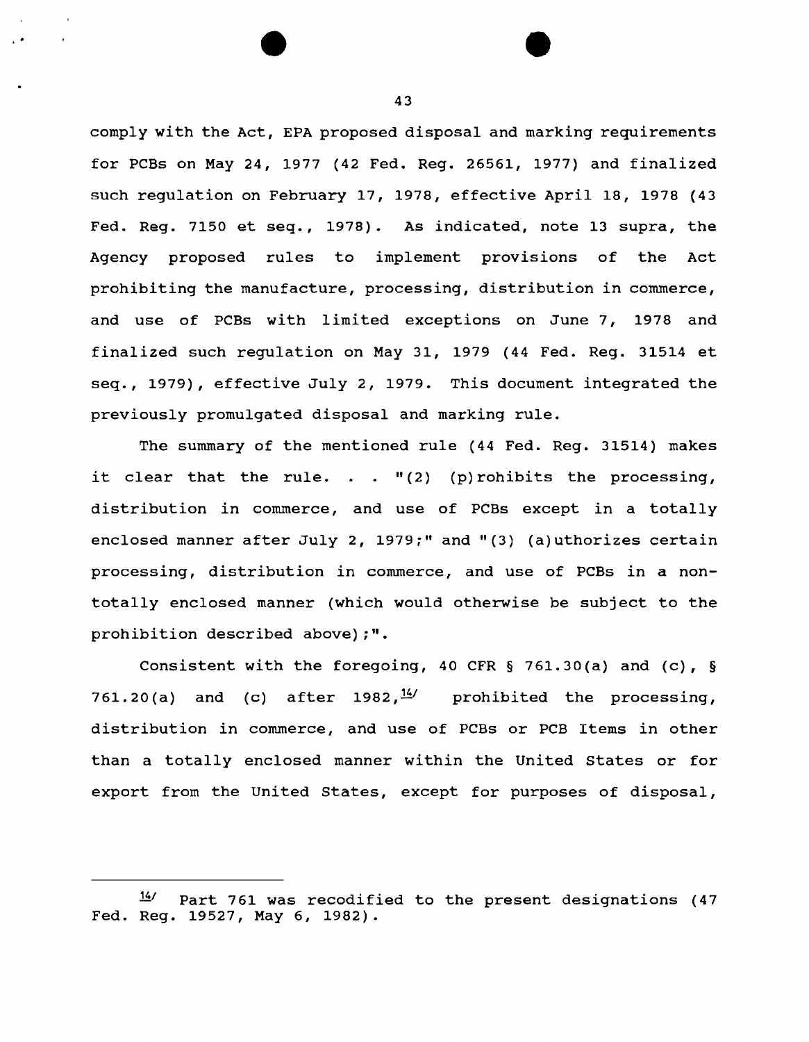comply with the Act, EPA proposed disposal and marking requirements for PCBs on May 24, 1977 (42 Fed. Reg. 26561, 1977) and finalized such regulation on February 17, 1978, effective April 18, 1978 (43 Fed. Reg. 7150 et seq., 1978). As indicated, note 13 supra, the Agency proposed rules to implement provisions of the Act prohibiting the manufacture, processing, distribution in commerce, and use of PCBs with limited exceptions on June 7, 1978 and finalized such regulation on May 31, 1979 (44 Fed. Reg. 31514 et seq., 1979), effective July 2, 1979. This document integrated the previously promulgated disposal and marking rule.

The summary of the mentioned rule (44 Fed. Reg. 31514) makes it clear that the rule. . . "(2) (p)rohibits the processing, distribution in commerce, and use of PCBs except in a totally enclosed manner after July 2, 1979;" and "(3) (a)uthorizes certain processing, distribution in commerce, and use of PCBs in a non-totally enclosed manner (which would otherwise be subject to the prohibition described above);".

Consistent with the foregoing, 40 CFR § 761.30(a) and (c), § 761.20(a) and (c) after 1982,[14] prohibited the processing, distribution in commerce, and use of PCBs or PCB Items in other than a totally enclosed manner within the United States or for export from the United States, except for purposes of disposal,

---

[14] Part 761 was recodified to the present designations (47 Fed. Reg. 19527, May 6, 1982).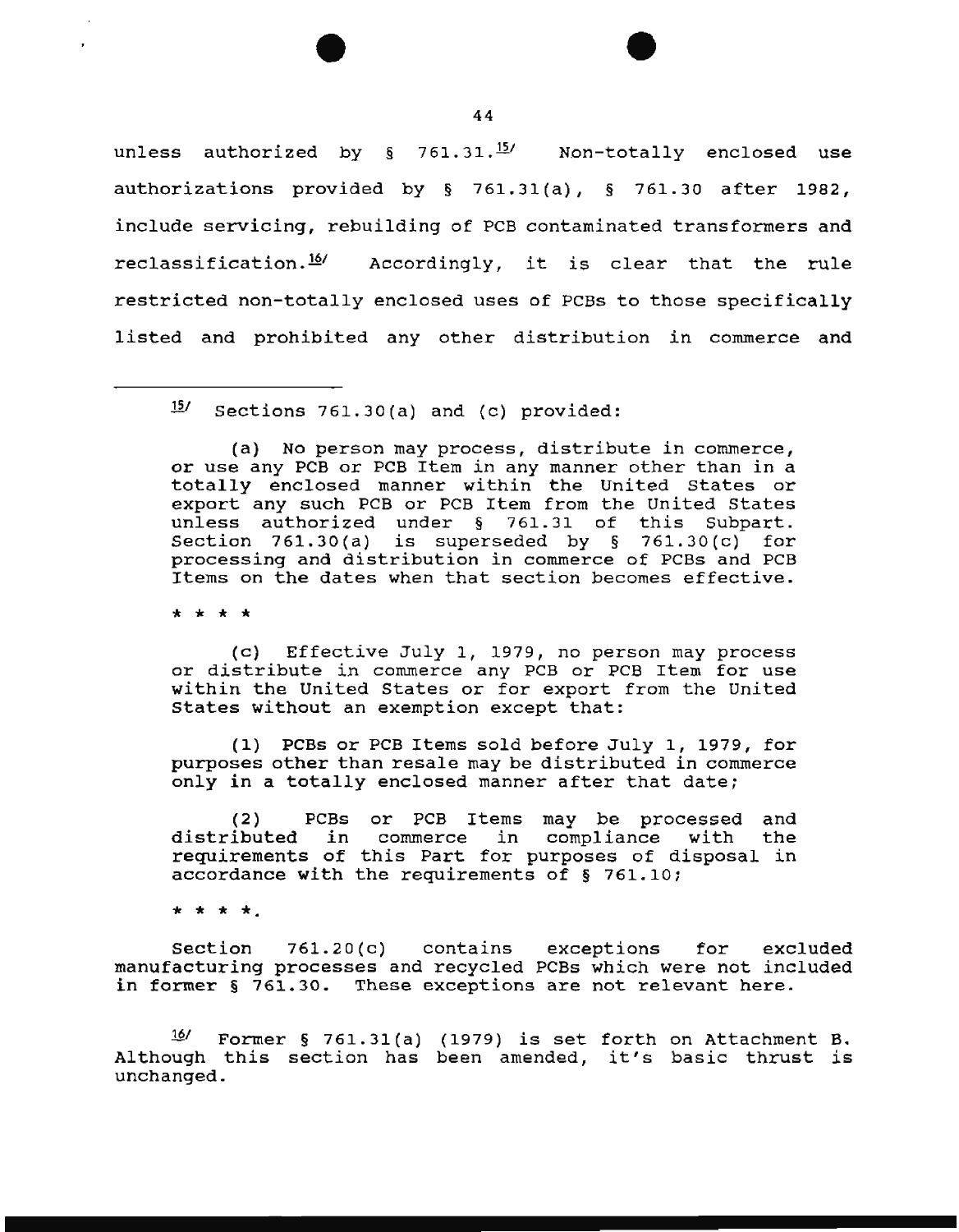unless authorized by § 761.31.[15] Non-totally enclosed use authorizations provided by § 761.31(a), § 761.30 after 1982, include servicing, rebuilding of PCB contaminated transformers and reclassification.[16] Accordingly, it is clear that the rule restricted non-totally enclosed uses of PCBs to those specifically listed and prohibited any other distribution in commerce and

---

[15] Sections 761.30(a) and (c) provided:

(a) No person may process, distribute in commerce, or use any PCB or PCB Item in any manner other than in a totally enclosed manner within the United States or export any such PCB or PCB Item from the United States unless authorized under § 761.31 of this Subpart. Section 761.30(a) is superseded by § 761.30(c) for processing and distribution in commerce of PCBs and PCB Items on the dates when that section becomes effective.

* * * *

(c) Effective July 1, 1979, no person may process or distribute in commerce any PCB or PCB Item for use within the United States or for export from the United States without an exemption except that:

(1) PCBs or PCB Items sold before July 1, 1979, for purposes other than resale may be distributed in commerce only in a totally enclosed manner after that date;

(2) PCBs or PCB Items may be processed and distributed in commerce in compliance with the requirements of this Part for purposes of disposal in accordance with the requirements of § 761.10;

* * * *.

Section 761.20(c) contains exceptions for excluded manufacturing processes and recycled PCBs which were not included in former § 761.30. These exceptions are not relevant here.

[16] Former § 761.31(a) (1979) is set forth on Attachment B. Although this section has been amended, it's basic thrust is unchanged.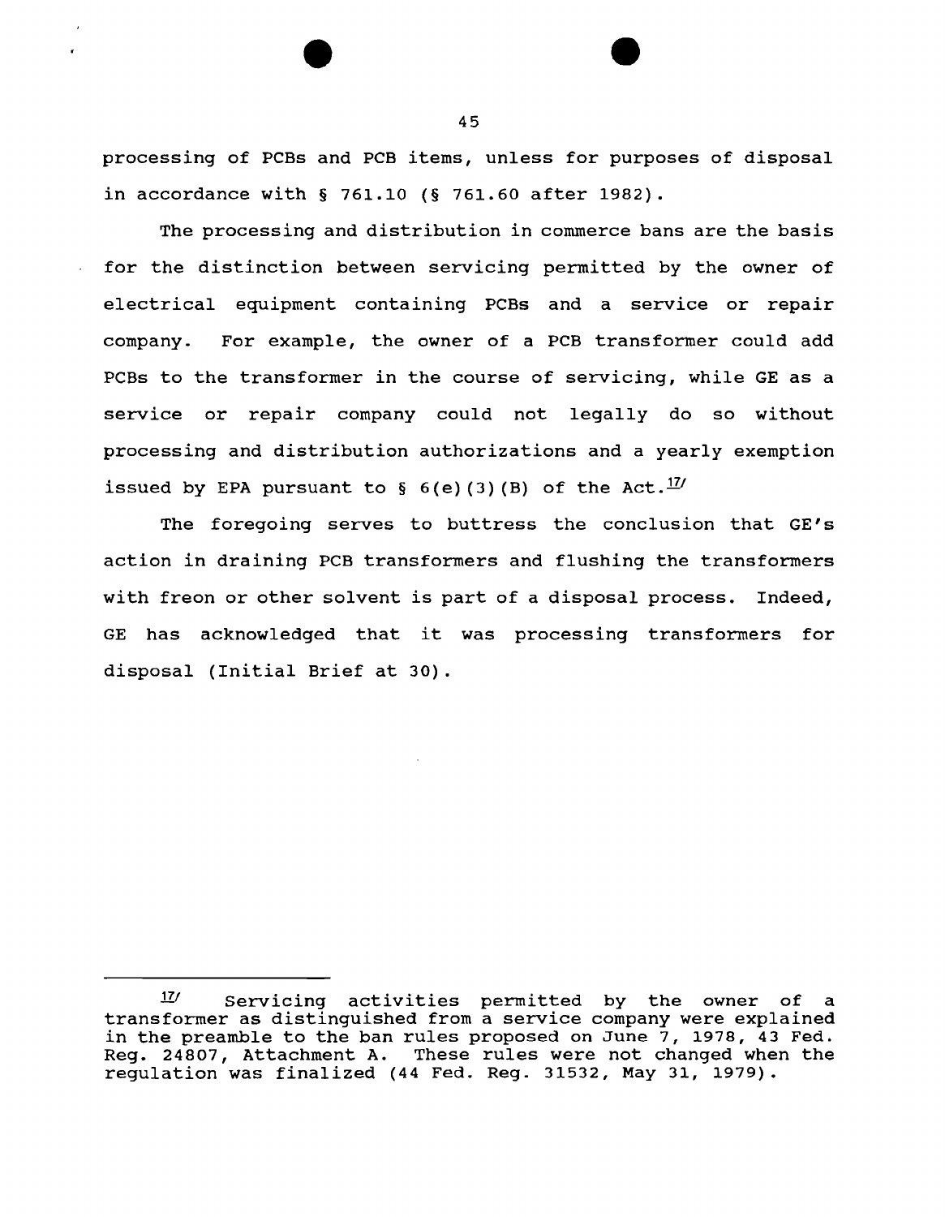processing of PCBs and PCB items, unless for purposes of disposal in accordance with § 761.10 (§ 761.60 after 1982).

The processing and distribution in commerce bans are the basis for the distinction between servicing permitted by the owner of electrical equipment containing PCBs and a service or repair company. For example, the owner of a PCB transformer could add PCBs to the transformer in the course of servicing, while GE as a service or repair company could not legally do so without processing and distribution authorizations and a yearly exemption issued by EPA pursuant to § 6(e)(3)(B) of the Act.[17]

The foregoing serves to buttress the conclusion that GE's action in draining PCB transformers and flushing the transformers with freon or other solvent is part of a disposal process. Indeed, GE has acknowledged that it was processing transformers for disposal (Initial Brief at 30).

---

[17] Servicing activities permitted by the owner of a transformer as distinguished from a service company were explained in the preamble to the ban rules proposed on June 7, 1978, 43 Fed. Reg. 24807, Attachment A. These rules were not changed when the regulation was finalized (44 Fed. Reg. 31532, May 31, 1979).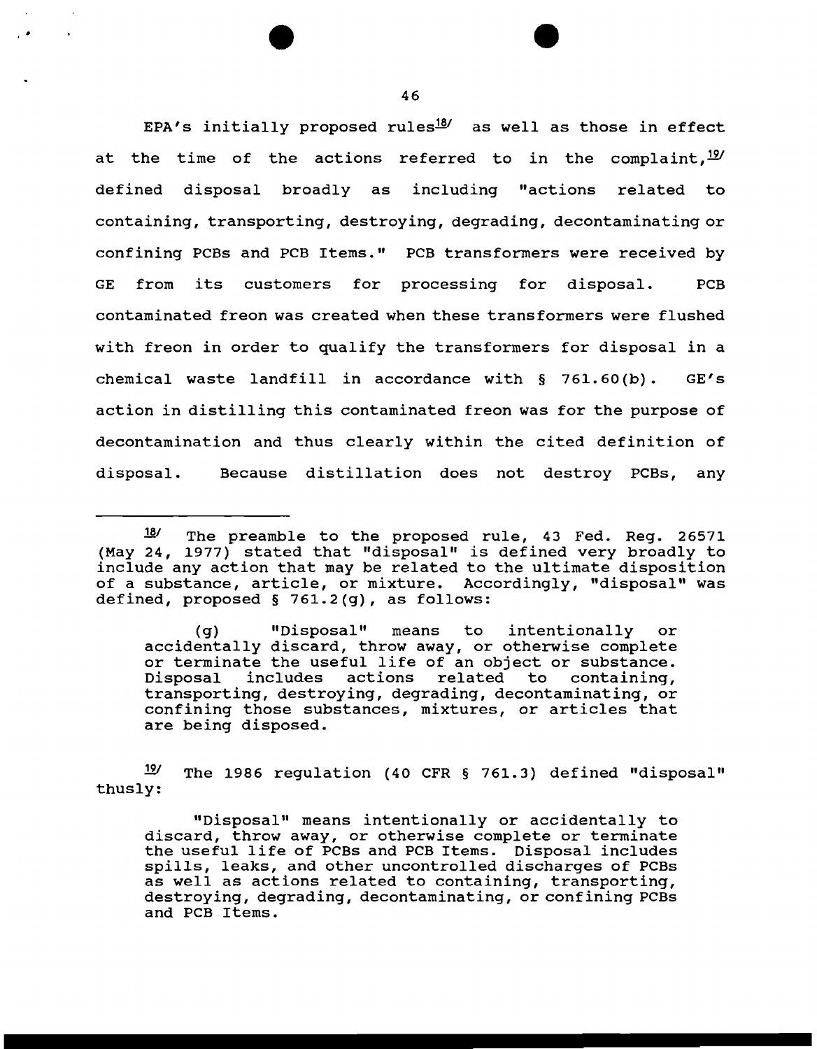EPA's initially proposed rules[18] as well as those in effect at the time of the actions referred to in the complaint,[19] defined disposal broadly as including "actions related to containing, transporting, destroying, degrading, decontaminating or confining PCBs and PCB Items." PCB transformers were received by GE from its customers for processing for disposal. PCB contaminated freon was created when these transformers were flushed with freon in order to qualify the transformers for disposal in a chemical waste landfill in accordance with § 761.60(b). GE's action in distilling this contaminated freon was for the purpose of decontamination and thus clearly within the cited definition of disposal. Because distillation does not destroy PCBs, any

---

[18] The preamble to the proposed rule, 43 Fed. Reg. 26571 (May 24, 1977) stated that "disposal" is defined very broadly to include any action that may be related to the ultimate disposition of a substance, article, or mixture. Accordingly, "disposal" was defined, proposed § 761.2(g), as follows:

> (g) "Disposal" means to intentionally or accidentally discard, throw away, or otherwise complete or terminate the useful life of an object or substance. Disposal includes actions related to containing, transporting, destroying, degrading, decontaminating, or confining those substances, mixtures, or articles that are being disposed.

[19] The 1986 regulation (40 CFR § 761.3) defined "disposal" thusly:

> "Disposal" means intentionally or accidentally to discard, throw away, or otherwise complete or terminate the useful life of PCBs and PCB Items. Disposal includes spills, leaks, and other uncontrolled discharges of PCBs as well as actions related to containing, transporting, destroying, degrading, decontaminating, or confining PCBs and PCB Items.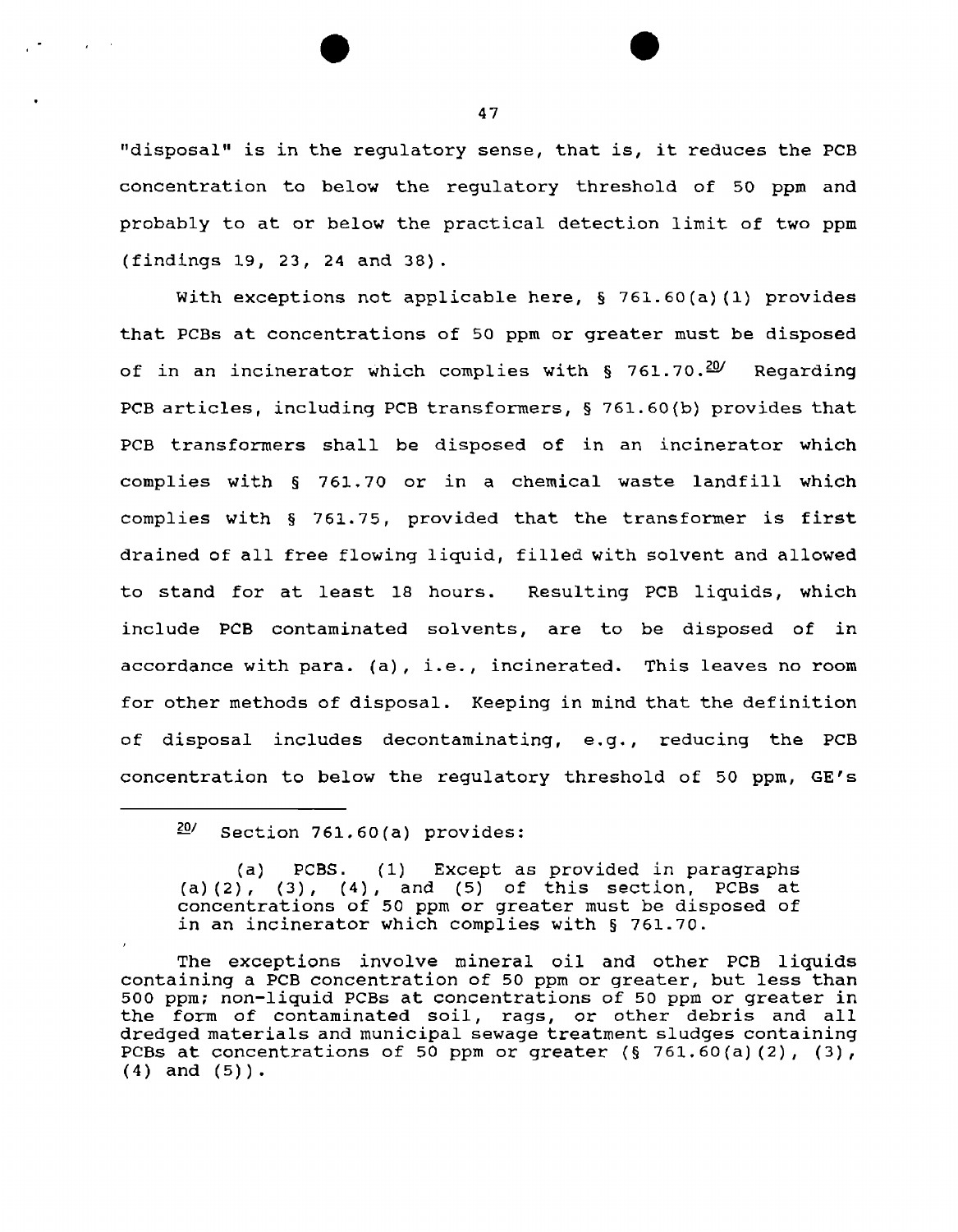"disposal" is in the regulatory sense, that is, it reduces the PCB concentration to below the regulatory threshold of 50 ppm and probably to at or below the practical detection limit of two ppm (findings 19, 23, 24 and 38).

With exceptions not applicable here, § 761.60(a)(1) provides that PCBs at concentrations of 50 ppm or greater must be disposed of in an incinerator which complies with § 761.70.[20] Regarding PCB articles, including PCB transformers, § 761.60(b) provides that PCB transformers shall be disposed of in an incinerator which complies with § 761.70 or in a chemical waste landfill which complies with § 761.75, provided that the transformer is first drained of all free flowing liquid, filled with solvent and allowed to stand for at least 18 hours. Resulting PCB liquids, which include PCB contaminated solvents, are to be disposed of in accordance with para. (a), i.e., incinerated. This leaves no room for other methods of disposal. Keeping in mind that the definition of disposal includes decontaminating, e.g., reducing the PCB concentration to below the regulatory threshold of 50 ppm, GE's

---

[20] Section 761.60(a) provides:

> (a) PCBS. (1) Except as provided in paragraphs (a)(2), (3), (4), and (5) of this section, PCBs at concentrations of 50 ppm or greater must be disposed of in an incinerator which complies with § 761.70.

The exceptions involve mineral oil and other PCB liquids containing a PCB concentration of 50 ppm or greater, but less than 500 ppm; non-liquid PCBs at concentrations of 50 ppm or greater in the form of contaminated soil, rags, or other debris and all dredged materials and municipal sewage treatment sludges containing PCBs at concentrations of 50 ppm or greater (§ 761.60(a)(2), (3), (4) and (5)).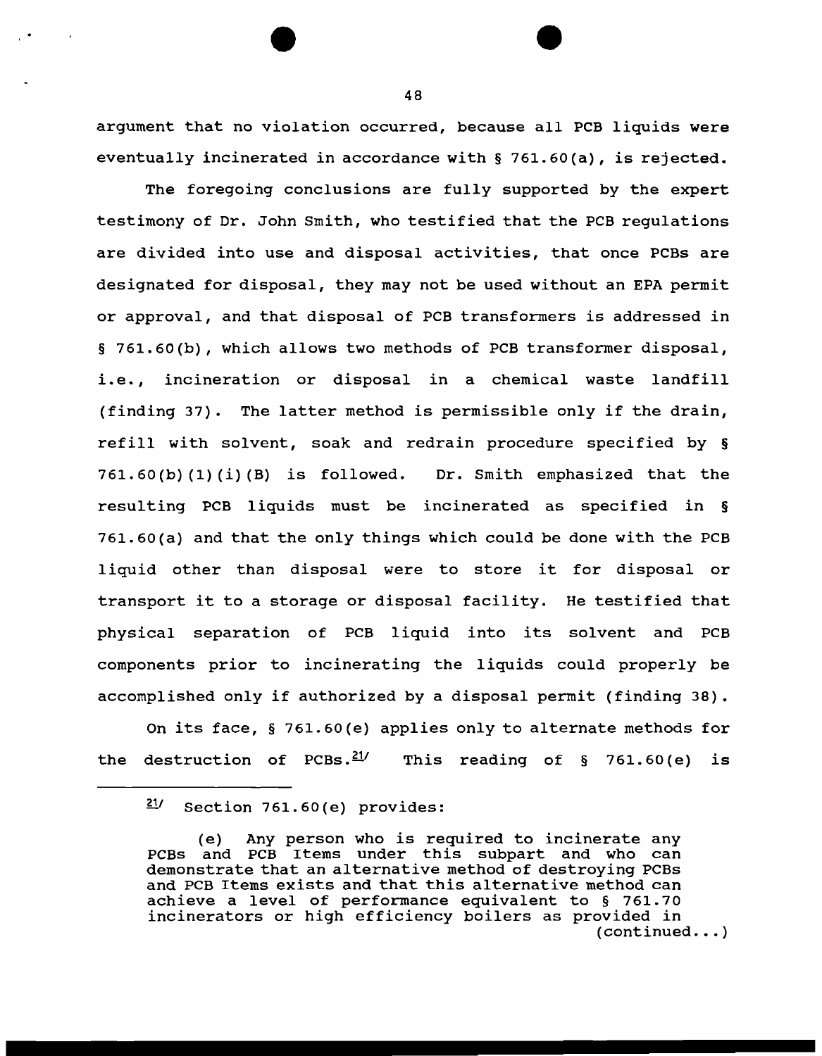argument that no violation occurred, because all PCB liquids were eventually incinerated in accordance with § 761.60(a), is rejected.

The foregoing conclusions are fully supported by the expert testimony of Dr. John Smith, who testified that the PCB regulations are divided into use and disposal activities, that once PCBs are designated for disposal, they may not be used without an EPA permit or approval, and that disposal of PCB transformers is addressed in § 761.60(b), which allows two methods of PCB transformer disposal, i.e., incineration or disposal in a chemical waste landfill (finding 37). The latter method is permissible only if the drain, refill with solvent, soak and redrain procedure specified by § 761.60(b)(1)(i)(B) is followed. Dr. Smith emphasized that the resulting PCB liquids must be incinerated as specified in § 761.60(a) and that the only things which could be done with the PCB liquid other than disposal were to store it for disposal or transport it to a storage or disposal facility. He testified that physical separation of PCB liquid into its solvent and PCB components prior to incinerating the liquids could properly be accomplished only if authorized by a disposal permit (finding 38).

On its face, § 761.60(e) applies only to alternate methods for the destruction of PCBs.[21] This reading of § 761.60(e) is

---

[21] Section 761.60(e) provides:

> (e) Any person who is required to incinerate any PCBs and PCB Items under this subpart and who can demonstrate that an alternative method of destroying PCBs and PCB Items exists and that this alternative method can achieve a level of performance equivalent to § 761.70 incinerators or high efficiency boilers as provided in (continued...)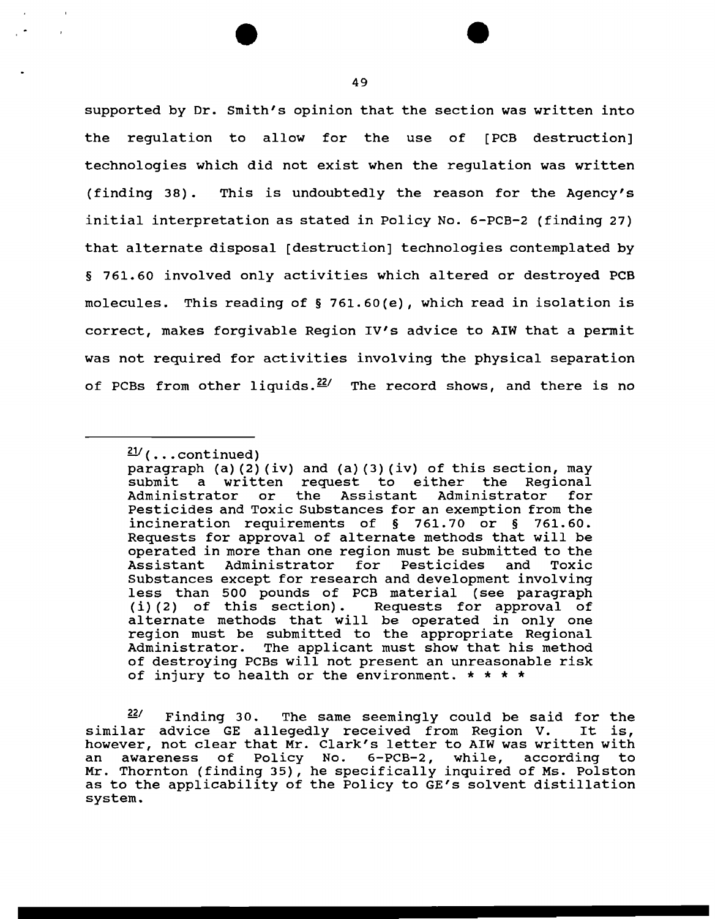supported by Dr. Smith's opinion that the section was written into the regulation to allow for the use of [PCB destruction] technologies which did not exist when the regulation was written (finding 38). This is undoubtedly the reason for the Agency's initial interpretation as stated in Policy No. 6-PCB-2 (finding 27) that alternate disposal [destruction] technologies contemplated by § 761.60 involved only activities which altered or destroyed PCB molecules. This reading of § 761.60(e), which read in isolation is correct, makes forgivable Region IV's advice to AIW that a permit was not required for activities involving the physical separation of PCBs from other liquids.[22] The record shows, and there is no

---

[21](...continued)
paragraph (a)(2)(iv) and (a)(3)(iv) of this section, may submit a written request to either the Regional Administrator or the Assistant Administrator for Pesticides and Toxic Substances for an exemption from the incineration requirements of § 761.70 or § 761.60. Requests for approval of alternate methods that will be operated in more than one region must be submitted to the Assistant Administrator for Pesticides and Toxic Substances except for research and development involving less than 500 pounds of PCB material (see paragraph (i)(2) of this section). Requests for approval of alternate methods that will be operated in only one region must be submitted to the appropriate Regional Administrator. The applicant must show that his method of destroying PCBs will not present an unreasonable risk of injury to health or the environment. * * * *

[22] Finding 30. The same seemingly could be said for the similar advice GE allegedly received from Region V. It is, however, not clear that Mr. Clark's letter to AIW was written with an awareness of Policy No. 6-PCB-2, while, according to Mr. Thornton (finding 35), he specifically inquired of Ms. Polston as to the applicability of the Policy to GE's solvent distillation system.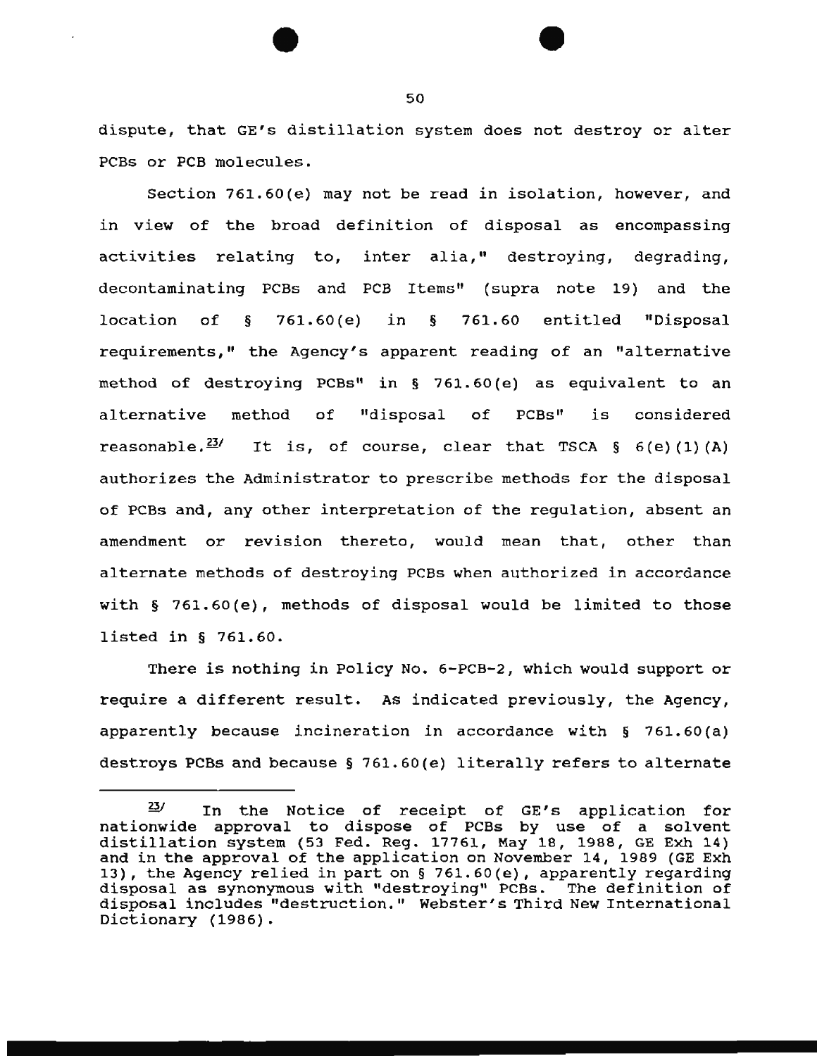dispute, that GE's distillation system does not destroy or alter PCBs or PCB molecules.

Section 761.60(e) may not be read in isolation, however, and in view of the broad definition of disposal as encompassing activities relating to, inter alia," destroying, degrading, decontaminating PCBs and PCB Items" (supra note 19) and the location of § 761.60(e) in § 761.60 entitled "Disposal requirements," the Agency's apparent reading of an "alternative method of destroying PCBs" in § 761.60(e) as equivalent to an alternative method of "disposal of PCBs" is considered reasonable.[23] It is, of course, clear that TSCA § 6(e)(1)(A) authorizes the Administrator to prescribe methods for the disposal of PCBs and, any other interpretation of the regulation, absent an amendment or revision thereto, would mean that, other than alternate methods of destroying PCBs when authorized in accordance with § 761.60(e), methods of disposal would be limited to those listed in § 761.60.

There is nothing in Policy No. 6-PCB-2, which would support or require a different result. As indicated previously, the Agency, apparently because incineration in accordance with § 761.60(a) destroys PCBs and because § 761.60(e) literally refers to alternate

---

[23] In the Notice of receipt of GE's application for nationwide approval to dispose of PCBs by use of a solvent distillation system (53 Fed. Reg. 17761, May 18, 1988, GE Exh 14) and in the approval of the application on November 14, 1989 (GE Exh 13), the Agency relied in part on § 761.60(e), apparently regarding disposal as synonymous with "destroying" PCBs. The definition of disposal includes "destruction." Webster's Third New International Dictionary (1986).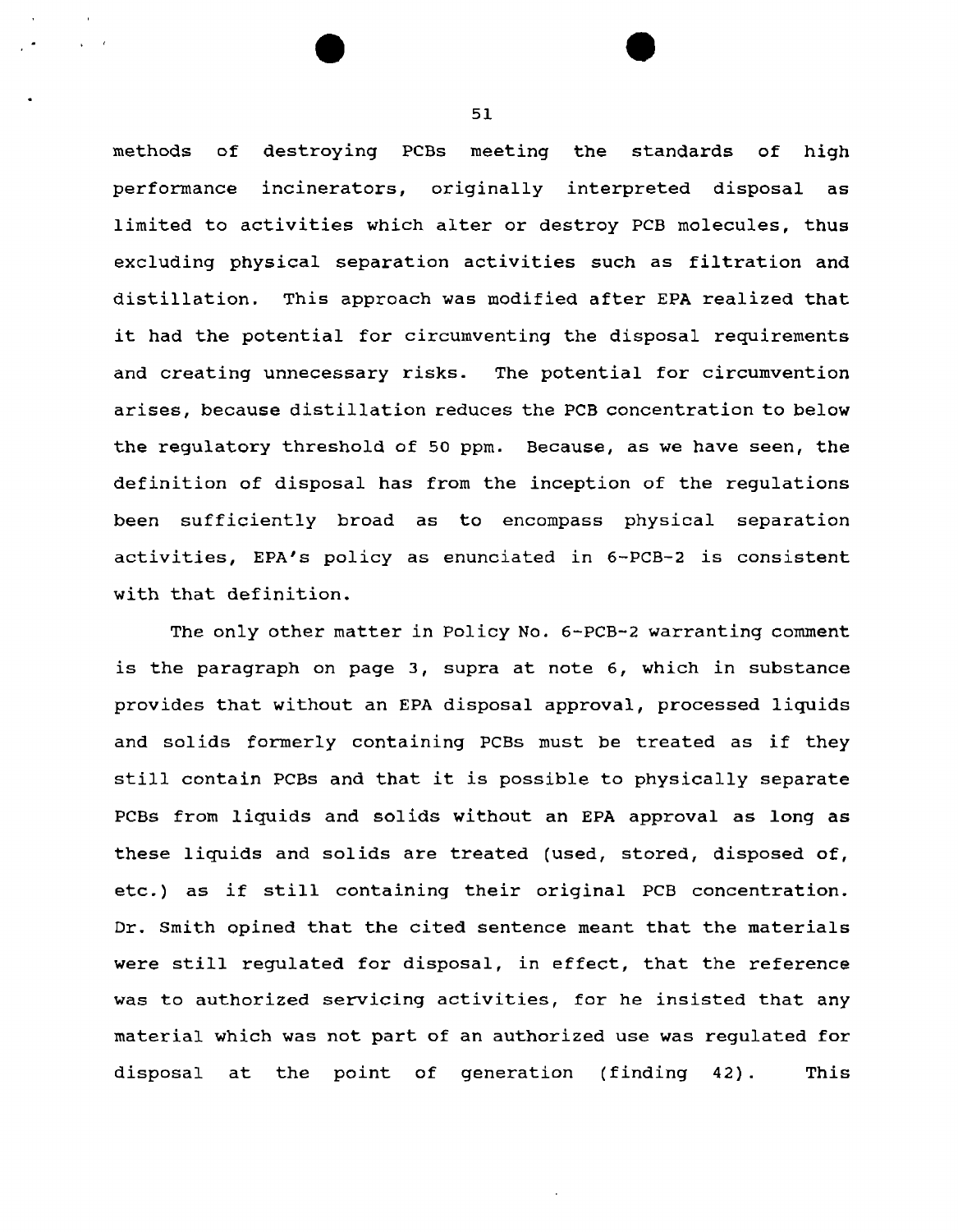methods of destroying PCBs meeting the standards of high performance incinerators, originally interpreted disposal as limited to activities which alter or destroy PCB molecules, thus excluding physical separation activities such as filtration and distillation. This approach was modified after EPA realized that it had the potential for circumventing the disposal requirements and creating unnecessary risks. The potential for circumvention arises, because distillation reduces the PCB concentration to below the regulatory threshold of 50 ppm. Because, as we have seen, the definition of disposal has from the inception of the regulations been sufficiently broad as to encompass physical separation activities, EPA's policy as enunciated in 6-PCB-2 is consistent with that definition.

The only other matter in Policy No. 6-PCB-2 warranting comment is the paragraph on page 3, supra at note 6, which in substance provides that without an EPA disposal approval, processed liquids and solids formerly containing PCBs must be treated as if they still contain PCBs and that it is possible to physically separate PCBs from liquids and solids without an EPA approval as long as these liquids and solids are treated (used, stored, disposed of, etc.) as if still containing their original PCB concentration. Dr. Smith opined that the cited sentence meant that the materials were still regulated for disposal, in effect, that the reference was to authorized servicing activities, for he insisted that any material which was not part of an authorized use was regulated for disposal at the point of generation (finding 42). This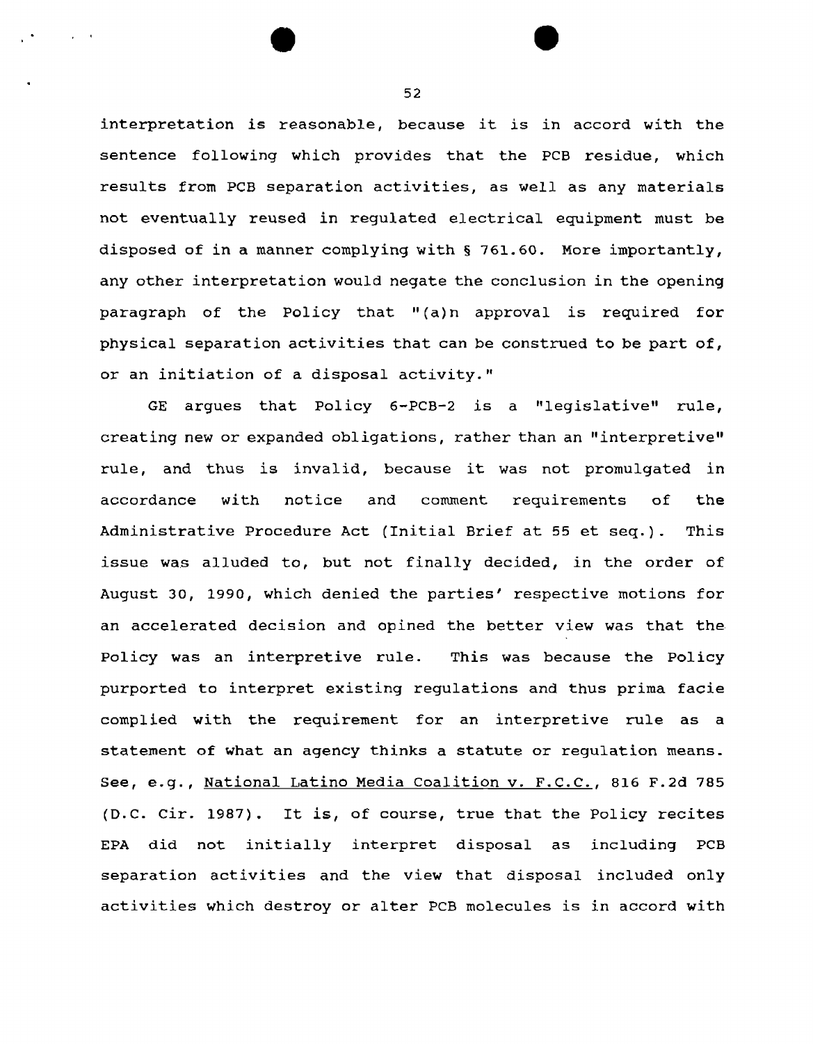interpretation is reasonable, because it is in accord with the sentence following which provides that the PCB residue, which results from PCB separation activities, as well as any materials not eventually reused in regulated electrical equipment must be disposed of in a manner complying with § 761.60. More importantly, any other interpretation would negate the conclusion in the opening paragraph of the Policy that "(a)n approval is required for physical separation activities that can be construed to be part of, or an initiation of a disposal activity."

GE argues that Policy 6-PCB-2 is a "legislative" rule, creating new or expanded obligations, rather than an "interpretive" rule, and thus is invalid, because it was not promulgated in accordance with notice and comment requirements of the Administrative Procedure Act (Initial Brief at 55 et seq.). This issue was alluded to, but not finally decided, in the order of August 30, 1990, which denied the parties' respective motions for an accelerated decision and opined the better view was that the Policy was an interpretive rule. This was because the Policy purported to interpret existing regulations and thus prima facie complied with the requirement for an interpretive rule as a statement of what an agency thinks a statute or regulation means. See, e.g., National Latino Media Coalition v. F.C.C., 816 F.2d 785 (D.C. Cir. 1987). It is, of course, true that the Policy recites EPA did not initially interpret disposal as including PCB separation activities and the view that disposal included only activities which destroy or alter PCB molecules is in accord with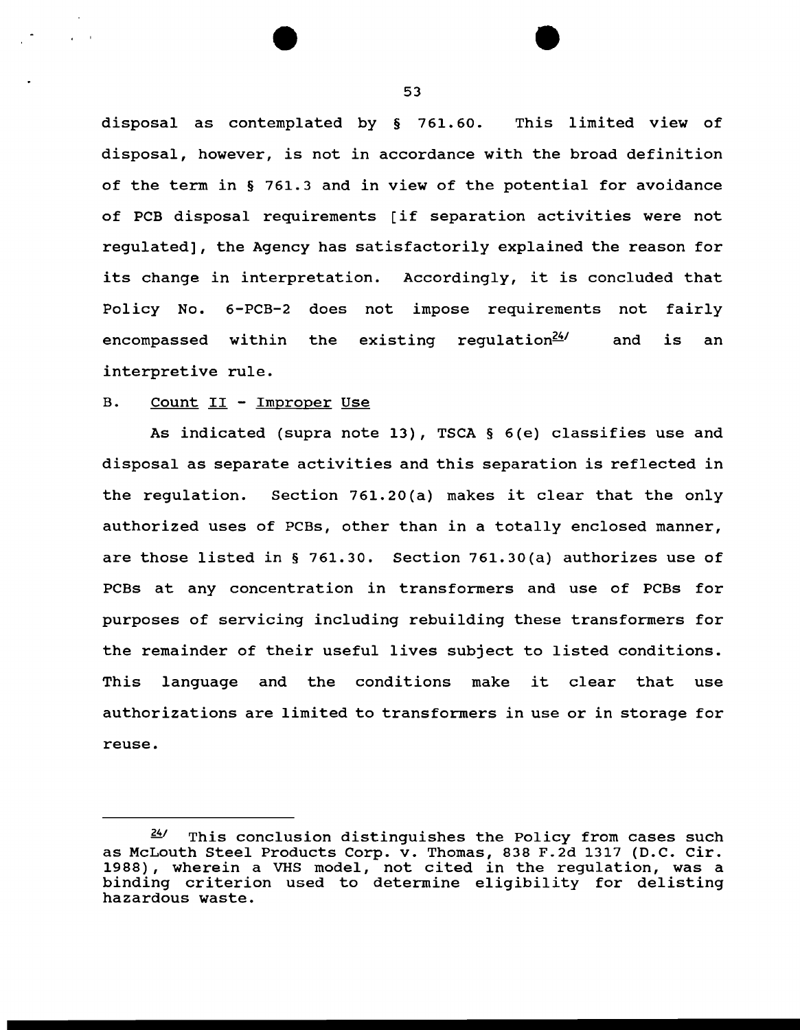disposal as contemplated by § 761.60. This limited view of disposal, however, is not in accordance with the broad definition of the term in § 761.3 and in view of the potential for avoidance of PCB disposal requirements [if separation activities were not regulated], the Agency has satisfactorily explained the reason for its change in interpretation. Accordingly, it is concluded that Policy No. 6-PCB-2 does not impose requirements not fairly encompassed within the existing regulation[24] and is an interpretive rule.

B. Count II - Improper Use

As indicated (supra note 13), TSCA § 6(e) classifies use and disposal as separate activities and this separation is reflected in the regulation. Section 761.20(a) makes it clear that the only authorized uses of PCBs, other than in a totally enclosed manner, are those listed in § 761.30. Section 761.30(a) authorizes use of PCBs at any concentration in transformers and use of PCBs for purposes of servicing including rebuilding these transformers for the remainder of their useful lives subject to listed conditions. This language and the conditions make it clear that use authorizations are limited to transformers in use or in storage for reuse.

---

[24] This conclusion distinguishes the Policy from cases such as McLouth Steel Products Corp. v. Thomas, 838 F.2d 1317 (D.C. Cir. 1988), wherein a VHS model, not cited in the regulation, was a binding criterion used to determine eligibility for delisting hazardous waste.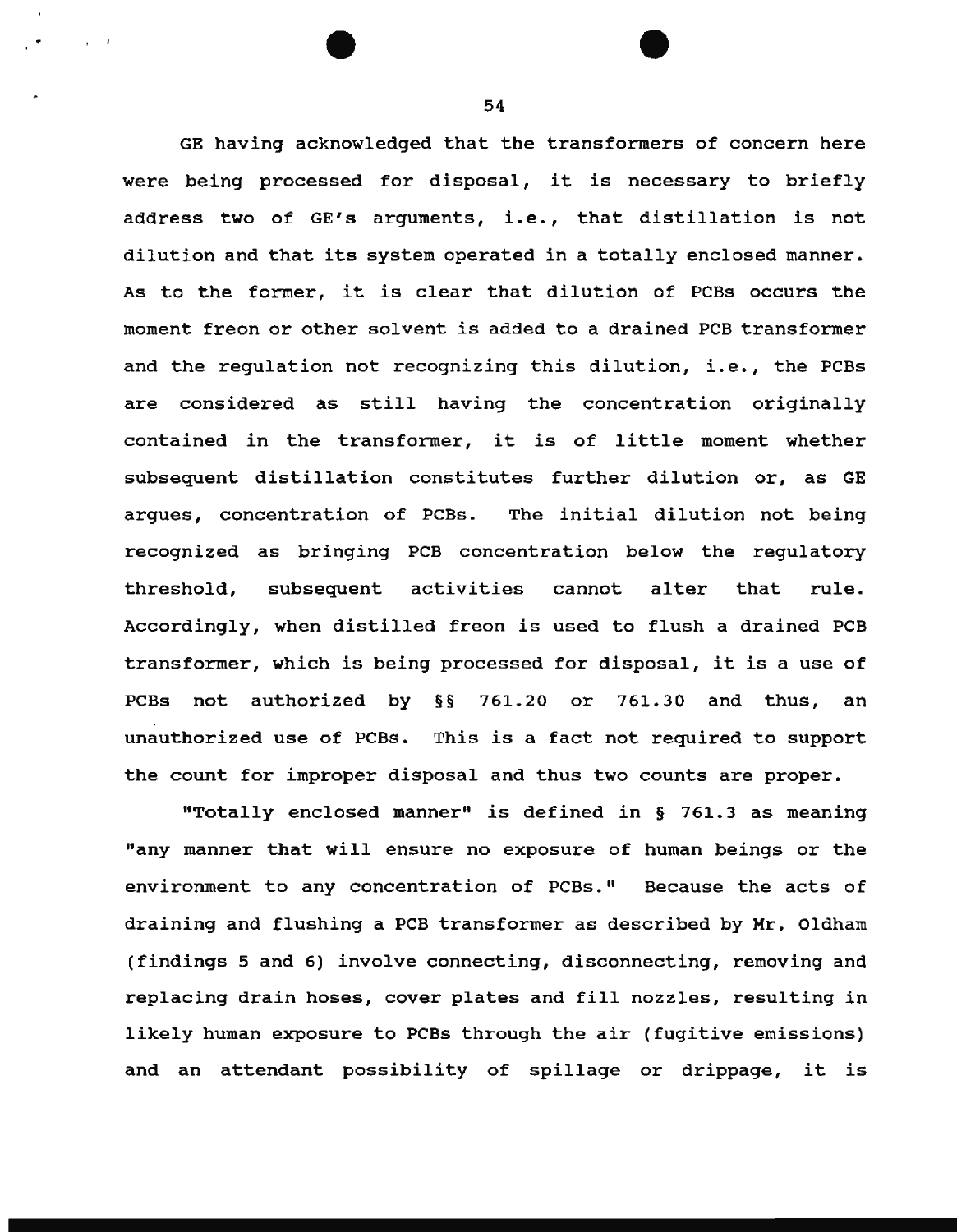GE having acknowledged that the transformers of concern here were being processed for disposal, it is necessary to briefly address two of GE's arguments, i.e., that distillation is not dilution and that its system operated in a totally enclosed manner. As to the former, it is clear that dilution of PCBs occurs the moment freon or other solvent is added to a drained PCB transformer and the regulation not recognizing this dilution, i.e., the PCBs are considered as still having the concentration originally contained in the transformer, it is of little moment whether subsequent distillation constitutes further dilution or, as GE argues, concentration of PCBs. The initial dilution not being recognized as bringing PCB concentration below the regulatory threshold, subsequent activities cannot alter that rule. Accordingly, when distilled freon is used to flush a drained PCB transformer, which is being processed for disposal, it is a use of PCBs not authorized by §§ 761.20 or 761.30 and thus, an unauthorized use of PCBs. This is a fact not required to support the count for improper disposal and thus two counts are proper.

"Totally enclosed manner" is defined in § 761.3 as meaning "any manner that will ensure no exposure of human beings or the environment to any concentration of PCBs." Because the acts of draining and flushing a PCB transformer as described by Mr. Oldham (findings 5 and 6) involve connecting, disconnecting, removing and replacing drain hoses, cover plates and fill nozzles, resulting in likely human exposure to PCBs through the air (fugitive emissions) and an attendant possibility of spillage or drippage, it is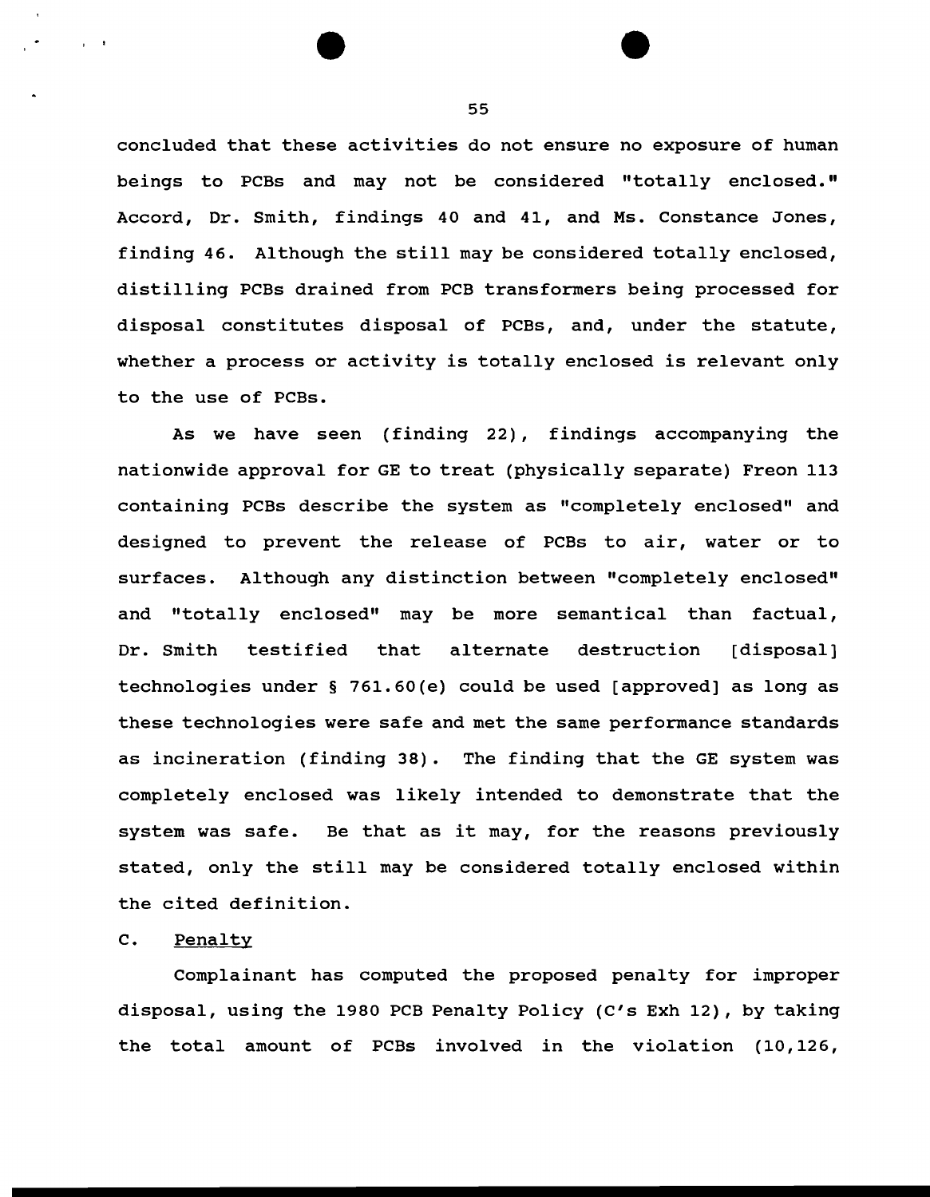concluded that these activities do not ensure no exposure of human beings to PCBs and may not be considered "totally enclosed." Accord, Dr. Smith, findings 40 and 41, and Ms. Constance Jones, finding 46. Although the still may be considered totally enclosed, distilling PCBs drained from PCB transformers being processed for disposal constitutes disposal of PCBs, and, under the statute, whether a process or activity is totally enclosed is relevant only to the use of PCBs.

As we have seen (finding 22), findings accompanying the nationwide approval for GE to treat (physically separate) Freon 113 containing PCBs describe the system as "completely enclosed" and designed to prevent the release of PCBs to air, water or to surfaces. Although any distinction between "completely enclosed" and "totally enclosed" may be more semantical than factual, Dr. Smith testified that alternate destruction [disposal] technologies under § 761.60(e) could be used [approved] as long as these technologies were safe and met the same performance standards as incineration (finding 38). The finding that the GE system was completely enclosed was likely intended to demonstrate that the system was safe. Be that as it may, for the reasons previously stated, only the still may be considered totally enclosed within the cited definition.

C. Penalty

Complainant has computed the proposed penalty for improper disposal, using the 1980 PCB Penalty Policy (C's Exh 12), by taking the total amount of PCBs involved in the violation (10,126,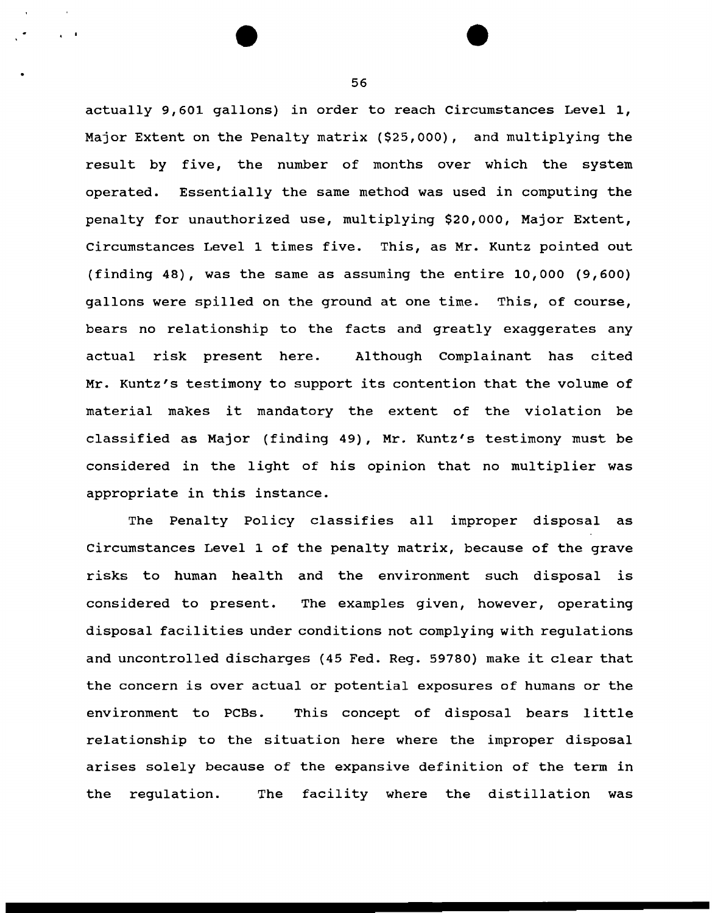actually 9,601 gallons) in order to reach Circumstances Level 1, Major Extent on the Penalty matrix ($25,000), and multiplying the result by five, the number of months over which the system operated. Essentially the same method was used in computing the penalty for unauthorized use, multiplying $20,000, Major Extent, Circumstances Level 1 times five. This, as Mr. Kuntz pointed out (finding 48), was the same as assuming the entire 10,000 (9,600) gallons were spilled on the ground at one time. This, of course, bears no relationship to the facts and greatly exaggerates any actual risk present here. Although Complainant has cited Mr. Kuntz's testimony to support its contention that the volume of material makes it mandatory the extent of the violation be classified as Major (finding 49), Mr. Kuntz's testimony must be considered in the light of his opinion that no multiplier was appropriate in this instance.

The Penalty Policy classifies all improper disposal as Circumstances Level 1 of the penalty matrix, because of the grave risks to human health and the environment such disposal is considered to present. The examples given, however, operating disposal facilities under conditions not complying with regulations and uncontrolled discharges (45 Fed. Reg. 59780) make it clear that the concern is over actual or potential exposures of humans or the environment to PCBs. This concept of disposal bears little relationship to the situation here where the improper disposal arises solely because of the expansive definition of the term in the regulation. The facility where the distillation was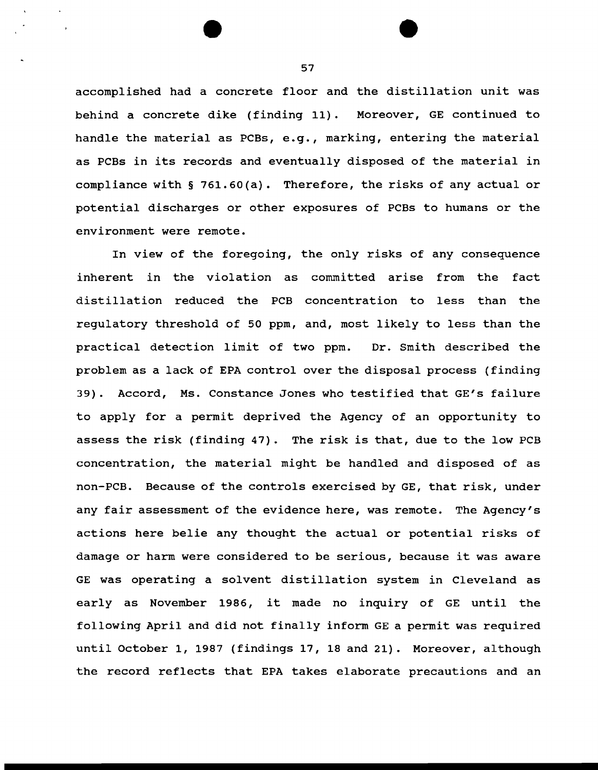accomplished had a concrete floor and the distillation unit was behind a concrete dike (finding 11). Moreover, GE continued to handle the material as PCBs, e.g., marking, entering the material as PCBs in its records and eventually disposed of the material in compliance with § 761.60(a). Therefore, the risks of any actual or potential discharges or other exposures of PCBs to humans or the environment were remote.

In view of the foregoing, the only risks of any consequence inherent in the violation as committed arise from the fact distillation reduced the PCB concentration to less than the regulatory threshold of 50 ppm, and, most likely to less than the practical detection limit of two ppm. Dr. Smith described the problem as a lack of EPA control over the disposal process (finding 39). Accord, Ms. Constance Jones who testified that GE's failure to apply for a permit deprived the Agency of an opportunity to assess the risk (finding 47). The risk is that, due to the low PCB concentration, the material might be handled and disposed of as non-PCB. Because of the controls exercised by GE, that risk, under any fair assessment of the evidence here, was remote. The Agency's actions here belie any thought the actual or potential risks of damage or harm were considered to be serious, because it was aware GE was operating a solvent distillation system in Cleveland as early as November 1986, it made no inquiry of GE until the following April and did not finally inform GE a permit was required until October 1, 1987 (findings 17, 18 and 21). Moreover, although the record reflects that EPA takes elaborate precautions and an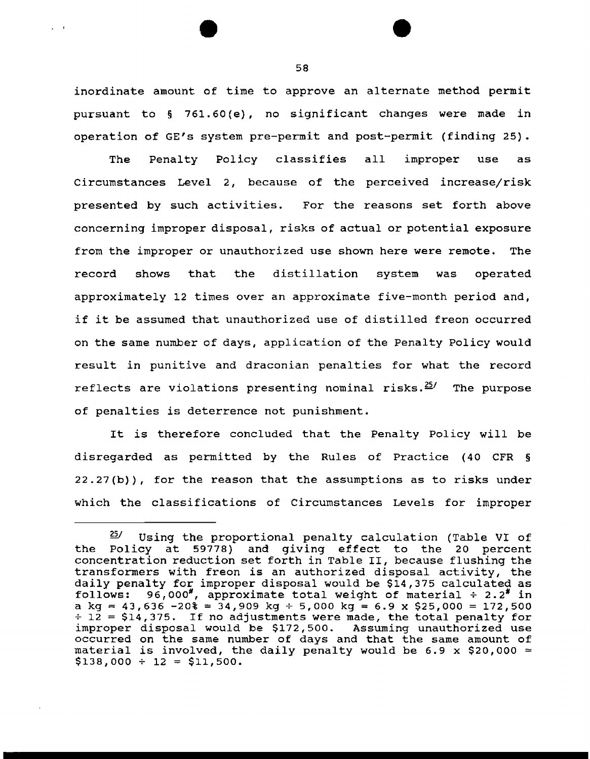inordinate amount of time to approve an alternate method permit pursuant to § 761.60(e), no significant changes were made in operation of GE's system pre-permit and post-permit (finding 25).

The Penalty Policy classifies all improper use as Circumstances Level 2, because of the perceived increase/risk presented by such activities. For the reasons set forth above concerning improper disposal, risks of actual or potential exposure from the improper or unauthorized use shown here were remote. The record shows that the distillation system was operated approximately 12 times over an approximate five-month period and, if it be assumed that unauthorized use of distilled freon occurred on the same number of days, application of the Penalty Policy would result in punitive and draconian penalties for what the record reflects are violations presenting nominal risks.[25] The purpose of penalties is deterrence not punishment.

It is therefore concluded that the Penalty Policy will be disregarded as permitted by the Rules of Practice (40 CFR § 22.27(b)), for the reason that the assumptions as to risks under which the classifications of Circumstances Levels for improper

---

[25] Using the proportional penalty calculation (Table VI of the Policy at 59778) and giving effect to the 20 percent concentration reduction set forth in Table II, because flushing the transformers with freon is an authorized disposal activity, the daily penalty for improper disposal would be $14,375 calculated as follows: 96,000#, approximate total weight of material ÷ 2.2# in a kg = 43,636 -20% = 34,909 kg ÷ 5,000 kg = 6.9 x $25,000 = 172,500 ÷ 12 = $14,375. If no adjustments were made, the total penalty for improper disposal would be $172,500. Assuming unauthorized use occurred on the same number of days and that the same amount of material is involved, the daily penalty would be 6.9 x $20,000 = $138,000 ÷ 12 = $11,500.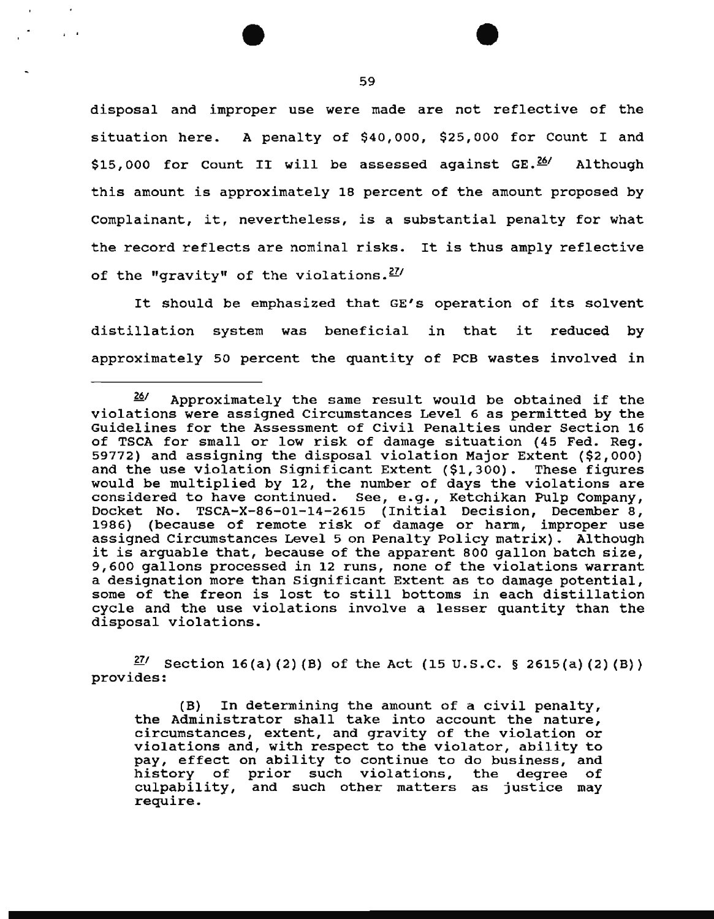disposal and improper use were made are not reflective of the situation here. A penalty of $40,000, $25,000 for Count I and $15,000 for Count II will be assessed against GE.[26] Although this amount is approximately 18 percent of the amount proposed by Complainant, it, nevertheless, is a substantial penalty for what the record reflects are nominal risks. It is thus amply reflective of the "gravity" of the violations.[27]

It should be emphasized that GE's operation of its solvent distillation system was beneficial in that it reduced by approximately 50 percent the quantity of PCB wastes involved in

---

[26] Approximately the same result would be obtained if the violations were assigned Circumstances Level 6 as permitted by the Guidelines for the Assessment of Civil Penalties under Section 16 of TSCA for small or low risk of damage situation (45 Fed. Reg. 59772) and assigning the disposal violation Major Extent ($2,000) and the use violation Significant Extent ($1,300). These figures would be multiplied by 12, the number of days the violations are considered to have continued. See, e.g., Ketchikan Pulp Company, Docket No. TSCA-X-86-01-14-2615 (Initial Decision, December 8, 1986) (because of remote risk of damage or harm, improper use assigned Circumstances Level 5 on Penalty Policy matrix). Although it is arguable that, because of the apparent 800 gallon batch size, 9,600 gallons processed in 12 runs, none of the violations warrant a designation more than Significant Extent as to damage potential, some of the freon is lost to still bottoms in each distillation cycle and the use violations involve a lesser quantity than the disposal violations.

[27] Section 16(a)(2)(B) of the Act (15 U.S.C. § 2615(a)(2)(B)) provides:

> (B) In determining the amount of a civil penalty, the Administrator shall take into account the nature, circumstances, extent, and gravity of the violation or violations and, with respect to the violator, ability to pay, effect on ability to continue to do business, and history of prior such violations, the degree of culpability, and such other matters as justice may require.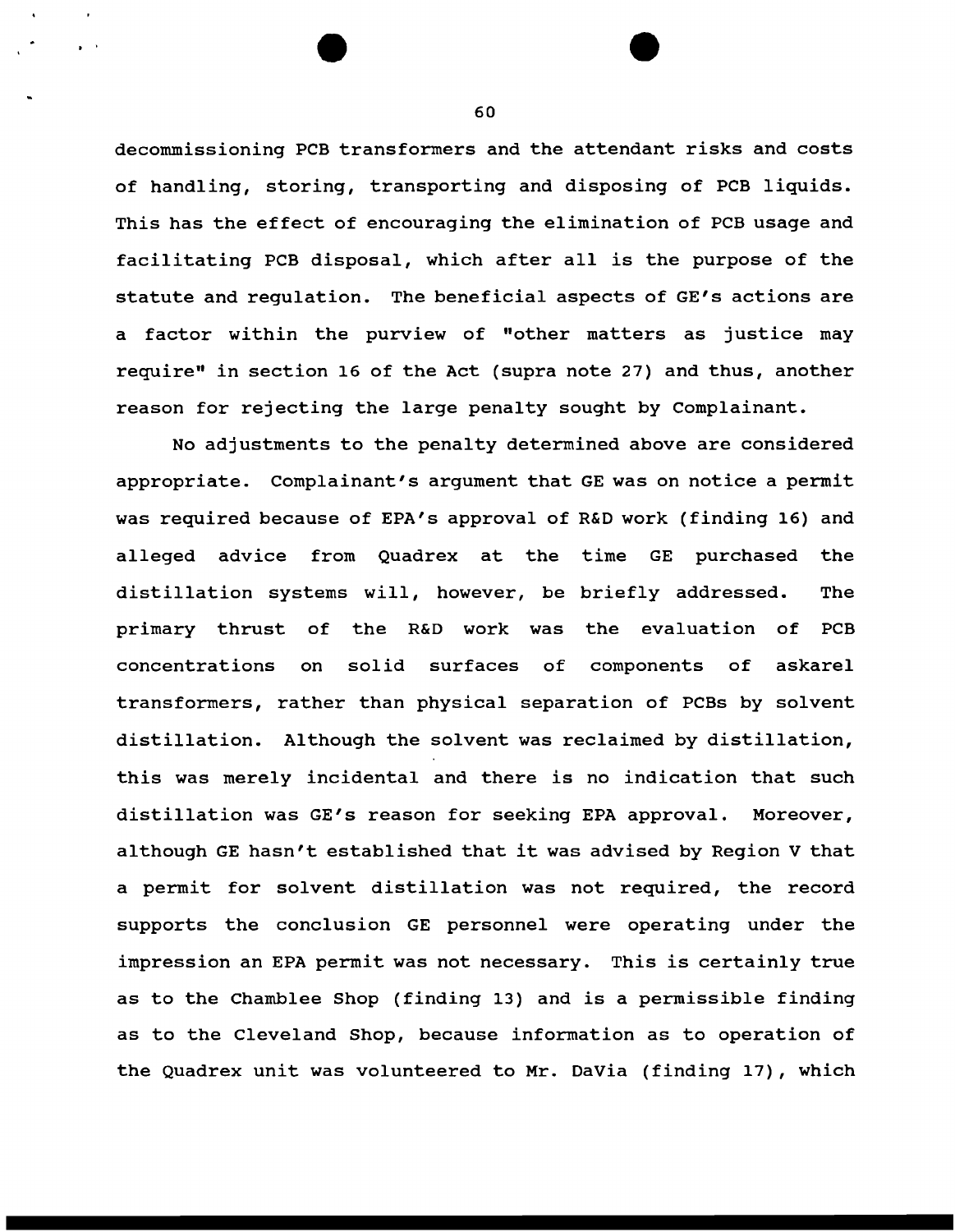decommissioning PCB transformers and the attendant risks and costs of handling, storing, transporting and disposing of PCB liquids. This has the effect of encouraging the elimination of PCB usage and facilitating PCB disposal, which after all is the purpose of the statute and regulation. The beneficial aspects of GE's actions are a factor within the purview of "other matters as justice may require" in section 16 of the Act (supra note 27) and thus, another reason for rejecting the large penalty sought by Complainant.

No adjustments to the penalty determined above are considered appropriate. Complainant's argument that GE was on notice a permit was required because of EPA's approval of R&D work (finding 16) and alleged advice from Quadrex at the time GE purchased the distillation systems will, however, be briefly addressed. The primary thrust of the R&D work was the evaluation of PCB concentrations on solid surfaces of components of askarel transformers, rather than physical separation of PCBs by solvent distillation. Although the solvent was reclaimed by distillation, this was merely incidental and there is no indication that such distillation was GE's reason for seeking EPA approval. Moreover, although GE hasn't established that it was advised by Region V that a permit for solvent distillation was not required, the record supports the conclusion GE personnel were operating under the impression an EPA permit was not necessary. This is certainly true as to the Chamblee Shop (finding 13) and is a permissible finding as to the Cleveland Shop, because information as to operation of the Quadrex unit was volunteered to Mr. DaVia (finding 17), which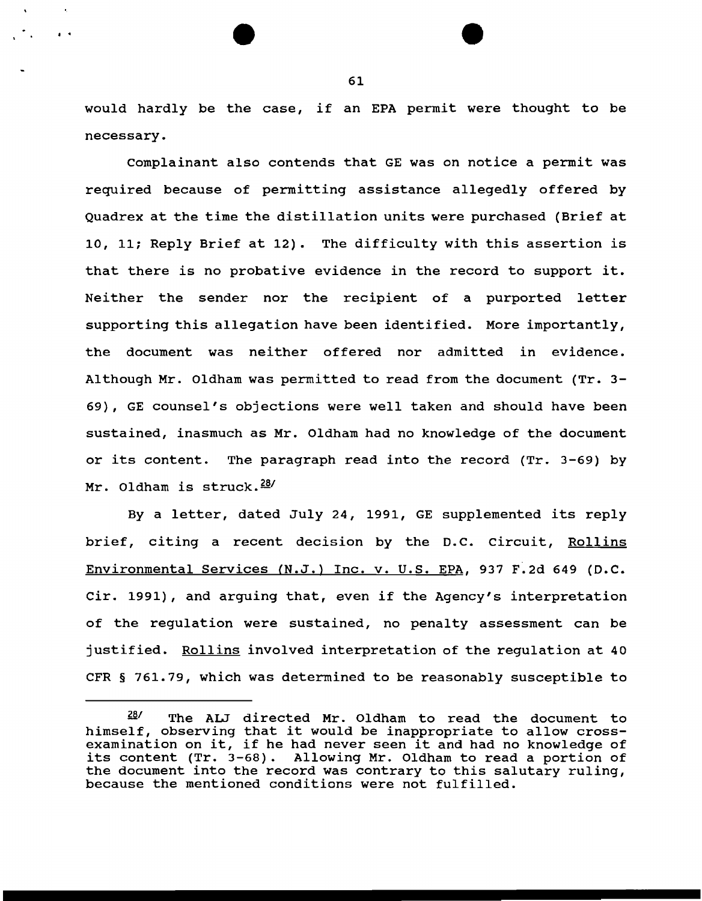would hardly be the case, if an EPA permit were thought to be necessary.

Complainant also contends that GE was on notice a permit was required because of permitting assistance allegedly offered by Quadrex at the time the distillation units were purchased (Brief at 10, 11; Reply Brief at 12). The difficulty with this assertion is that there is no probative evidence in the record to support it. Neither the sender nor the recipient of a purported letter supporting this allegation have been identified. More importantly, the document was neither offered nor admitted in evidence. Although Mr. Oldham was permitted to read from the document (Tr. 3-69), GE counsel's objections were well taken and should have been sustained, inasmuch as Mr. Oldham had no knowledge of the document or its content. The paragraph read into the record (Tr. 3-69) by Mr. Oldham is struck.[28]

By a letter, dated July 24, 1991, GE supplemented its reply brief, citing a recent decision by the D.C. Circuit, Rollins Environmental Services (N.J.) Inc. v. U.S. EPA, 937 F.2d 649 (D.C. Cir. 1991), and arguing that, even if the Agency's interpretation of the regulation were sustained, no penalty assessment can be justified. Rollins involved interpretation of the regulation at 40 CFR § 761.79, which was determined to be reasonably susceptible to

---

[28] The ALJ directed Mr. Oldham to read the document to himself, observing that it would be inappropriate to allow cross-examination on it, if he had never seen it and had no knowledge of its content (Tr. 3-68). Allowing Mr. Oldham to read a portion of the document into the record was contrary to this salutary ruling, because the mentioned conditions were not fulfilled.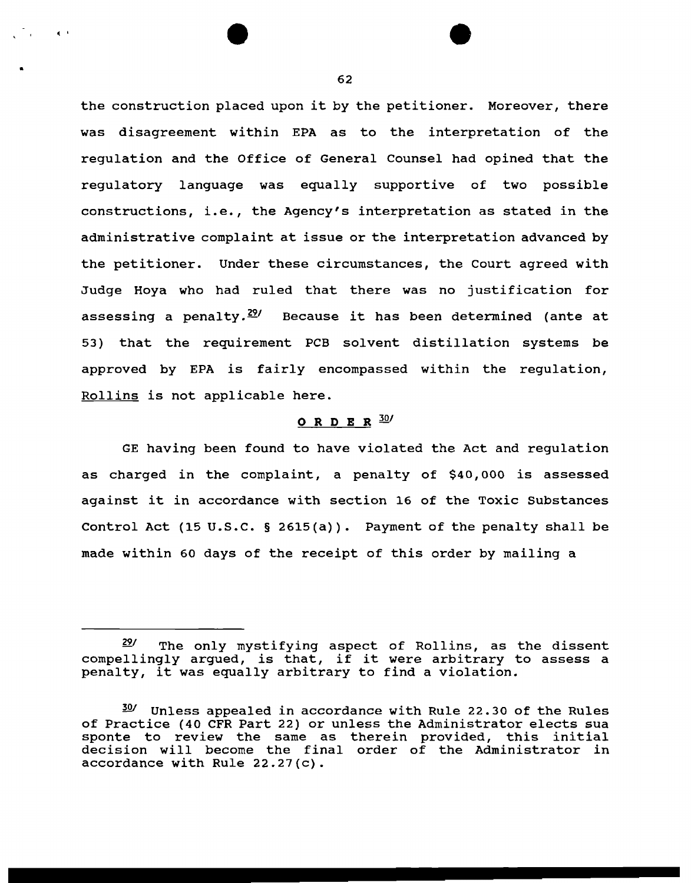the construction placed upon it by the petitioner. Moreover, there was disagreement within EPA as to the interpretation of the regulation and the Office of General Counsel had opined that the regulatory language was equally supportive of two possible constructions, i.e., the Agency's interpretation as stated in the administrative complaint at issue or the interpretation advanced by the petitioner. Under these circumstances, the Court agreed with Judge Hoya who had ruled that there was no justification for assessing a penalty.[29] Because it has been determined (ante at 53) that the requirement PCB solvent distillation systems be approved by EPA is fairly encompassed within the regulation, Rollins is not applicable here.

## O R D E R [30]

GE having been found to have violated the Act and regulation as charged in the complaint, a penalty of $40,000 is assessed against it in accordance with section 16 of the Toxic Substances Control Act (15 U.S.C. § 2615(a)). Payment of the penalty shall be made within 60 days of the receipt of this order by mailing a

---

[29] The only mystifying aspect of Rollins, as the dissent compellingly argued, is that, if it were arbitrary to assess a penalty, it was equally arbitrary to find a violation.

[30] Unless appealed in accordance with Rule 22.30 of the Rules of Practice (40 CFR Part 22) or unless the Administrator elects sua sponte to review the same as therein provided, this initial decision will become the final order of the Administrator in accordance with Rule 22.27(c).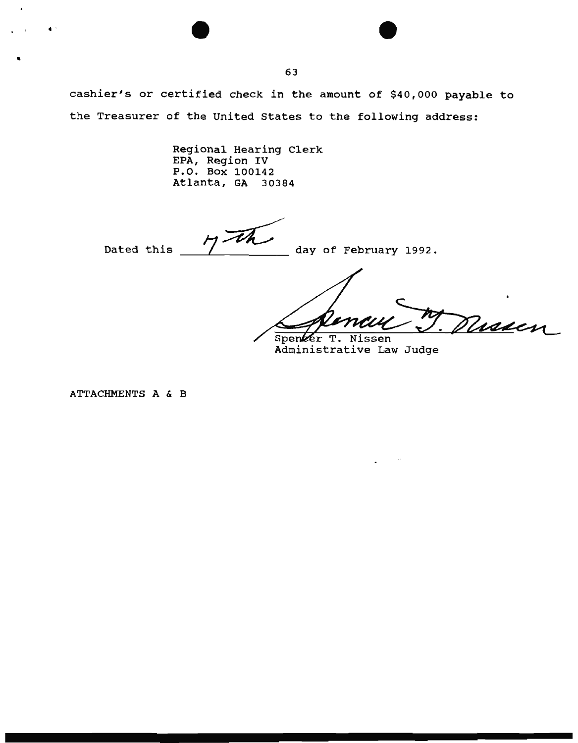cashier's or certified check in the amount of $40,000 payable to the Treasurer of the United States to the following address:

Regional Hearing Clerk
EPA, Region IV
P.O. Box 100142
Atlanta, GA 30384

Dated this 7th day of February 1992.

Spencer T. Nissen
Administrative Law Judge

ATTACHMENTS A & B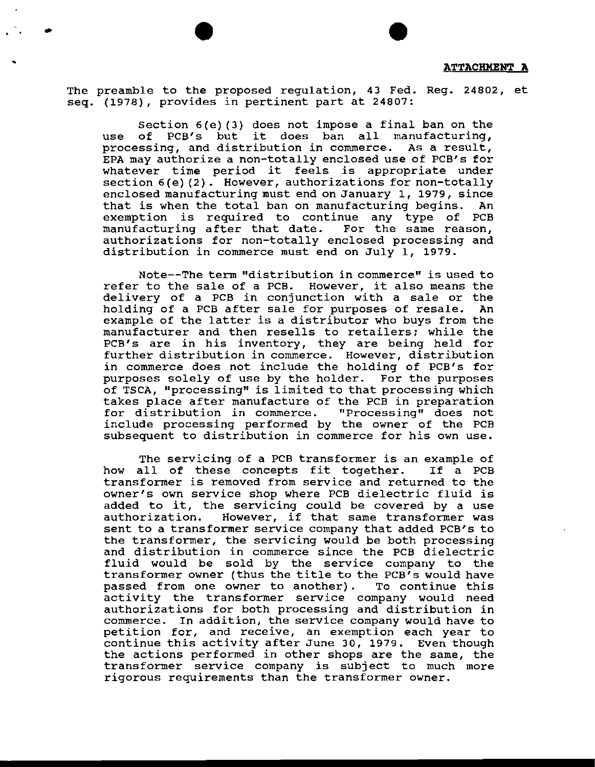**ATTACHMENT A**

The preamble to the proposed regulation, 43 Fed. Reg. 24802, et seq. (1978), provides in pertinent part at 24807:

> Section 6(e)(3) does not impose a final ban on the use of PCB's but it does ban all manufacturing, processing, and distribution in commerce. As a result, EPA may authorize a non-totally enclosed use of PCB's for whatever time period it feels is appropriate under section 6(e)(2). However, authorizations for non-totally enclosed manufacturing must end on January 1, 1979, since that is when the total ban on manufacturing begins. An exemption is required to continue any type of PCB manufacturing after that date. For the same reason, authorizations for non-totally enclosed processing and distribution in commerce must end on July 1, 1979.
>
> Note--The term "distribution in commerce" is used to refer to the sale of a PCB. However, it also means the delivery of a PCB in conjunction with a sale or the holding of a PCB after sale for purposes of resale. An example of the latter is a distributor who buys from the manufacturer and then resells to retailers; while the PCB's are in his inventory, they are being held for further distribution in commerce. However, distribution in commerce does not include the holding of PCB's for purposes solely of use by the holder. For the purposes of TSCA, "processing" is limited to that processing which takes place after manufacture of the PCB in preparation for distribution in commerce. "Processing" does not include processing performed by the owner of the PCB subsequent to distribution in commerce for his own use.
>
> The servicing of a PCB transformer is an example of how all of these concepts fit together. If a PCB transformer is removed from service and returned to the owner's own service shop where PCB dielectric fluid is added to it, the servicing could be covered by a use authorization. However, if that same transformer was sent to a transformer service company that added PCB's to the transformer, the servicing would be both processing and distribution in commerce since the PCB dielectric fluid would be sold by the service company to the transformer owner (thus the title to the PCB's would have passed from one owner to another). To continue this activity the transformer service company would need authorizations for both processing and distribution in commerce. In addition, the service company would have to petition for, and receive, an exemption each year to continue this activity after June 30, 1979. Even though the actions performed in other shops are the same, the transformer service company is subject to much more rigorous requirements than the transformer owner.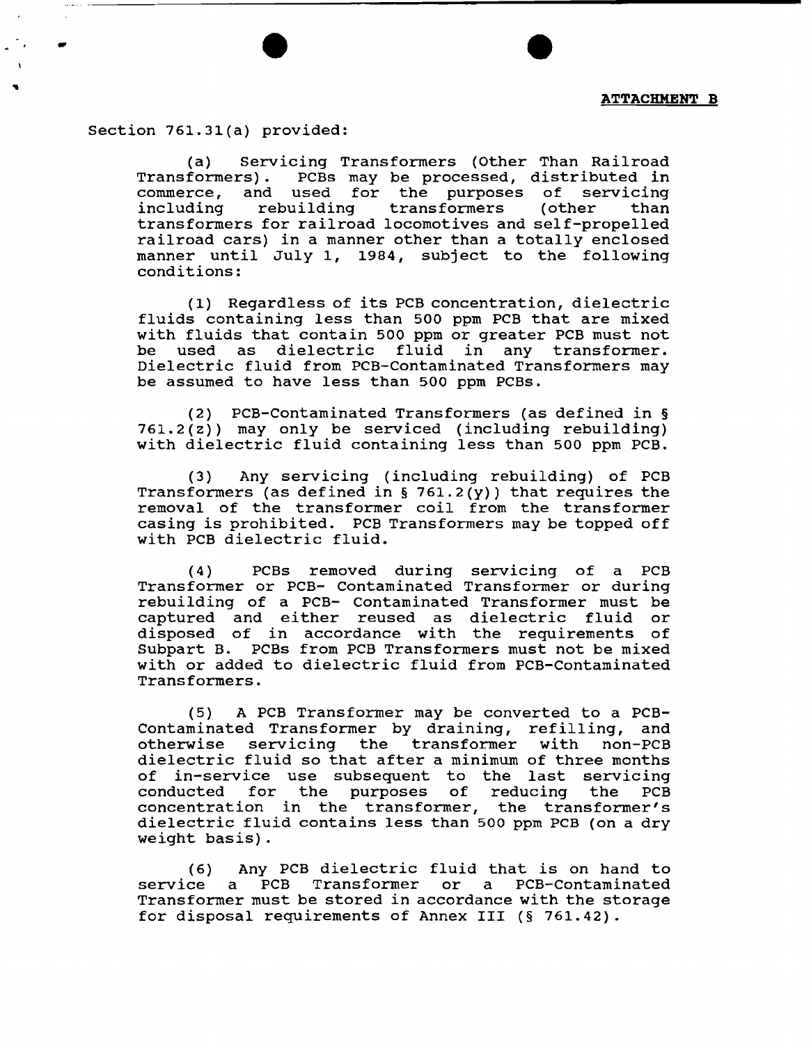**ATTACHMENT B**

Section 761.31(a) provided:

(a) Servicing Transformers (Other Than Railroad Transformers). PCBs may be processed, distributed in commerce, and used for the purposes of servicing including rebuilding transformers (other than transformers for railroad locomotives and self-propelled railroad cars) in a manner other than a totally enclosed manner until July 1, 1984, subject to the following conditions:

(1) Regardless of its PCB concentration, dielectric fluids containing less than 500 ppm PCB that are mixed with fluids that contain 500 ppm or greater PCB must not be used as dielectric fluid in any transformer. Dielectric fluid from PCB-Contaminated Transformers may be assumed to have less than 500 ppm PCBs.

(2) PCB-Contaminated Transformers (as defined in § 761.2(z)) may only be serviced (including rebuilding) with dielectric fluid containing less than 500 ppm PCB.

(3) Any servicing (including rebuilding) of PCB Transformers (as defined in § 761.2(y)) that requires the removal of the transformer coil from the transformer casing is prohibited. PCB Transformers may be topped off with PCB dielectric fluid.

(4) PCBs removed during servicing of a PCB Transformer or PCB- Contaminated Transformer or during rebuilding of a PCB- Contaminated Transformer must be captured and either reused as dielectric fluid or disposed of in accordance with the requirements of Subpart B. PCBs from PCB Transformers must not be mixed with or added to dielectric fluid from PCB-Contaminated Transformers.

(5) A PCB Transformer may be converted to a PCB-Contaminated Transformer by draining, refilling, and otherwise servicing the transformer with non-PCB dielectric fluid so that after a minimum of three months of in-service use subsequent to the last servicing conducted for the purposes of reducing the PCB concentration in the transformer, the transformer's dielectric fluid contains less than 500 ppm PCB (on a dry weight basis).

(6) Any PCB dielectric fluid that is on hand to service a PCB Transformer or a PCB-Contaminated Transformer must be stored in accordance with the storage for disposal requirements of Annex III (§ 761.42).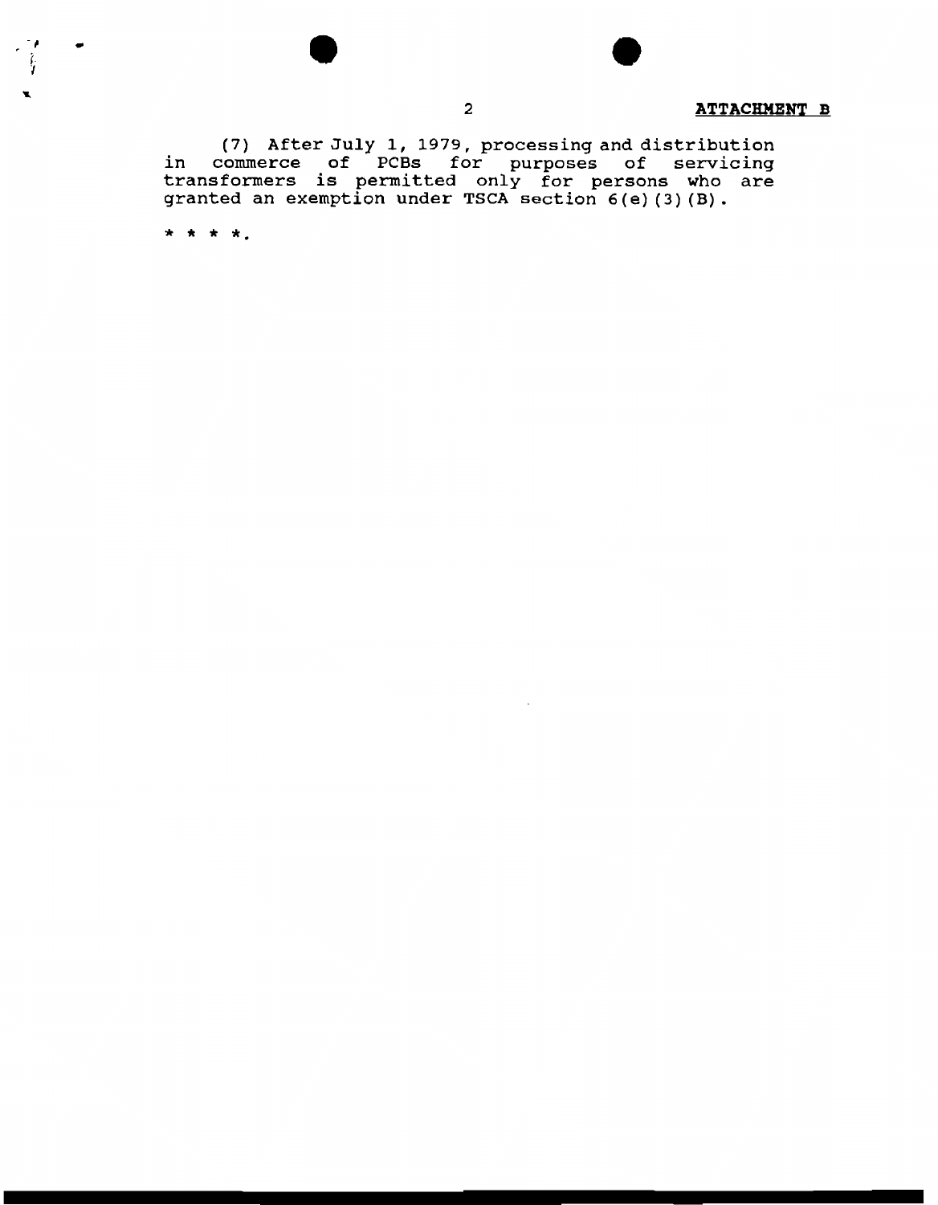**ATTACHMENT B**

(7) After July 1, 1979, processing and distribution in commerce of PCBs for purposes of servicing transformers is permitted only for persons who are granted an exemption under TSCA section 6(e)(3)(B).

* * * *.